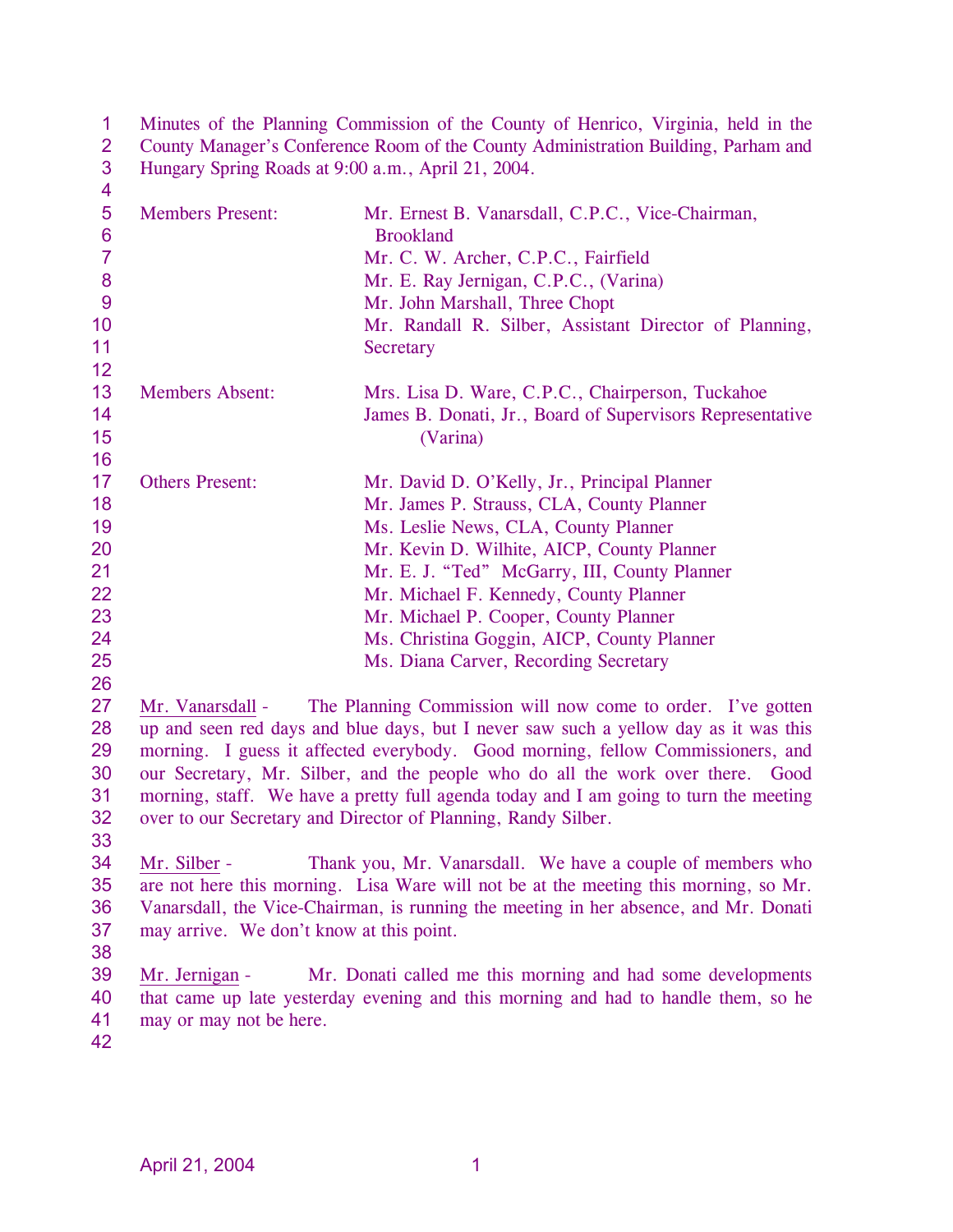Minutes of the Planning Commission of the County of Henrico, Virginia, held in the County Manager's Conference Room of the County Administration Building, Parham and Hungary Spring Roads at 9:00 a.m., April 21, 2004.

| | |
|---|---|
| Members Present: | Mr. Ernest B. Vanarsdall, C.P.C., Vice-Chairman, Brookland |
| | Mr. C. W. Archer, C.P.C., Fairfield |
| | Mr. E. Ray Jernigan, C.P.C., (Varina) |
| | Mr. John Marshall, Three Chopt |
| | Mr. Randall R. Silber, Assistant Director of Planning, Secretary |
| Members Absent: | Mrs. Lisa D. Ware, C.P.C., Chairperson, Tuckahoe |
| | James B. Donati, Jr., Board of Supervisors Representative (Varina) |
| Others Present: | Mr. David D. O'Kelly, Jr., Principal Planner |
| | Mr. James P. Strauss, CLA, County Planner |
| | Ms. Leslie News, CLA, County Planner |
| | Mr. Kevin D. Wilhite, AICP, County Planner |
| | Mr. E. J. "Ted" McGarry, III, County Planner |
| | Mr. Michael F. Kennedy, County Planner |
| | Mr. Michael P. Cooper, County Planner |
| | Ms. Christina Goggin, AICP, County Planner |
| | Ms. Diana Carver, Recording Secretary |

Mr. Vanarsdall - The Planning Commission will now come to order. I've gotten up and seen red days and blue days, but I never saw such a yellow day as it was this morning. I guess it affected everybody. Good morning, fellow Commissioners, and our Secretary, Mr. Silber, and the people who do all the work over there. Good morning, staff. We have a pretty full agenda today and I am going to turn the meeting over to our Secretary and Director of Planning, Randy Silber.

Mr. Silber - Thank you, Mr. Vanarsdall. We have a couple of members who are not here this morning. Lisa Ware will not be at the meeting this morning, so Mr. Vanarsdall, the Vice-Chairman, is running the meeting in her absence, and Mr. Donati may arrive. We don't know at this point.

Mr. Jernigan - Mr. Donati called me this morning and had some developments that came up late yesterday evening and this morning and had to handle them, so he may or may not be here.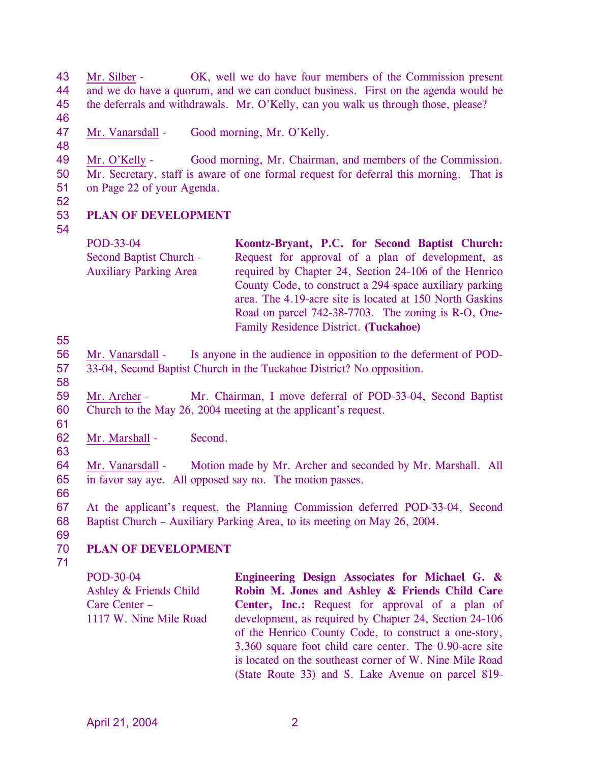Mr. Silber - OK, well we do have four members of the Commission present and we do have a quorum, and we can conduct business. First on the agenda would be the deferrals and withdrawals. Mr. O'Kelly, can you walk us through those, please?

Mr. Vanarsdall - Good morning, Mr. O'Kelly.

Mr. O'Kelly - Good morning, Mr. Chairman, and members of the Commission. Mr. Secretary, staff is aware of one formal request for deferral this morning. That is on Page 22 of your Agenda.

**PLAN OF DEVELOPMENT**

POD-33-04
Second Baptist Church - Auxiliary Parking Area

**Koontz-Bryant, P.C. for Second Baptist Church:** Request for approval of a plan of development, as required by Chapter 24, Section 24-106 of the Henrico County Code, to construct a 294-space auxiliary parking area. The 4.19-acre site is located at 150 North Gaskins Road on parcel 742-38-7703. The zoning is R-O, One-Family Residence District. **(Tuckahoe)**

Mr. Vanarsdall - Is anyone in the audience in opposition to the deferment of POD-33-04, Second Baptist Church in the Tuckahoe District? No opposition.

Mr. Archer - Mr. Chairman, I move deferral of POD-33-04, Second Baptist Church to the May 26, 2004 meeting at the applicant's request.

Mr. Marshall - Second.

Mr. Vanarsdall - Motion made by Mr. Archer and seconded by Mr. Marshall. All in favor say aye. All opposed say no. The motion passes.

At the applicant's request, the Planning Commission deferred POD-33-04, Second Baptist Church – Auxiliary Parking Area, to its meeting on May 26, 2004.

**PLAN OF DEVELOPMENT**

POD-30-04
Ashley & Friends Child Care Center – 1117 W. Nine Mile Road

**Engineering Design Associates for Michael G. & Robin M. Jones and Ashley & Friends Child Care Center, Inc.:** Request for approval of a plan of development, as required by Chapter 24, Section 24-106 of the Henrico County Code, to construct a one-story, 3,360 square foot child care center. The 0.90-acre site is located on the southeast corner of W. Nine Mile Road (State Route 33) and S. Lake Avenue on parcel 819-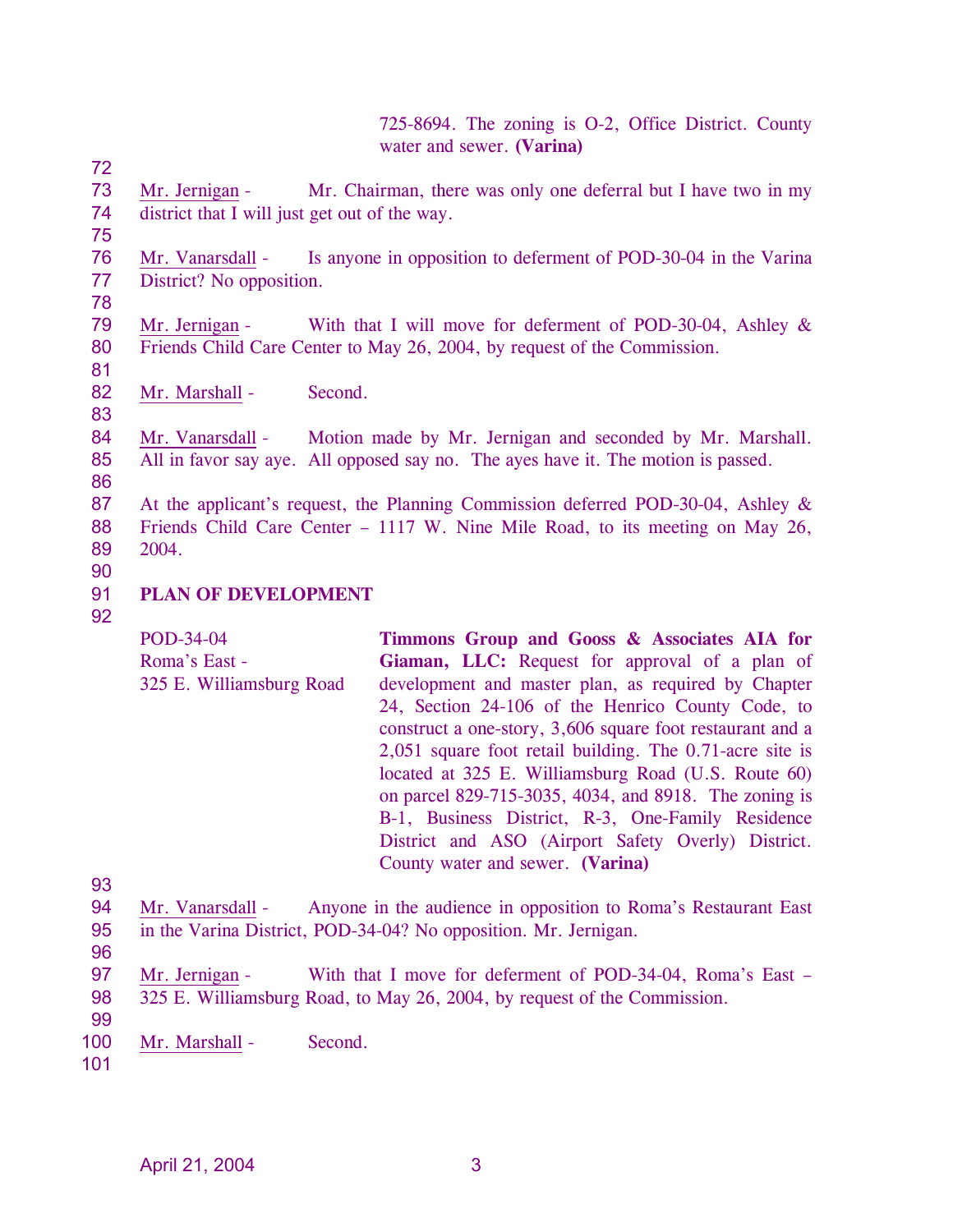725-8694. The zoning is O-2, Office District. County water and sewer. **(Varina)**

Mr. Jernigan - Mr. Chairman, there was only one deferral but I have two in my district that I will just get out of the way.

Mr. Vanarsdall - Is anyone in opposition to deferment of POD-30-04 in the Varina District? No opposition.

Mr. Jernigan - With that I will move for deferment of POD-30-04, Ashley & Friends Child Care Center to May 26, 2004, by request of the Commission.

Mr. Marshall - Second.

Mr. Vanarsdall - Motion made by Mr. Jernigan and seconded by Mr. Marshall. All in favor say aye. All opposed say no. The ayes have it. The motion is passed.

At the applicant's request, the Planning Commission deferred POD-30-04, Ashley & Friends Child Care Center – 1117 W. Nine Mile Road, to its meeting on May 26, 2004.

**PLAN OF DEVELOPMENT**

POD-34-04
Roma's East -
325 E. Williamsburg Road

**Timmons Group and Gooss & Associates AIA for Giaman, LLC:** Request for approval of a plan of development and master plan, as required by Chapter 24, Section 24-106 of the Henrico County Code, to construct a one-story, 3,606 square foot restaurant and a 2,051 square foot retail building. The 0.71-acre site is located at 325 E. Williamsburg Road (U.S. Route 60) on parcel 829-715-3035, 4034, and 8918. The zoning is B-1, Business District, R-3, One-Family Residence District and ASO (Airport Safety Overly) District. County water and sewer. **(Varina)**

Mr. Vanarsdall - Anyone in the audience in opposition to Roma's Restaurant East in the Varina District, POD-34-04? No opposition. Mr. Jernigan.

Mr. Jernigan - With that I move for deferment of POD-34-04, Roma's East – 325 E. Williamsburg Road, to May 26, 2004, by request of the Commission.

Mr. Marshall - Second.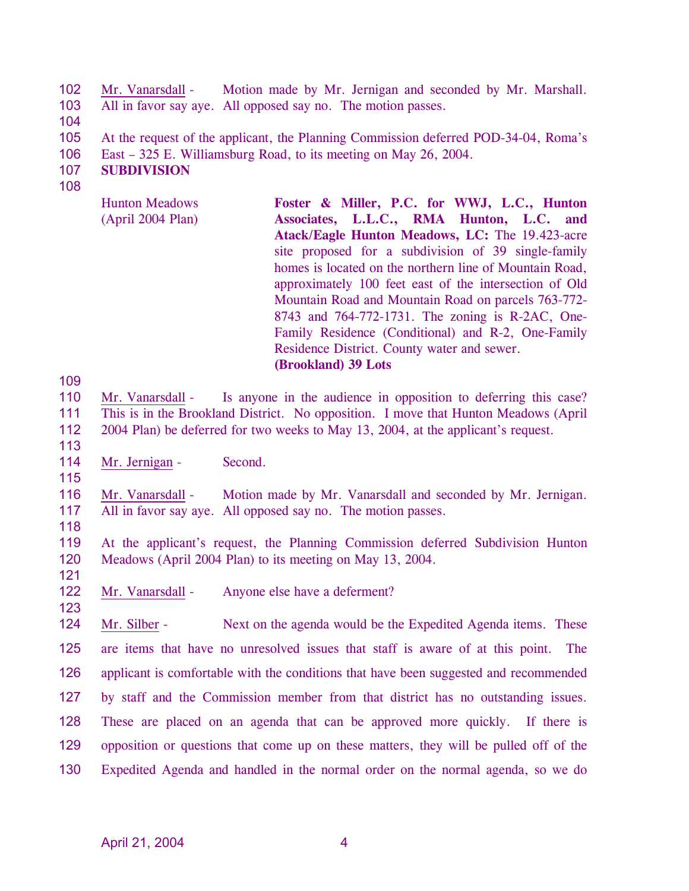Mr. Vanarsdall - Motion made by Mr. Jernigan and seconded by Mr. Marshall. All in favor say aye. All opposed say no. The motion passes.

At the request of the applicant, the Planning Commission deferred POD-34-04, Roma's East – 325 E. Williamsburg Road, to its meeting on May 26, 2004.

**SUBDIVISION**

| | |
|---|---|
| Hunton Meadows (April 2004 Plan) | **Foster & Miller, P.C. for WWJ, L.C., Hunton Associates, L.L.C., RMA Hunton, L.C. and Atack/Eagle Hunton Meadows, LC:** The 19.423-acre site proposed for a subdivision of 39 single-family homes is located on the northern line of Mountain Road, approximately 100 feet east of the intersection of Old Mountain Road and Mountain Road on parcels 763-772-8743 and 764-772-1731. The zoning is R-2AC, One-Family Residence (Conditional) and R-2, One-Family Residence District. County water and sewer. **(Brookland) 39 Lots** |

Mr. Vanarsdall - Is anyone in the audience in opposition to deferring this case? This is in the Brookland District. No opposition. I move that Hunton Meadows (April 2004 Plan) be deferred for two weeks to May 13, 2004, at the applicant's request.

Mr. Jernigan - Second.

Mr. Vanarsdall - Motion made by Mr. Vanarsdall and seconded by Mr. Jernigan. All in favor say aye. All opposed say no. The motion passes.

At the applicant's request, the Planning Commission deferred Subdivision Hunton Meadows (April 2004 Plan) to its meeting on May 13, 2004.

Mr. Vanarsdall - Anyone else have a deferment?

Mr. Silber - Next on the agenda would be the Expedited Agenda items. These are items that have no unresolved issues that staff is aware of at this point. The applicant is comfortable with the conditions that have been suggested and recommended by staff and the Commission member from that district has no outstanding issues. These are placed on an agenda that can be approved more quickly. If there is opposition or questions that come up on these matters, they will be pulled off of the Expedited Agenda and handled in the normal order on the normal agenda, so we do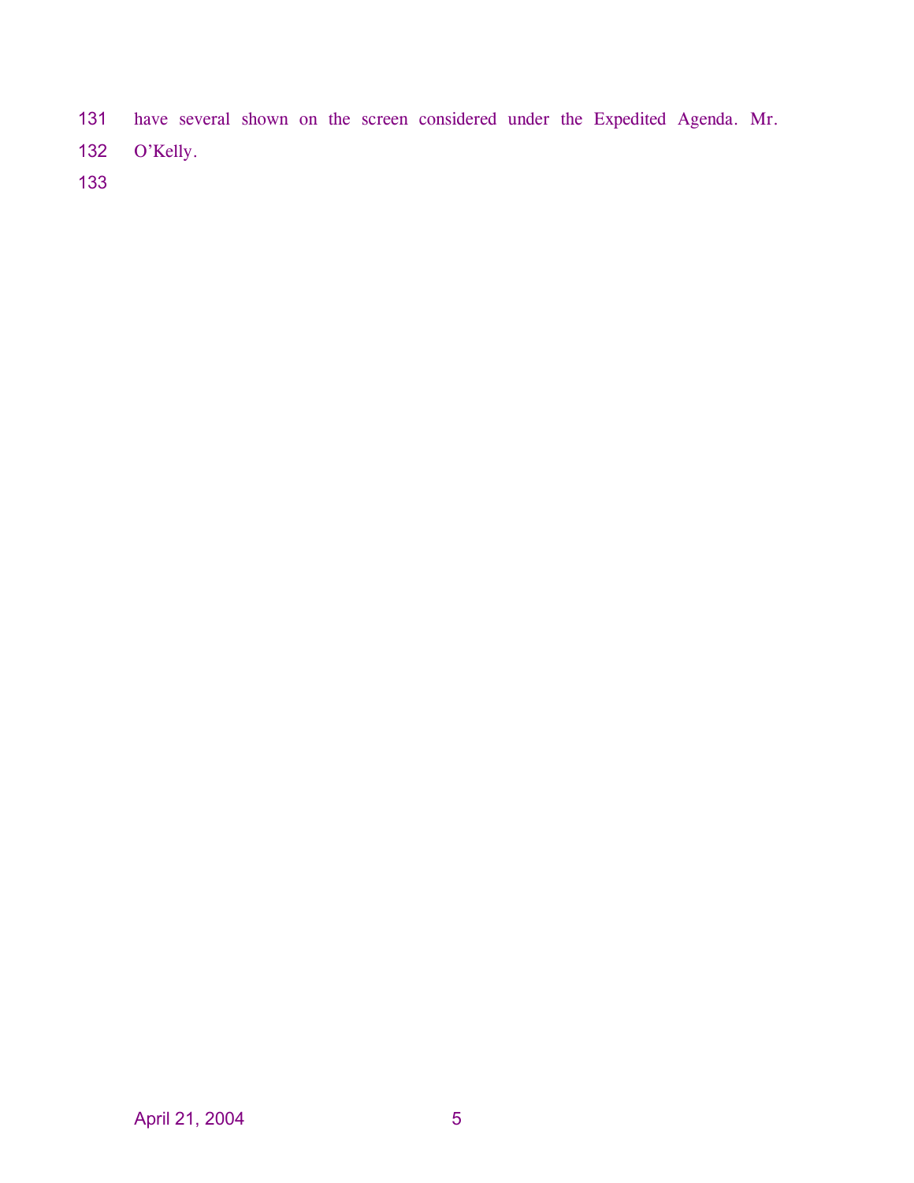have several shown on the screen considered under the Expedited Agenda. Mr. O'Kelly.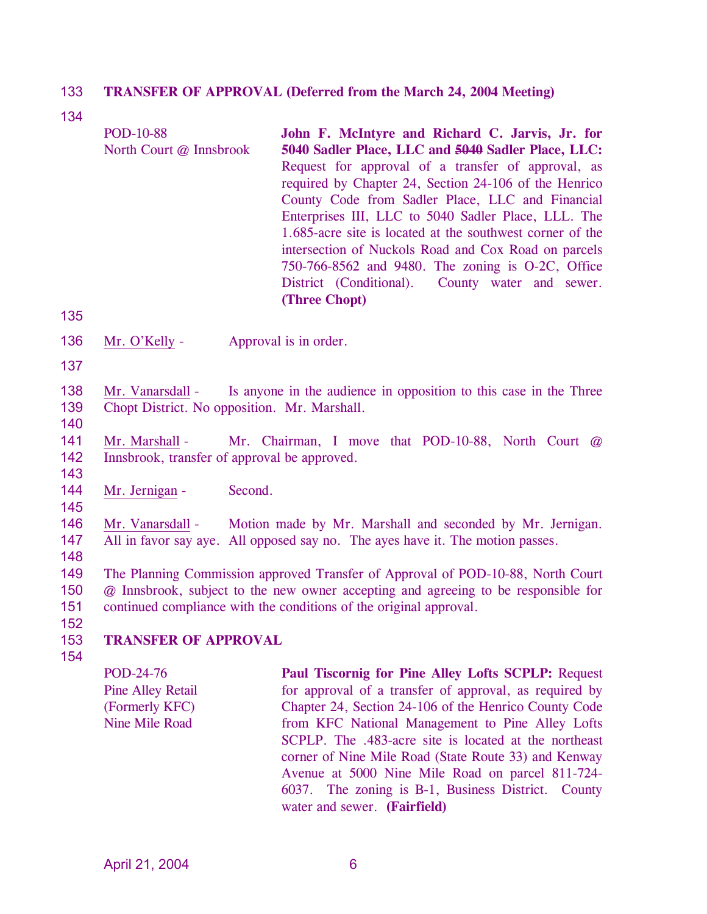**TRANSFER OF APPROVAL (Deferred from the March 24, 2004 Meeting)**

POD-10-88
North Court @ Innsbrook

**John F. McIntyre and Richard C. Jarvis, Jr. for 5040 Sadler Place, LLC and ~~5040~~ Sadler Place, LLC:** Request for approval of a transfer of approval, as required by Chapter 24, Section 24-106 of the Henrico County Code from Sadler Place, LLC and Financial Enterprises III, LLC to 5040 Sadler Place, LLL. The 1.685-acre site is located at the southwest corner of the intersection of Nuckols Road and Cox Road on parcels 750-766-8562 and 9480. The zoning is O-2C, Office District (Conditional). County water and sewer. **(Three Chopt)**

Mr. O'Kelly - Approval is in order.

Mr. Vanarsdall - Is anyone in the audience in opposition to this case in the Three Chopt District. No opposition. Mr. Marshall.

Mr. Marshall - Mr. Chairman, I move that POD-10-88, North Court @ Innsbrook, transfer of approval be approved.

Mr. Jernigan - Second.

Mr. Vanarsdall - Motion made by Mr. Marshall and seconded by Mr. Jernigan. All in favor say aye. All opposed say no. The ayes have it. The motion passes.

The Planning Commission approved Transfer of Approval of POD-10-88, North Court @ Innsbrook, subject to the new owner accepting and agreeing to be responsible for continued compliance with the conditions of the original approval.

**TRANSFER OF APPROVAL**

POD-24-76
Pine Alley Retail
(Formerly KFC)
Nine Mile Road

**Paul Tiscornig for Pine Alley Lofts SCPLP:** Request for approval of a transfer of approval, as required by Chapter 24, Section 24-106 of the Henrico County Code from KFC National Management to Pine Alley Lofts SCPLP. The .483-acre site is located at the northeast corner of Nine Mile Road (State Route 33) and Kenway Avenue at 5000 Nine Mile Road on parcel 811-724-6037. The zoning is B-1, Business District. County water and sewer. **(Fairfield)**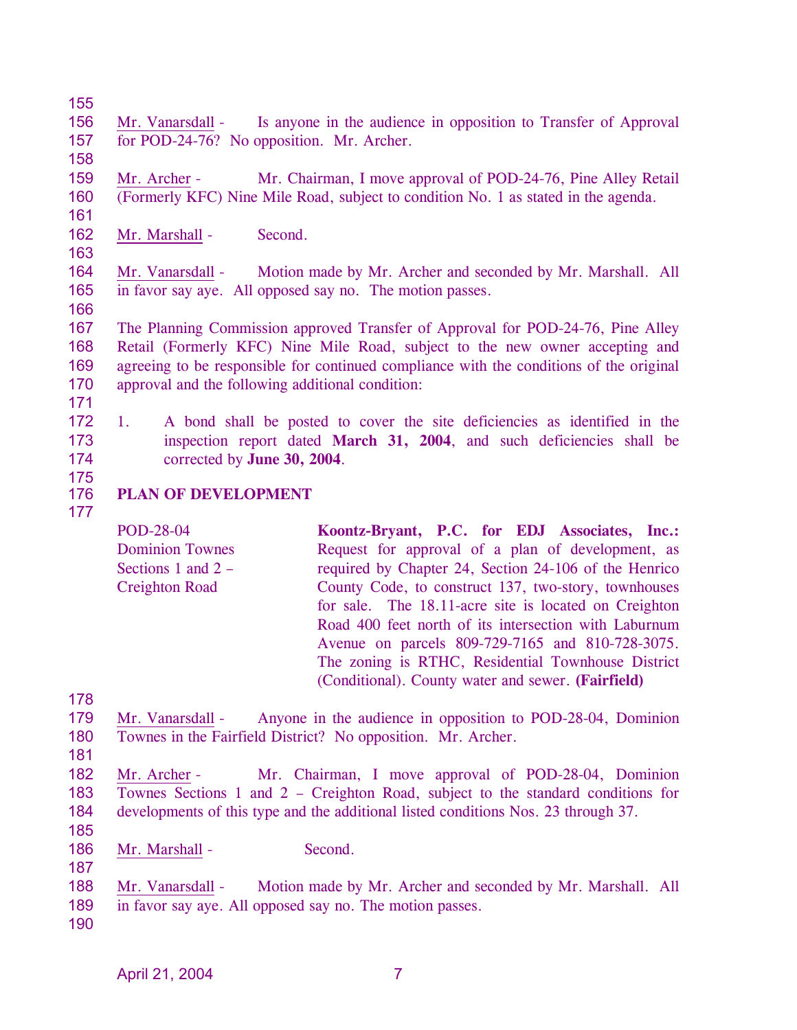Mr. Vanarsdall - Is anyone in the audience in opposition to Transfer of Approval for POD-24-76? No opposition. Mr. Archer.

Mr. Archer - Mr. Chairman, I move approval of POD-24-76, Pine Alley Retail (Formerly KFC) Nine Mile Road, subject to condition No. 1 as stated in the agenda.

Mr. Marshall - Second.

Mr. Vanarsdall - Motion made by Mr. Archer and seconded by Mr. Marshall. All in favor say aye. All opposed say no. The motion passes.

The Planning Commission approved Transfer of Approval for POD-24-76, Pine Alley Retail (Formerly KFC) Nine Mile Road, subject to the new owner accepting and agreeing to be responsible for continued compliance with the conditions of the original approval and the following additional condition:

1. A bond shall be posted to cover the site deficiencies as identified in the inspection report dated **March 31, 2004**, and such deficiencies shall be corrected by **June 30, 2004**.

**PLAN OF DEVELOPMENT**

| | |
|---|---|
| POD-28-04<br>Dominion Townes<br>Sections 1 and 2 –<br>Creighton Road | **Koontz-Bryant, P.C. for EDJ Associates, Inc.:** Request for approval of a plan of development, as required by Chapter 24, Section 24-106 of the Henrico County Code, to construct 137, two-story, townhouses for sale. The 18.11-acre site is located on Creighton Road 400 feet north of its intersection with Laburnum Avenue on parcels 809-729-7165 and 810-728-3075. The zoning is RTHC, Residential Townhouse District (Conditional). County water and sewer. **(Fairfield)** |

Mr. Vanarsdall - Anyone in the audience in opposition to POD-28-04, Dominion Townes in the Fairfield District? No opposition. Mr. Archer.

Mr. Archer - Mr. Chairman, I move approval of POD-28-04, Dominion Townes Sections 1 and 2 – Creighton Road, subject to the standard conditions for developments of this type and the additional listed conditions Nos. 23 through 37.

Mr. Marshall - Second.

Mr. Vanarsdall - Motion made by Mr. Archer and seconded by Mr. Marshall. All in favor say aye. All opposed say no. The motion passes.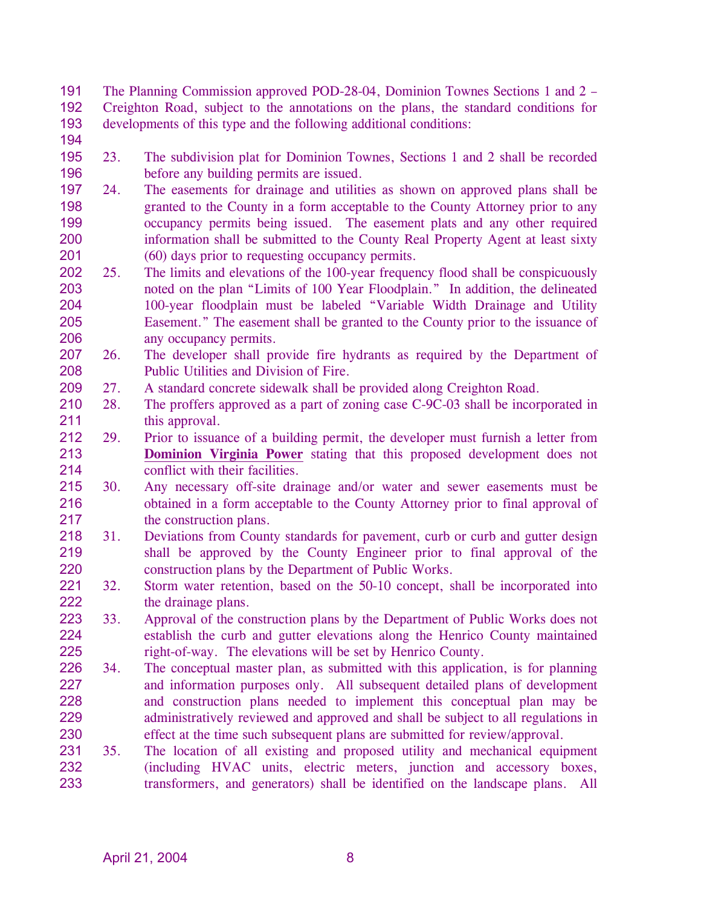The Planning Commission approved POD-28-04, Dominion Townes Sections 1 and 2 – Creighton Road, subject to the annotations on the plans, the standard conditions for developments of this type and the following additional conditions:

23. The subdivision plat for Dominion Townes, Sections 1 and 2 shall be recorded before any building permits are issued.
24. The easements for drainage and utilities as shown on approved plans shall be granted to the County in a form acceptable to the County Attorney prior to any occupancy permits being issued. The easement plats and any other required information shall be submitted to the County Real Property Agent at least sixty (60) days prior to requesting occupancy permits.
25. The limits and elevations of the 100-year frequency flood shall be conspicuously noted on the plan "Limits of 100 Year Floodplain." In addition, the delineated 100-year floodplain must be labeled "Variable Width Drainage and Utility Easement." The easement shall be granted to the County prior to the issuance of any occupancy permits.
26. The developer shall provide fire hydrants as required by the Department of Public Utilities and Division of Fire.
27. A standard concrete sidewalk shall be provided along Creighton Road.
28. The proffers approved as a part of zoning case C-9C-03 shall be incorporated in this approval.
29. Prior to issuance of a building permit, the developer must furnish a letter from **Dominion Virginia Power** stating that this proposed development does not conflict with their facilities.
30. Any necessary off-site drainage and/or water and sewer easements must be obtained in a form acceptable to the County Attorney prior to final approval of the construction plans.
31. Deviations from County standards for pavement, curb or curb and gutter design shall be approved by the County Engineer prior to final approval of the construction plans by the Department of Public Works.
32. Storm water retention, based on the 50-10 concept, shall be incorporated into the drainage plans.
33. Approval of the construction plans by the Department of Public Works does not establish the curb and gutter elevations along the Henrico County maintained right-of-way. The elevations will be set by Henrico County.
34. The conceptual master plan, as submitted with this application, is for planning and information purposes only. All subsequent detailed plans of development and construction plans needed to implement this conceptual plan may be administratively reviewed and approved and shall be subject to all regulations in effect at the time such subsequent plans are submitted for review/approval.
35. The location of all existing and proposed utility and mechanical equipment (including HVAC units, electric meters, junction and accessory boxes, transformers, and generators) shall be identified on the landscape plans. All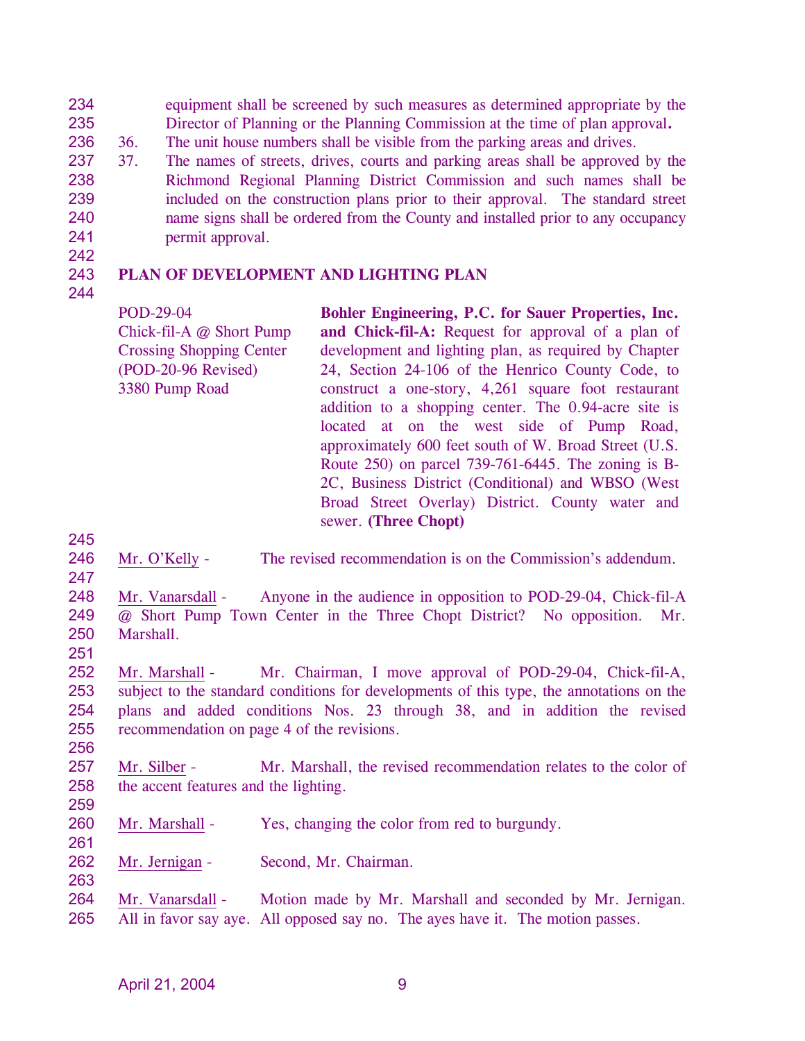equipment shall be screened by such measures as determined appropriate by the Director of Planning or the Planning Commission at the time of plan approval.

36. The unit house numbers shall be visible from the parking areas and drives.
37. The names of streets, drives, courts and parking areas shall be approved by the Richmond Regional Planning District Commission and such names shall be included on the construction plans prior to their approval. The standard street name signs shall be ordered from the County and installed prior to any occupancy permit approval.

## PLAN OF DEVELOPMENT AND LIGHTING PLAN

POD-29-04
Chick-fil-A @ Short Pump Crossing Shopping Center
(POD-20-96 Revised)
3380 Pump Road

**Bohler Engineering, P.C. for Sauer Properties, Inc. and Chick-fil-A:** Request for approval of a plan of development and lighting plan, as required by Chapter 24, Section 24-106 of the Henrico County Code, to construct a one-story, 4,261 square foot restaurant addition to a shopping center. The 0.94-acre site is located at on the west side of Pump Road, approximately 600 feet south of W. Broad Street (U.S. Route 250) on parcel 739-761-6445. The zoning is B-2C, Business District (Conditional) and WBSO (West Broad Street Overlay) District. County water and sewer. **(Three Chopt)**

Mr. O'Kelly - The revised recommendation is on the Commission's addendum.

Mr. Vanarsdall - Anyone in the audience in opposition to POD-29-04, Chick-fil-A @ Short Pump Town Center in the Three Chopt District? No opposition. Mr. Marshall.

Mr. Marshall - Mr. Chairman, I move approval of POD-29-04, Chick-fil-A, subject to the standard conditions for developments of this type, the annotations on the plans and added conditions Nos. 23 through 38, and in addition the revised recommendation on page 4 of the revisions.

Mr. Silber - Mr. Marshall, the revised recommendation relates to the color of the accent features and the lighting.

Mr. Marshall - Yes, changing the color from red to burgundy.

Mr. Jernigan - Second, Mr. Chairman.

Mr. Vanarsdall - Motion made by Mr. Marshall and seconded by Mr. Jernigan. All in favor say aye. All opposed say no. The ayes have it. The motion passes.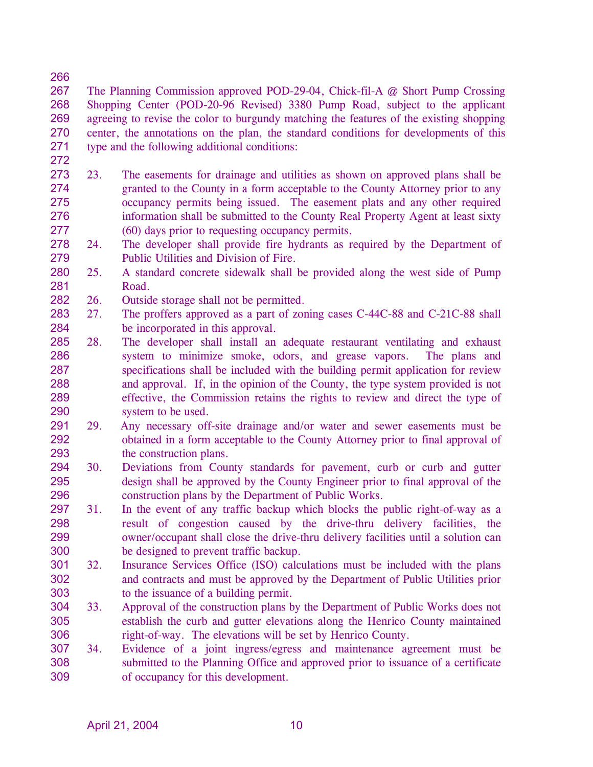The Planning Commission approved POD-29-04, Chick-fil-A @ Short Pump Crossing Shopping Center (POD-20-96 Revised) 3380 Pump Road, subject to the applicant agreeing to revise the color to burgundy matching the features of the existing shopping center, the annotations on the plan, the standard conditions for developments of this type and the following additional conditions:

23. The easements for drainage and utilities as shown on approved plans shall be granted to the County in a form acceptable to the County Attorney prior to any occupancy permits being issued. The easement plats and any other required information shall be submitted to the County Real Property Agent at least sixty (60) days prior to requesting occupancy permits.
24. The developer shall provide fire hydrants as required by the Department of Public Utilities and Division of Fire.
25. A standard concrete sidewalk shall be provided along the west side of Pump Road.
26. Outside storage shall not be permitted.
27. The proffers approved as a part of zoning cases C-44C-88 and C-21C-88 shall be incorporated in this approval.
28. The developer shall install an adequate restaurant ventilating and exhaust system to minimize smoke, odors, and grease vapors. The plans and specifications shall be included with the building permit application for review and approval. If, in the opinion of the County, the type system provided is not effective, the Commission retains the rights to review and direct the type of system to be used.
29. Any necessary off-site drainage and/or water and sewer easements must be obtained in a form acceptable to the County Attorney prior to final approval of the construction plans.
30. Deviations from County standards for pavement, curb or curb and gutter design shall be approved by the County Engineer prior to final approval of the construction plans by the Department of Public Works.
31. In the event of any traffic backup which blocks the public right-of-way as a result of congestion caused by the drive-thru delivery facilities, the owner/occupant shall close the drive-thru delivery facilities until a solution can be designed to prevent traffic backup.
32. Insurance Services Office (ISO) calculations must be included with the plans and contracts and must be approved by the Department of Public Utilities prior to the issuance of a building permit.
33. Approval of the construction plans by the Department of Public Works does not establish the curb and gutter elevations along the Henrico County maintained right-of-way. The elevations will be set by Henrico County.
34. Evidence of a joint ingress/egress and maintenance agreement must be submitted to the Planning Office and approved prior to issuance of a certificate of occupancy for this development.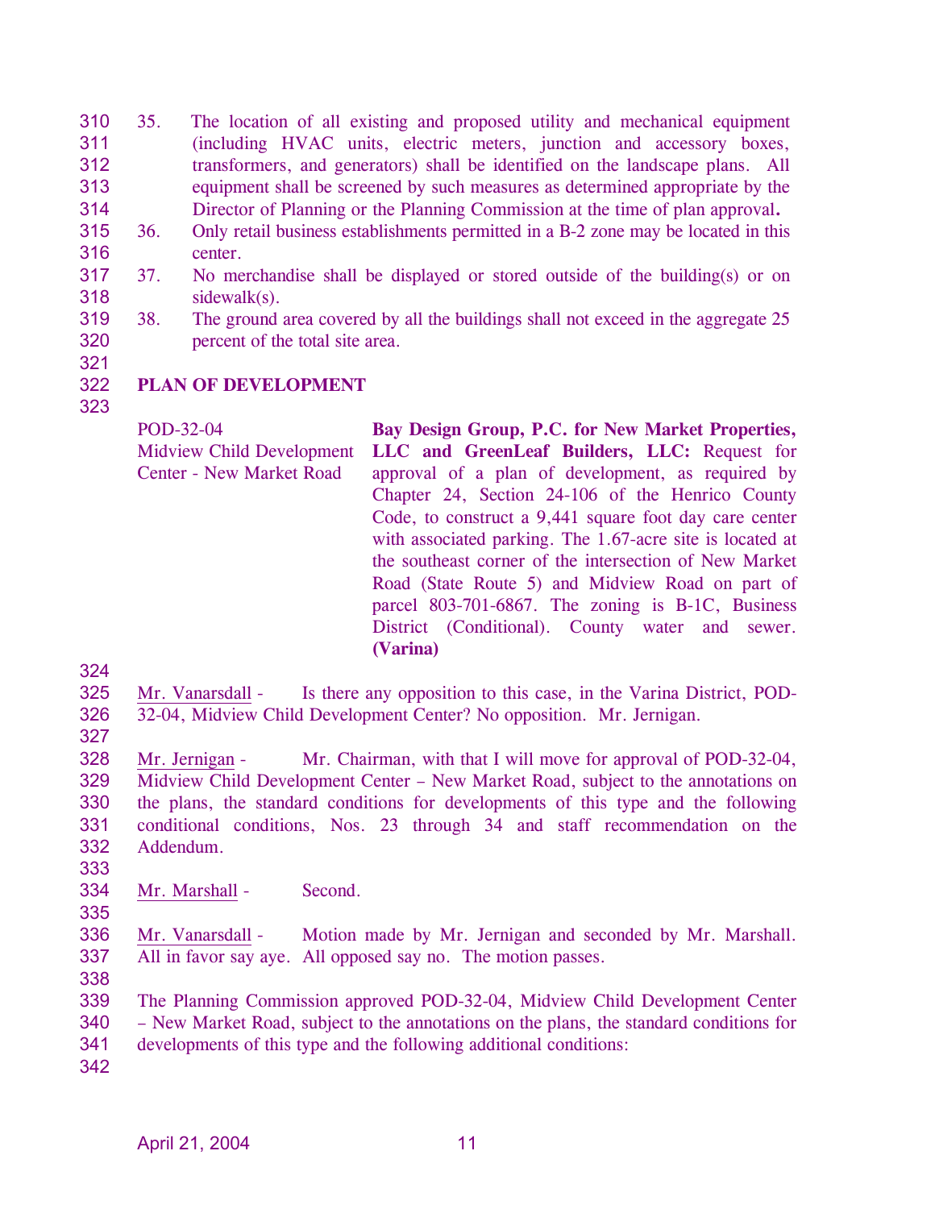35. The location of all existing and proposed utility and mechanical equipment (including HVAC units, electric meters, junction and accessory boxes, transformers, and generators) shall be identified on the landscape plans. All equipment shall be screened by such measures as determined appropriate by the Director of Planning or the Planning Commission at the time of plan approval**.**
36. Only retail business establishments permitted in a B-2 zone may be located in this center.
37. No merchandise shall be displayed or stored outside of the building(s) or on sidewalk(s).
38. The ground area covered by all the buildings shall not exceed in the aggregate 25 percent of the total site area.

**PLAN OF DEVELOPMENT**

POD-32-04
Midview Child Development Center - New Market Road

**Bay Design Group, P.C. for New Market Properties, LLC and GreenLeaf Builders, LLC:** Request for approval of a plan of development, as required by Chapter 24, Section 24-106 of the Henrico County Code, to construct a 9,441 square foot day care center with associated parking. The 1.67-acre site is located at the southeast corner of the intersection of New Market Road (State Route 5) and Midview Road on part of parcel 803-701-6867. The zoning is B-1C, Business District (Conditional). County water and sewer. **(Varina)**

Mr. Vanarsdall - Is there any opposition to this case, in the Varina District, POD-32-04, Midview Child Development Center? No opposition. Mr. Jernigan.

Mr. Jernigan - Mr. Chairman, with that I will move for approval of POD-32-04, Midview Child Development Center – New Market Road, subject to the annotations on the plans, the standard conditions for developments of this type and the following conditional conditions, Nos. 23 through 34 and staff recommendation on the Addendum.

Mr. Marshall - Second.

Mr. Vanarsdall - Motion made by Mr. Jernigan and seconded by Mr. Marshall. All in favor say aye. All opposed say no. The motion passes.

The Planning Commission approved POD-32-04, Midview Child Development Center – New Market Road, subject to the annotations on the plans, the standard conditions for developments of this type and the following additional conditions: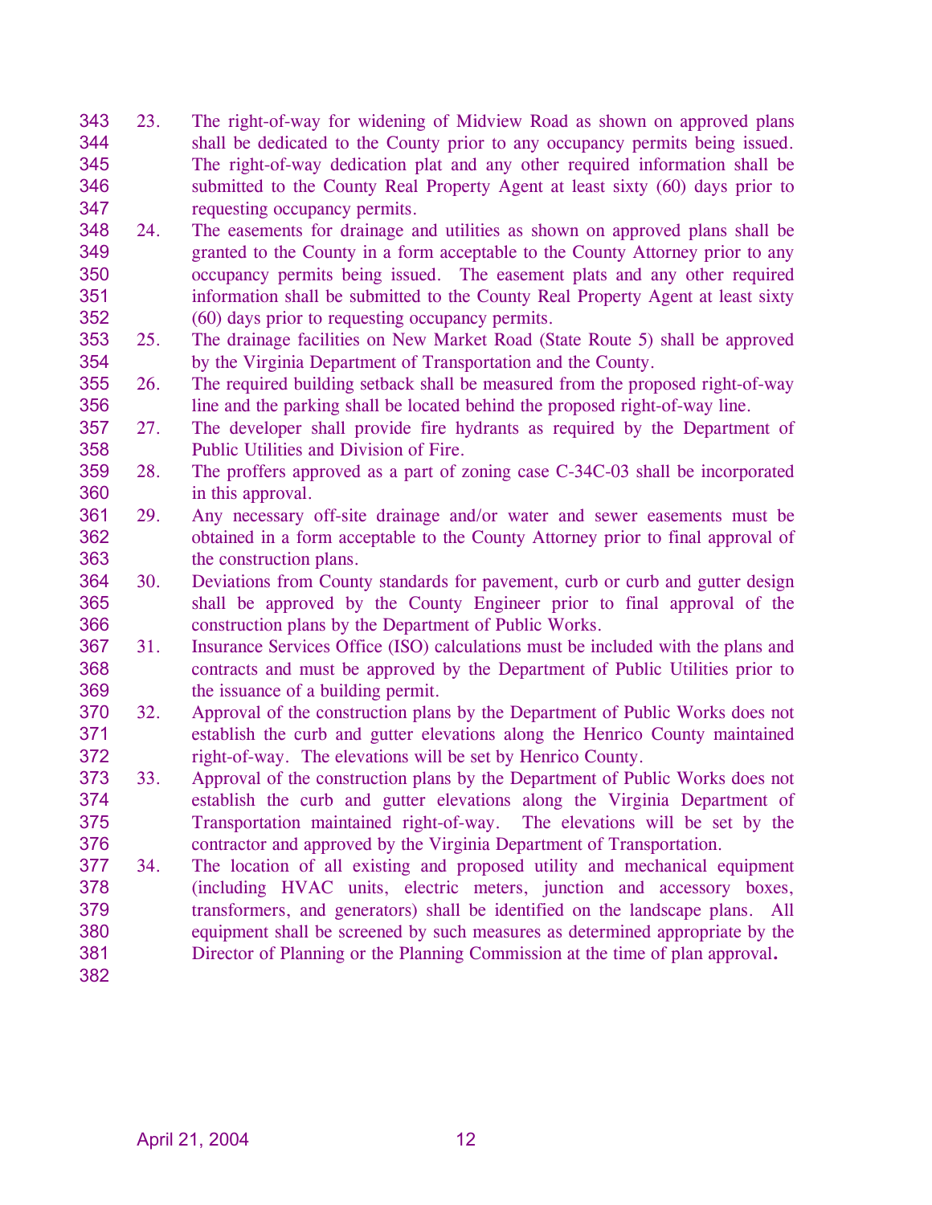23. The right-of-way for widening of Midview Road as shown on approved plans shall be dedicated to the County prior to any occupancy permits being issued. The right-of-way dedication plat and any other required information shall be submitted to the County Real Property Agent at least sixty (60) days prior to requesting occupancy permits.
24. The easements for drainage and utilities as shown on approved plans shall be granted to the County in a form acceptable to the County Attorney prior to any occupancy permits being issued. The easement plats and any other required information shall be submitted to the County Real Property Agent at least sixty (60) days prior to requesting occupancy permits.
25. The drainage facilities on New Market Road (State Route 5) shall be approved by the Virginia Department of Transportation and the County.
26. The required building setback shall be measured from the proposed right-of-way line and the parking shall be located behind the proposed right-of-way line.
27. The developer shall provide fire hydrants as required by the Department of Public Utilities and Division of Fire.
28. The proffers approved as a part of zoning case C-34C-03 shall be incorporated in this approval.
29. Any necessary off-site drainage and/or water and sewer easements must be obtained in a form acceptable to the County Attorney prior to final approval of the construction plans.
30. Deviations from County standards for pavement, curb or curb and gutter design shall be approved by the County Engineer prior to final approval of the construction plans by the Department of Public Works.
31. Insurance Services Office (ISO) calculations must be included with the plans and contracts and must be approved by the Department of Public Utilities prior to the issuance of a building permit.
32. Approval of the construction plans by the Department of Public Works does not establish the curb and gutter elevations along the Henrico County maintained right-of-way. The elevations will be set by Henrico County.
33. Approval of the construction plans by the Department of Public Works does not establish the curb and gutter elevations along the Virginia Department of Transportation maintained right-of-way. The elevations will be set by the contractor and approved by the Virginia Department of Transportation.
34. The location of all existing and proposed utility and mechanical equipment (including HVAC units, electric meters, junction and accessory boxes, transformers, and generators) shall be identified on the landscape plans. All equipment shall be screened by such measures as determined appropriate by the Director of Planning or the Planning Commission at the time of plan approval.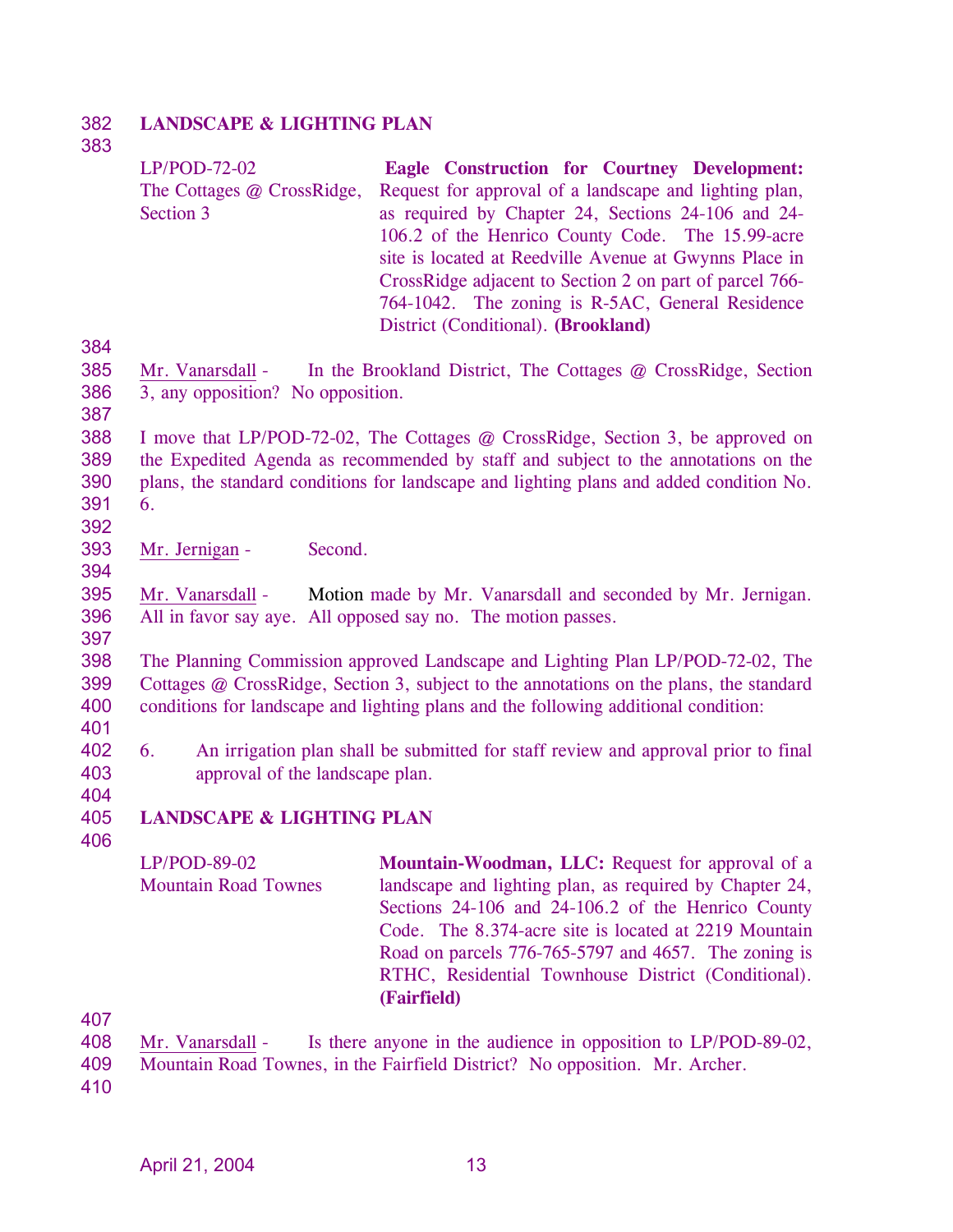**LANDSCAPE & LIGHTING PLAN**

| | |
|---|---|
| LP/POD-72-02<br>The Cottages @ CrossRidge, Section 3 | **Eagle Construction for Courtney Development:** Request for approval of a landscape and lighting plan, as required by Chapter 24, Sections 24-106 and 24-106.2 of the Henrico County Code. The 15.99-acre site is located at Reedville Avenue at Gwynns Place in CrossRidge adjacent to Section 2 on part of parcel 766-764-1042. The zoning is R-5AC, General Residence District (Conditional). **(Brookland)** |

Mr. Vanarsdall - In the Brookland District, The Cottages @ CrossRidge, Section 3, any opposition? No opposition.

I move that LP/POD-72-02, The Cottages @ CrossRidge, Section 3, be approved on the Expedited Agenda as recommended by staff and subject to the annotations on the plans, the standard conditions for landscape and lighting plans and added condition No. 6.

Mr. Jernigan - Second.

Mr. Vanarsdall - Motion made by Mr. Vanarsdall and seconded by Mr. Jernigan. All in favor say aye. All opposed say no. The motion passes.

The Planning Commission approved Landscape and Lighting Plan LP/POD-72-02, The Cottages @ CrossRidge, Section 3, subject to the annotations on the plans, the standard conditions for landscape and lighting plans and the following additional condition:

6. An irrigation plan shall be submitted for staff review and approval prior to final approval of the landscape plan.

**LANDSCAPE & LIGHTING PLAN**

| | |
|---|---|
| LP/POD-89-02<br>Mountain Road Townes | **Mountain-Woodman, LLC:** Request for approval of a landscape and lighting plan, as required by Chapter 24, Sections 24-106 and 24-106.2 of the Henrico County Code. The 8.374-acre site is located at 2219 Mountain Road on parcels 776-765-5797 and 4657. The zoning is RTHC, Residential Townhouse District (Conditional). **(Fairfield)** |

Mr. Vanarsdall - Is there anyone in the audience in opposition to LP/POD-89-02, Mountain Road Townes, in the Fairfield District? No opposition. Mr. Archer.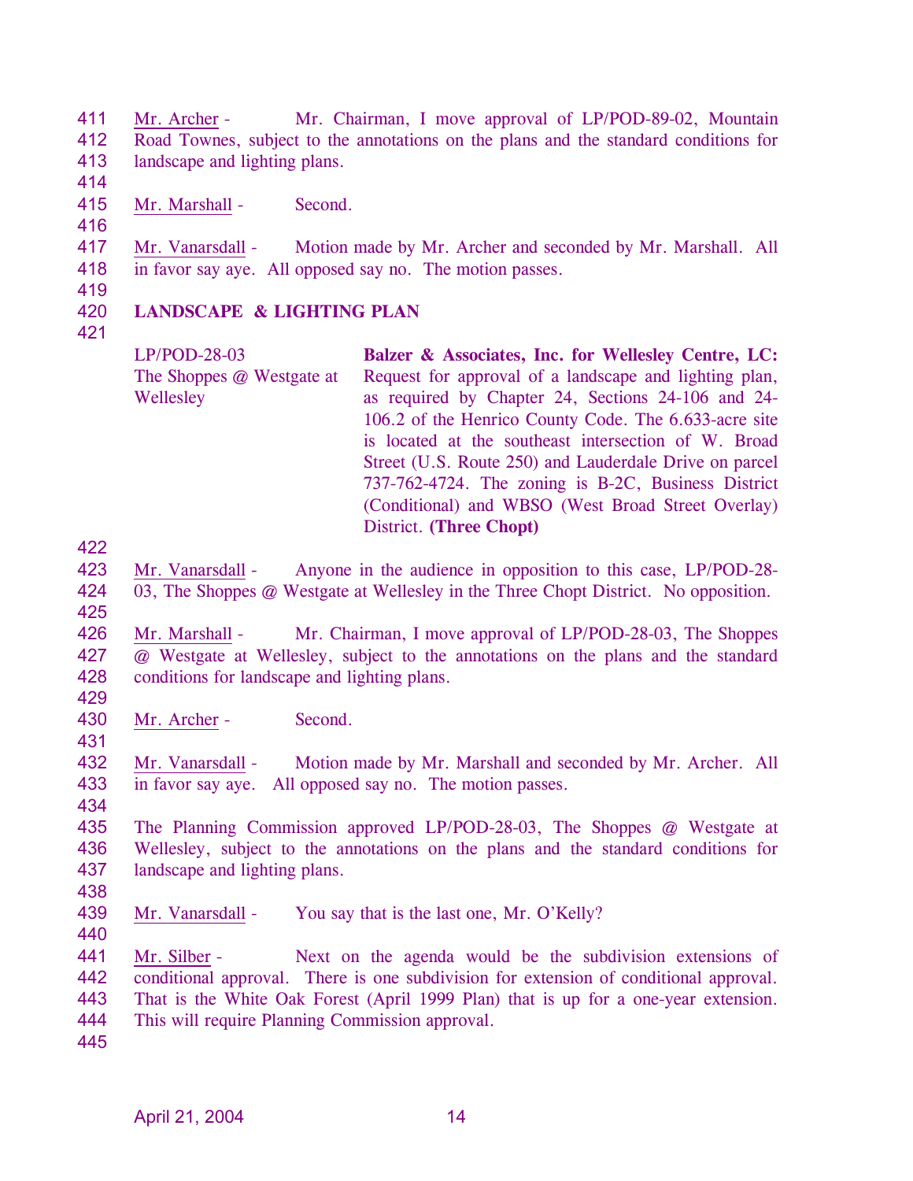Mr. Archer - Mr. Chairman, I move approval of LP/POD-89-02, Mountain Road Townes, subject to the annotations on the plans and the standard conditions for landscape and lighting plans.

Mr. Marshall - Second.

Mr. Vanarsdall - Motion made by Mr. Archer and seconded by Mr. Marshall. All in favor say aye. All opposed say no. The motion passes.

**LANDSCAPE & LIGHTING PLAN**

| | |
|---|---|
| LP/POD-28-03<br>The Shoppes @ Westgate at Wellesley | **Balzer & Associates, Inc. for Wellesley Centre, LC:** Request for approval of a landscape and lighting plan, as required by Chapter 24, Sections 24-106 and 24-106.2 of the Henrico County Code. The 6.633-acre site is located at the southeast intersection of W. Broad Street (U.S. Route 250) and Lauderdale Drive on parcel 737-762-4724. The zoning is B-2C, Business District (Conditional) and WBSO (West Broad Street Overlay) District. **(Three Chopt)** |

Mr. Vanarsdall - Anyone in the audience in opposition to this case, LP/POD-28-03, The Shoppes @ Westgate at Wellesley in the Three Chopt District. No opposition.

Mr. Marshall - Mr. Chairman, I move approval of LP/POD-28-03, The Shoppes @ Westgate at Wellesley, subject to the annotations on the plans and the standard conditions for landscape and lighting plans.

Mr. Archer - Second.

Mr. Vanarsdall - Motion made by Mr. Marshall and seconded by Mr. Archer. All in favor say aye. All opposed say no. The motion passes.

The Planning Commission approved LP/POD-28-03, The Shoppes @ Westgate at Wellesley, subject to the annotations on the plans and the standard conditions for landscape and lighting plans.

Mr. Vanarsdall - You say that is the last one, Mr. O'Kelly?

Mr. Silber - Next on the agenda would be the subdivision extensions of conditional approval. There is one subdivision for extension of conditional approval. That is the White Oak Forest (April 1999 Plan) that is up for a one-year extension. This will require Planning Commission approval.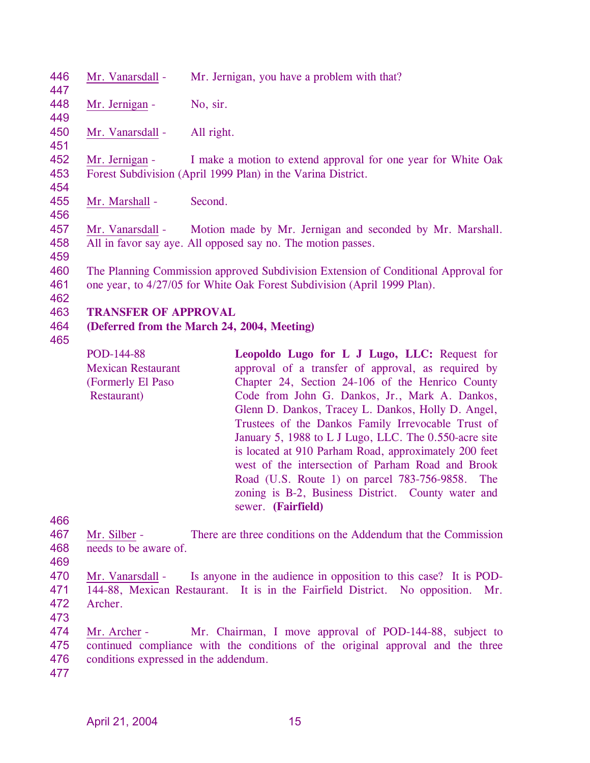Mr. Vanarsdall - Mr. Jernigan, you have a problem with that?

Mr. Jernigan - No, sir.

Mr. Vanarsdall - All right.

Mr. Jernigan - I make a motion to extend approval for one year for White Oak Forest Subdivision (April 1999 Plan) in the Varina District.

Mr. Marshall - Second.

Mr. Vanarsdall - Motion made by Mr. Jernigan and seconded by Mr. Marshall. All in favor say aye. All opposed say no. The motion passes.

The Planning Commission approved Subdivision Extension of Conditional Approval for one year, to 4/27/05 for White Oak Forest Subdivision (April 1999 Plan).

**TRANSFER OF APPROVAL**
**(Deferred from the March 24, 2004, Meeting)**

POD-144-88
Mexican Restaurant
(Formerly El Paso Restaurant)

**Leopoldo Lugo for L J Lugo, LLC:** Request for approval of a transfer of approval, as required by Chapter 24, Section 24-106 of the Henrico County Code from John G. Dankos, Jr., Mark A. Dankos, Glenn D. Dankos, Tracey L. Dankos, Holly D. Angel, Trustees of the Dankos Family Irrevocable Trust of January 5, 1988 to L J Lugo, LLC. The 0.550-acre site is located at 910 Parham Road, approximately 200 feet west of the intersection of Parham Road and Brook Road (U.S. Route 1) on parcel 783-756-9858. The zoning is B-2, Business District. County water and sewer. **(Fairfield)**

Mr. Silber - There are three conditions on the Addendum that the Commission needs to be aware of.

Mr. Vanarsdall - Is anyone in the audience in opposition to this case? It is POD-144-88, Mexican Restaurant. It is in the Fairfield District. No opposition. Mr. Archer.

Mr. Archer - Mr. Chairman, I move approval of POD-144-88, subject to continued compliance with the conditions of the original approval and the three conditions expressed in the addendum.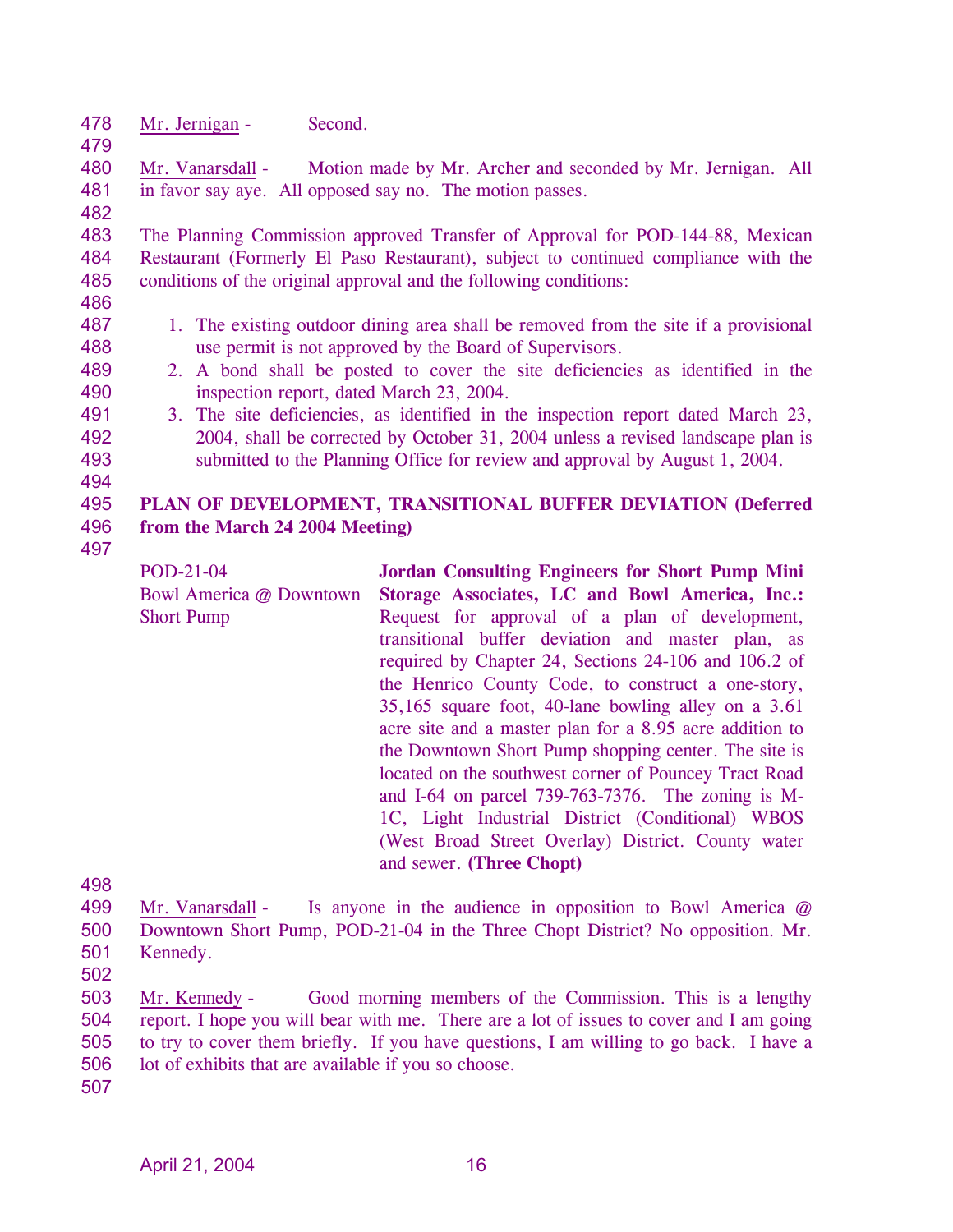Mr. Jernigan - Second.

Mr. Vanarsdall - Motion made by Mr. Archer and seconded by Mr. Jernigan. All in favor say aye. All opposed say no. The motion passes.

The Planning Commission approved Transfer of Approval for POD-144-88, Mexican Restaurant (Formerly El Paso Restaurant), subject to continued compliance with the conditions of the original approval and the following conditions:

1. The existing outdoor dining area shall be removed from the site if a provisional use permit is not approved by the Board of Supervisors.
2. A bond shall be posted to cover the site deficiencies as identified in the inspection report, dated March 23, 2004.
3. The site deficiencies, as identified in the inspection report dated March 23, 2004, shall be corrected by October 31, 2004 unless a revised landscape plan is submitted to the Planning Office for review and approval by August 1, 2004.

**PLAN OF DEVELOPMENT, TRANSITIONAL BUFFER DEVIATION (Deferred from the March 24 2004 Meeting)**

POD-21-04
Bowl America @ Downtown Short Pump

**Jordan Consulting Engineers for Short Pump Mini Storage Associates, LC and Bowl America, Inc.:** Request for approval of a plan of development, transitional buffer deviation and master plan, as required by Chapter 24, Sections 24-106 and 106.2 of the Henrico County Code, to construct a one-story, 35,165 square foot, 40-lane bowling alley on a 3.61 acre site and a master plan for a 8.95 acre addition to the Downtown Short Pump shopping center. The site is located on the southwest corner of Pouncey Tract Road and I-64 on parcel 739-763-7376. The zoning is M-1C, Light Industrial District (Conditional) WBOS (West Broad Street Overlay) District. County water and sewer. **(Three Chopt)**

Mr. Vanarsdall - Is anyone in the audience in opposition to Bowl America @ Downtown Short Pump, POD-21-04 in the Three Chopt District? No opposition. Mr. Kennedy.

Mr. Kennedy - Good morning members of the Commission. This is a lengthy report. I hope you will bear with me. There are a lot of issues to cover and I am going to try to cover them briefly. If you have questions, I am willing to go back. I have a lot of exhibits that are available if you so choose.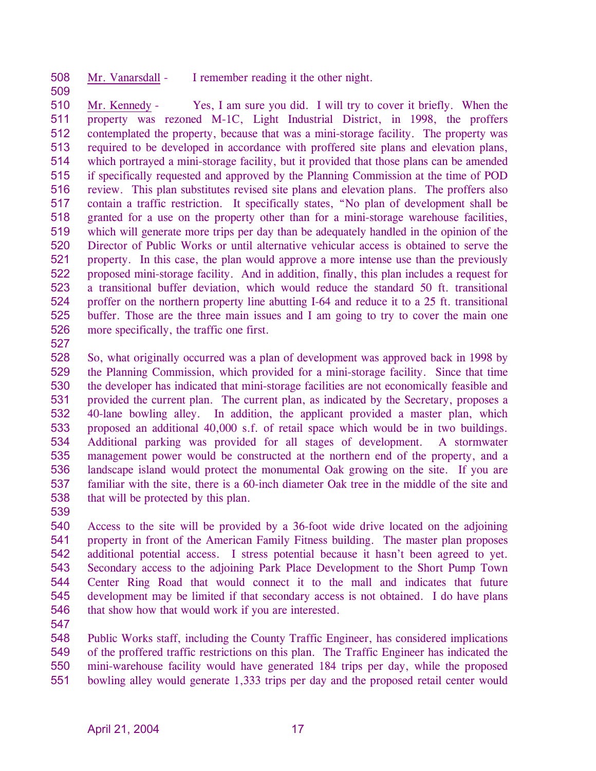Mr. Vanarsdall - I remember reading it the other night.

Mr. Kennedy - Yes, I am sure you did. I will try to cover it briefly. When the property was rezoned M-1C, Light Industrial District, in 1998, the proffers contemplated the property, because that was a mini-storage facility. The property was required to be developed in accordance with proffered site plans and elevation plans, which portrayed a mini-storage facility, but it provided that those plans can be amended if specifically requested and approved by the Planning Commission at the time of POD review. This plan substitutes revised site plans and elevation plans. The proffers also contain a traffic restriction. It specifically states, "No plan of development shall be granted for a use on the property other than for a mini-storage warehouse facilities, which will generate more trips per day than be adequately handled in the opinion of the Director of Public Works or until alternative vehicular access is obtained to serve the property. In this case, the plan would approve a more intense use than the previously proposed mini-storage facility. And in addition, finally, this plan includes a request for a transitional buffer deviation, which would reduce the standard 50 ft. transitional proffer on the northern property line abutting I-64 and reduce it to a 25 ft. transitional buffer. Those are the three main issues and I am going to try to cover the main one more specifically, the traffic one first.

So, what originally occurred was a plan of development was approved back in 1998 by the Planning Commission, which provided for a mini-storage facility. Since that time the developer has indicated that mini-storage facilities are not economically feasible and provided the current plan. The current plan, as indicated by the Secretary, proposes a 40-lane bowling alley. In addition, the applicant provided a master plan, which proposed an additional 40,000 s.f. of retail space which would be in two buildings. Additional parking was provided for all stages of development. A stormwater management power would be constructed at the northern end of the property, and a landscape island would protect the monumental Oak growing on the site. If you are familiar with the site, there is a 60-inch diameter Oak tree in the middle of the site and that will be protected by this plan.

Access to the site will be provided by a 36-foot wide drive located on the adjoining property in front of the American Family Fitness building. The master plan proposes additional potential access. I stress potential because it hasn't been agreed to yet. Secondary access to the adjoining Park Place Development to the Short Pump Town Center Ring Road that would connect it to the mall and indicates that future development may be limited if that secondary access is not obtained. I do have plans that show how that would work if you are interested.

Public Works staff, including the County Traffic Engineer, has considered implications of the proffered traffic restrictions on this plan. The Traffic Engineer has indicated the mini-warehouse facility would have generated 184 trips per day, while the proposed bowling alley would generate 1,333 trips per day and the proposed retail center would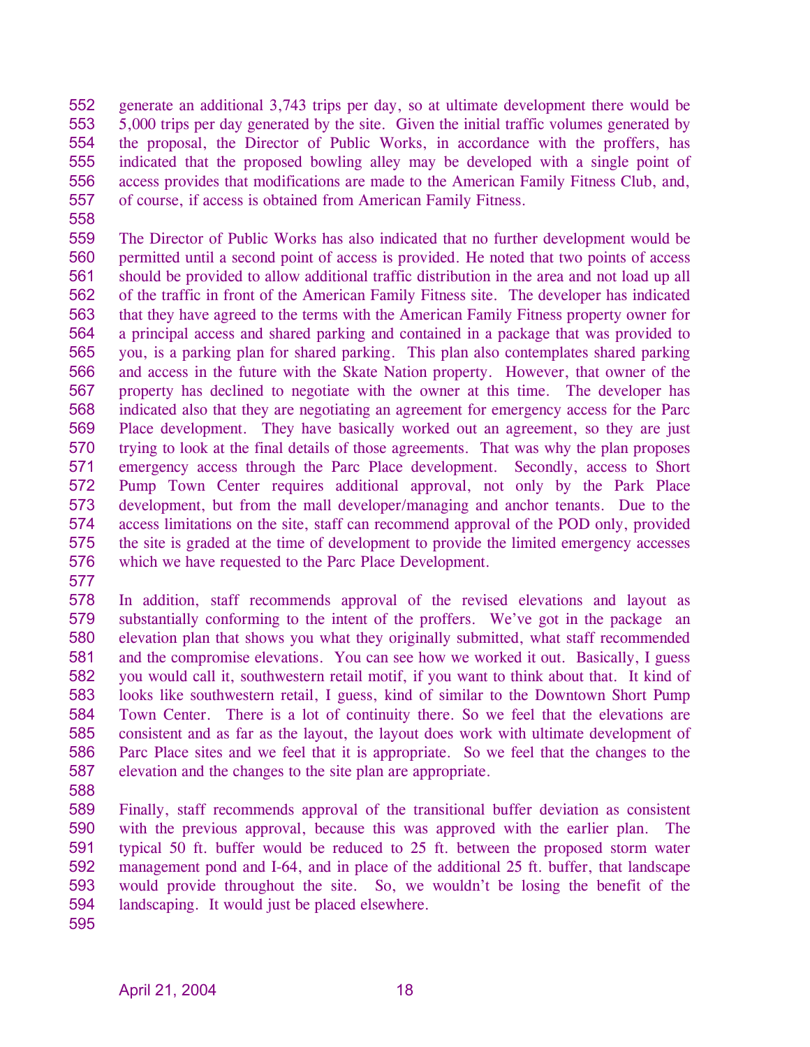generate an additional 3,743 trips per day, so at ultimate development there would be 5,000 trips per day generated by the site. Given the initial traffic volumes generated by the proposal, the Director of Public Works, in accordance with the proffers, has indicated that the proposed bowling alley may be developed with a single point of access provides that modifications are made to the American Family Fitness Club, and, of course, if access is obtained from American Family Fitness.

The Director of Public Works has also indicated that no further development would be permitted until a second point of access is provided. He noted that two points of access should be provided to allow additional traffic distribution in the area and not load up all of the traffic in front of the American Family Fitness site. The developer has indicated that they have agreed to the terms with the American Family Fitness property owner for a principal access and shared parking and contained in a package that was provided to you, is a parking plan for shared parking. This plan also contemplates shared parking and access in the future with the Skate Nation property. However, that owner of the property has declined to negotiate with the owner at this time. The developer has indicated also that they are negotiating an agreement for emergency access for the Parc Place development. They have basically worked out an agreement, so they are just trying to look at the final details of those agreements. That was why the plan proposes emergency access through the Parc Place development. Secondly, access to Short Pump Town Center requires additional approval, not only by the Park Place development, but from the mall developer/managing and anchor tenants. Due to the access limitations on the site, staff can recommend approval of the POD only, provided the site is graded at the time of development to provide the limited emergency accesses which we have requested to the Parc Place Development.

In addition, staff recommends approval of the revised elevations and layout as substantially conforming to the intent of the proffers. We've got in the package an elevation plan that shows you what they originally submitted, what staff recommended and the compromise elevations. You can see how we worked it out. Basically, I guess you would call it, southwestern retail motif, if you want to think about that. It kind of looks like southwestern retail, I guess, kind of similar to the Downtown Short Pump Town Center. There is a lot of continuity there. So we feel that the elevations are consistent and as far as the layout, the layout does work with ultimate development of Parc Place sites and we feel that it is appropriate. So we feel that the changes to the elevation and the changes to the site plan are appropriate.

Finally, staff recommends approval of the transitional buffer deviation as consistent with the previous approval, because this was approved with the earlier plan. The typical 50 ft. buffer would be reduced to 25 ft. between the proposed storm water management pond and I-64, and in place of the additional 25 ft. buffer, that landscape would provide throughout the site. So, we wouldn't be losing the benefit of the landscaping. It would just be placed elsewhere.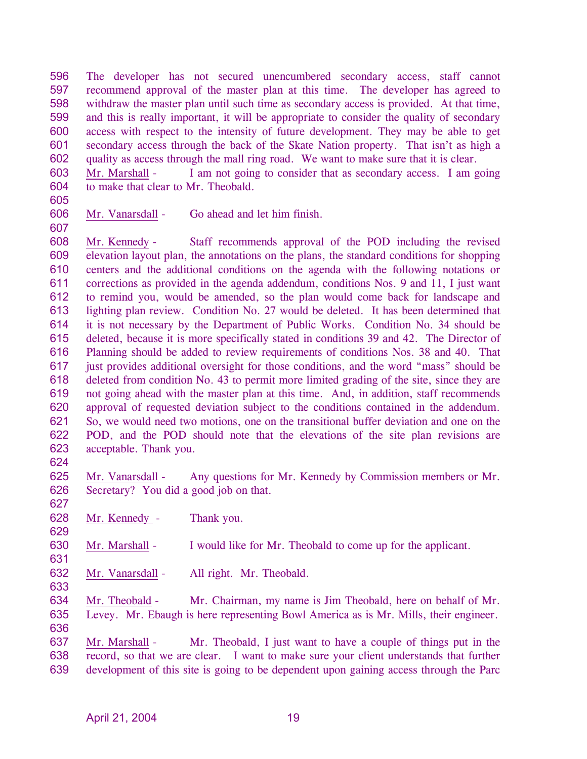The developer has not secured unencumbered secondary access, staff cannot recommend approval of the master plan at this time. The developer has agreed to withdraw the master plan until such time as secondary access is provided. At that time, and this is really important, it will be appropriate to consider the quality of secondary access with respect to the intensity of future development. They may be able to get secondary access through the back of the Skate Nation property. That isn't as high a quality as access through the mall ring road. We want to make sure that it is clear.

Mr. Marshall - I am not going to consider that as secondary access. I am going to make that clear to Mr. Theobald.

Mr. Vanarsdall - Go ahead and let him finish.

Mr. Kennedy - Staff recommends approval of the POD including the revised elevation layout plan, the annotations on the plans, the standard conditions for shopping centers and the additional conditions on the agenda with the following notations or corrections as provided in the agenda addendum, conditions Nos. 9 and 11, I just want to remind you, would be amended, so the plan would come back for landscape and lighting plan review. Condition No. 27 would be deleted. It has been determined that it is not necessary by the Department of Public Works. Condition No. 34 should be deleted, because it is more specifically stated in conditions 39 and 42. The Director of Planning should be added to review requirements of conditions Nos. 38 and 40. That just provides additional oversight for those conditions, and the word "mass" should be deleted from condition No. 43 to permit more limited grading of the site, since they are not going ahead with the master plan at this time. And, in addition, staff recommends approval of requested deviation subject to the conditions contained in the addendum. So, we would need two motions, one on the transitional buffer deviation and one on the POD, and the POD should note that the elevations of the site plan revisions are acceptable. Thank you.

Mr. Vanarsdall - Any questions for Mr. Kennedy by Commission members or Mr. Secretary? You did a good job on that.

Mr. Kennedy - Thank you.

Mr. Marshall - I would like for Mr. Theobald to come up for the applicant.

Mr. Vanarsdall - All right. Mr. Theobald.

Mr. Theobald - Mr. Chairman, my name is Jim Theobald, here on behalf of Mr. Levey. Mr. Ebaugh is here representing Bowl America as is Mr. Mills, their engineer.

Mr. Marshall - Mr. Theobald, I just want to have a couple of things put in the record, so that we are clear. I want to make sure your client understands that further development of this site is going to be dependent upon gaining access through the Parc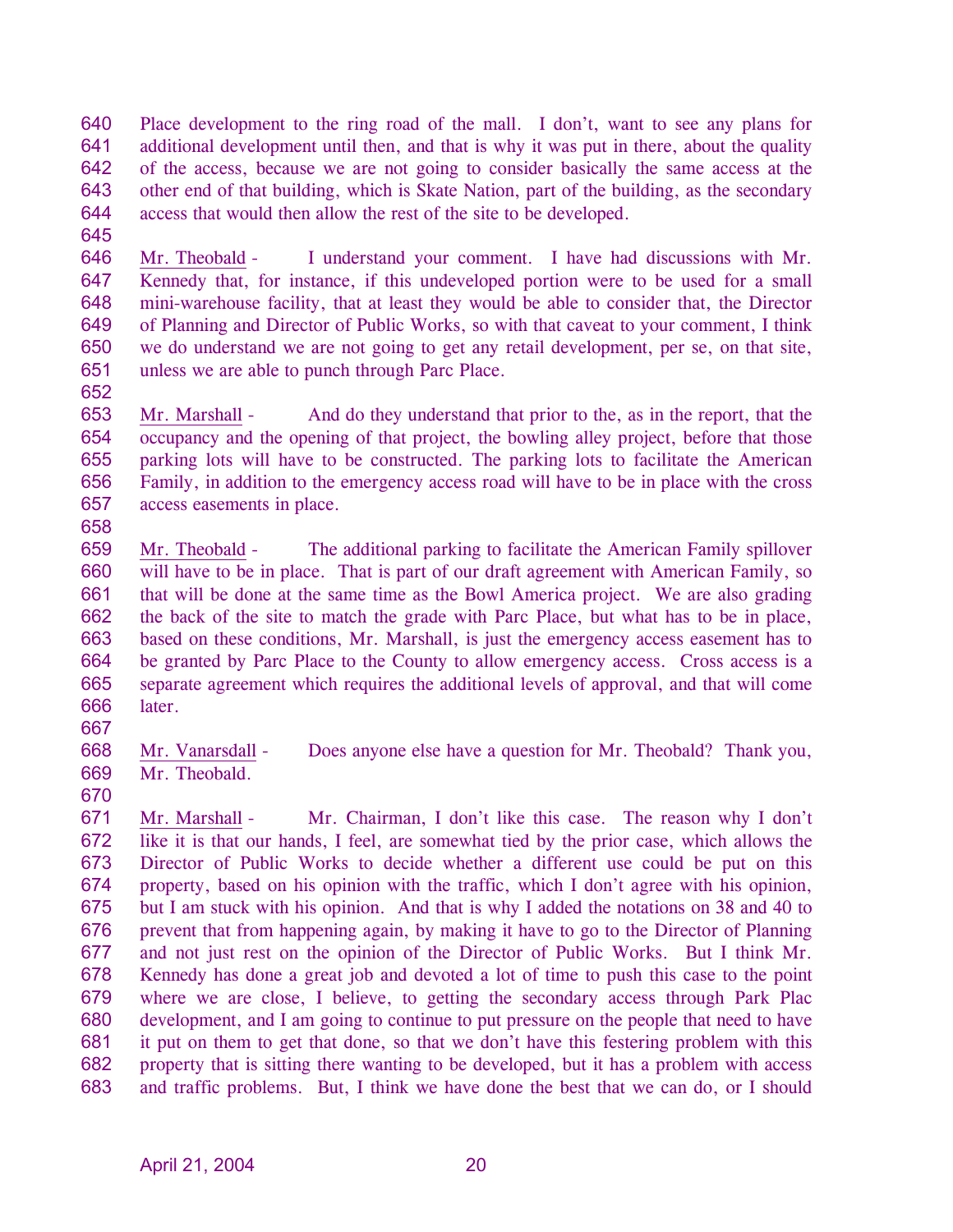Place development to the ring road of the mall. I don't, want to see any plans for additional development until then, and that is why it was put in there, about the quality of the access, because we are not going to consider basically the same access at the other end of that building, which is Skate Nation, part of the building, as the secondary access that would then allow the rest of the site to be developed.

Mr. Theobald - I understand your comment. I have had discussions with Mr. Kennedy that, for instance, if this undeveloped portion were to be used for a small mini-warehouse facility, that at least they would be able to consider that, the Director of Planning and Director of Public Works, so with that caveat to your comment, I think we do understand we are not going to get any retail development, per se, on that site, unless we are able to punch through Parc Place.

Mr. Marshall - And do they understand that prior to the, as in the report, that the occupancy and the opening of that project, the bowling alley project, before that those parking lots will have to be constructed. The parking lots to facilitate the American Family, in addition to the emergency access road will have to be in place with the cross access easements in place.

Mr. Theobald - The additional parking to facilitate the American Family spillover will have to be in place. That is part of our draft agreement with American Family, so that will be done at the same time as the Bowl America project. We are also grading the back of the site to match the grade with Parc Place, but what has to be in place, based on these conditions, Mr. Marshall, is just the emergency access easement has to be granted by Parc Place to the County to allow emergency access. Cross access is a separate agreement which requires the additional levels of approval, and that will come later.

Mr. Vanarsdall - Does anyone else have a question for Mr. Theobald? Thank you, Mr. Theobald.

Mr. Marshall - Mr. Chairman, I don't like this case. The reason why I don't like it is that our hands, I feel, are somewhat tied by the prior case, which allows the Director of Public Works to decide whether a different use could be put on this property, based on his opinion with the traffic, which I don't agree with his opinion, but I am stuck with his opinion. And that is why I added the notations on 38 and 40 to prevent that from happening again, by making it have to go to the Director of Planning and not just rest on the opinion of the Director of Public Works. But I think Mr. Kennedy has done a great job and devoted a lot of time to push this case to the point where we are close, I believe, to getting the secondary access through Park Plac development, and I am going to continue to put pressure on the people that need to have it put on them to get that done, so that we don't have this festering problem with this property that is sitting there wanting to be developed, but it has a problem with access and traffic problems. But, I think we have done the best that we can do, or I should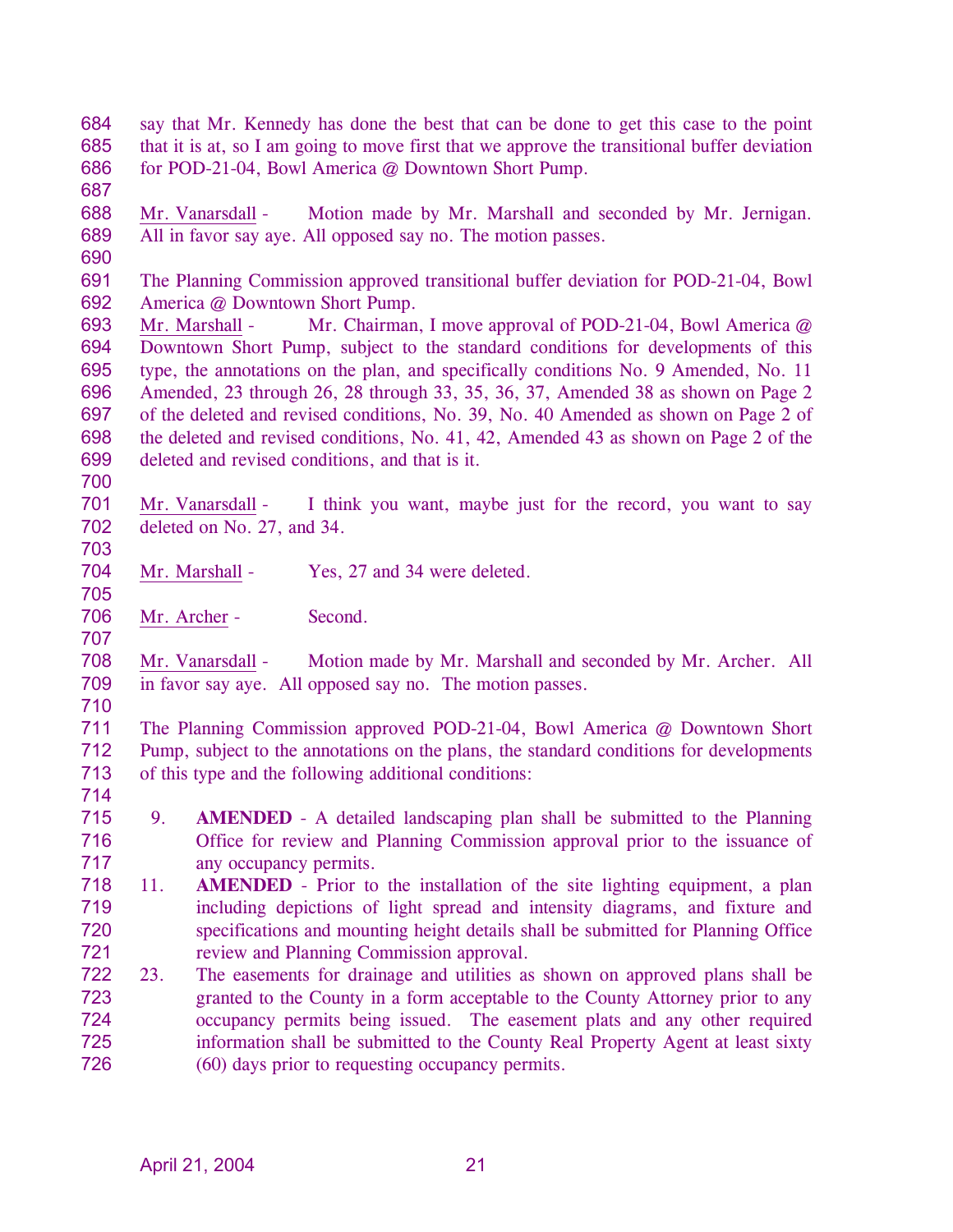say that Mr. Kennedy has done the best that can be done to get this case to the point that it is at, so I am going to move first that we approve the transitional buffer deviation for POD-21-04, Bowl America @ Downtown Short Pump.

Mr. Vanarsdall - Motion made by Mr. Marshall and seconded by Mr. Jernigan. All in favor say aye. All opposed say no. The motion passes.

The Planning Commission approved transitional buffer deviation for POD-21-04, Bowl America @ Downtown Short Pump.

Mr. Marshall - Mr. Chairman, I move approval of POD-21-04, Bowl America @ Downtown Short Pump, subject to the standard conditions for developments of this type, the annotations on the plan, and specifically conditions No. 9 Amended, No. 11 Amended, 23 through 26, 28 through 33, 35, 36, 37, Amended 38 as shown on Page 2 of the deleted and revised conditions, No. 39, No. 40 Amended as shown on Page 2 of the deleted and revised conditions, No. 41, 42, Amended 43 as shown on Page 2 of the deleted and revised conditions, and that is it.

Mr. Vanarsdall - I think you want, maybe just for the record, you want to say deleted on No. 27, and 34.

Mr. Marshall - Yes, 27 and 34 were deleted.

Mr. Archer - Second.

Mr. Vanarsdall - Motion made by Mr. Marshall and seconded by Mr. Archer. All in favor say aye. All opposed say no. The motion passes.

The Planning Commission approved POD-21-04, Bowl America @ Downtown Short Pump, subject to the annotations on the plans, the standard conditions for developments of this type and the following additional conditions:

9. **AMENDED** - A detailed landscaping plan shall be submitted to the Planning Office for review and Planning Commission approval prior to the issuance of any occupancy permits.
11. **AMENDED** - Prior to the installation of the site lighting equipment, a plan including depictions of light spread and intensity diagrams, and fixture and specifications and mounting height details shall be submitted for Planning Office review and Planning Commission approval.
23. The easements for drainage and utilities as shown on approved plans shall be granted to the County in a form acceptable to the County Attorney prior to any occupancy permits being issued. The easement plats and any other required information shall be submitted to the County Real Property Agent at least sixty (60) days prior to requesting occupancy permits.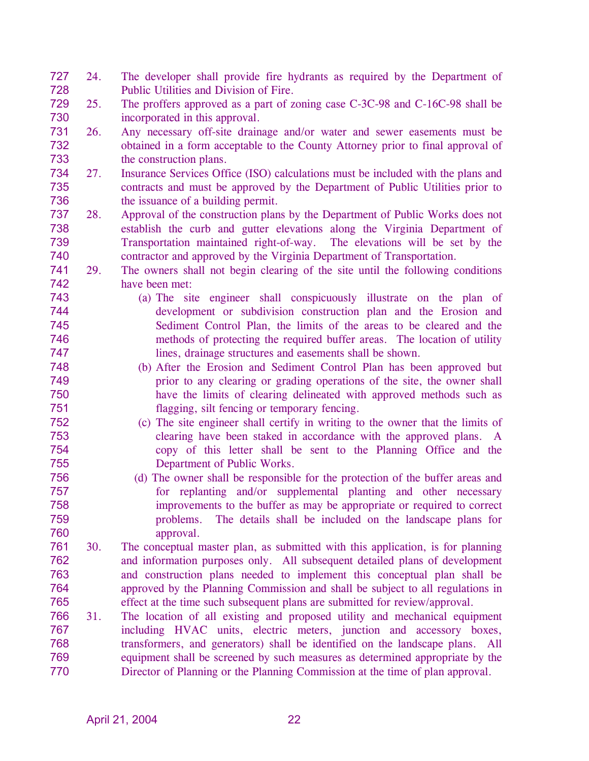24. The developer shall provide fire hydrants as required by the Department of Public Utilities and Division of Fire.

25. The proffers approved as a part of zoning case C-3C-98 and C-16C-98 shall be incorporated in this approval.

26. Any necessary off-site drainage and/or water and sewer easements must be obtained in a form acceptable to the County Attorney prior to final approval of the construction plans.

27. Insurance Services Office (ISO) calculations must be included with the plans and contracts and must be approved by the Department of Public Utilities prior to the issuance of a building permit.

28. Approval of the construction plans by the Department of Public Works does not establish the curb and gutter elevations along the Virginia Department of Transportation maintained right-of-way. The elevations will be set by the contractor and approved by the Virginia Department of Transportation.

29. The owners shall not begin clearing of the site until the following conditions have been met:

    (a) The site engineer shall conspicuously illustrate on the plan of development or subdivision construction plan and the Erosion and Sediment Control Plan, the limits of the areas to be cleared and the methods of protecting the required buffer areas. The location of utility lines, drainage structures and easements shall be shown.

    (b) After the Erosion and Sediment Control Plan has been approved but prior to any clearing or grading operations of the site, the owner shall have the limits of clearing delineated with approved methods such as flagging, silt fencing or temporary fencing.

    (c) The site engineer shall certify in writing to the owner that the limits of clearing have been staked in accordance with the approved plans. A copy of this letter shall be sent to the Planning Office and the Department of Public Works.

    (d) The owner shall be responsible for the protection of the buffer areas and for replanting and/or supplemental planting and other necessary improvements to the buffer as may be appropriate or required to correct problems. The details shall be included on the landscape plans for approval.

30. The conceptual master plan, as submitted with this application, is for planning and information purposes only. All subsequent detailed plans of development and construction plans needed to implement this conceptual plan shall be approved by the Planning Commission and shall be subject to all regulations in effect at the time such subsequent plans are submitted for review/approval.

31. The location of all existing and proposed utility and mechanical equipment including HVAC units, electric meters, junction and accessory boxes, transformers, and generators) shall be identified on the landscape plans. All equipment shall be screened by such measures as determined appropriate by the Director of Planning or the Planning Commission at the time of plan approval.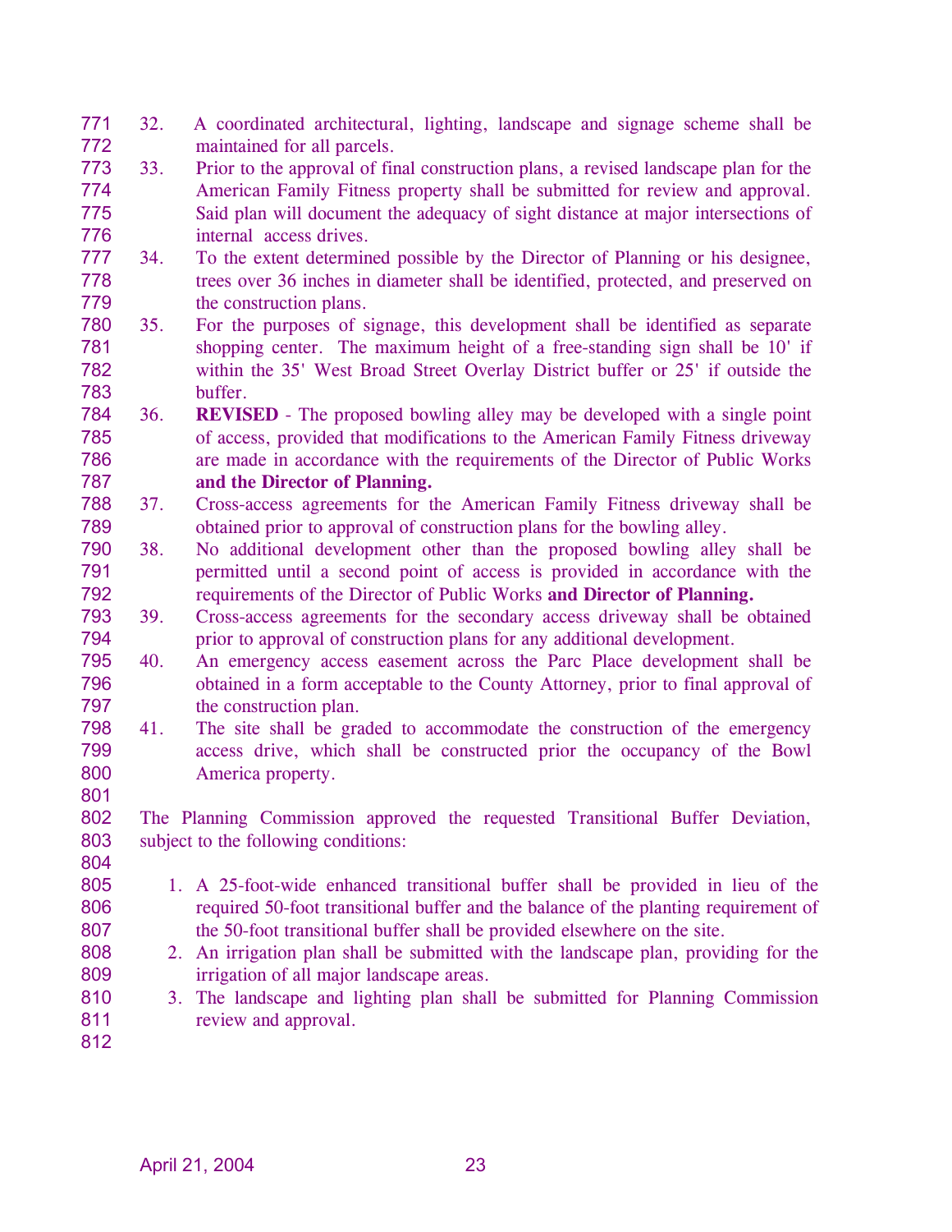32. A coordinated architectural, lighting, landscape and signage scheme shall be maintained for all parcels.
33. Prior to the approval of final construction plans, a revised landscape plan for the American Family Fitness property shall be submitted for review and approval. Said plan will document the adequacy of sight distance at major intersections of internal access drives.
34. To the extent determined possible by the Director of Planning or his designee, trees over 36 inches in diameter shall be identified, protected, and preserved on the construction plans.
35. For the purposes of signage, this development shall be identified as separate shopping center. The maximum height of a free-standing sign shall be 10' if within the 35' West Broad Street Overlay District buffer or 25' if outside the buffer.
36. **REVISED** - The proposed bowling alley may be developed with a single point of access, provided that modifications to the American Family Fitness driveway are made in accordance with the requirements of the Director of Public Works **and the Director of Planning.**
37. Cross-access agreements for the American Family Fitness driveway shall be obtained prior to approval of construction plans for the bowling alley.
38. No additional development other than the proposed bowling alley shall be permitted until a second point of access is provided in accordance with the requirements of the Director of Public Works **and Director of Planning.**
39. Cross-access agreements for the secondary access driveway shall be obtained prior to approval of construction plans for any additional development.
40. An emergency access easement across the Parc Place development shall be obtained in a form acceptable to the County Attorney, prior to final approval of the construction plan.
41. The site shall be graded to accommodate the construction of the emergency access drive, which shall be constructed prior the occupancy of the Bowl America property.

The Planning Commission approved the requested Transitional Buffer Deviation, subject to the following conditions:

1. A 25-foot-wide enhanced transitional buffer shall be provided in lieu of the required 50-foot transitional buffer and the balance of the planting requirement of the 50-foot transitional buffer shall be provided elsewhere on the site.
2. An irrigation plan shall be submitted with the landscape plan, providing for the irrigation of all major landscape areas.
3. The landscape and lighting plan shall be submitted for Planning Commission review and approval.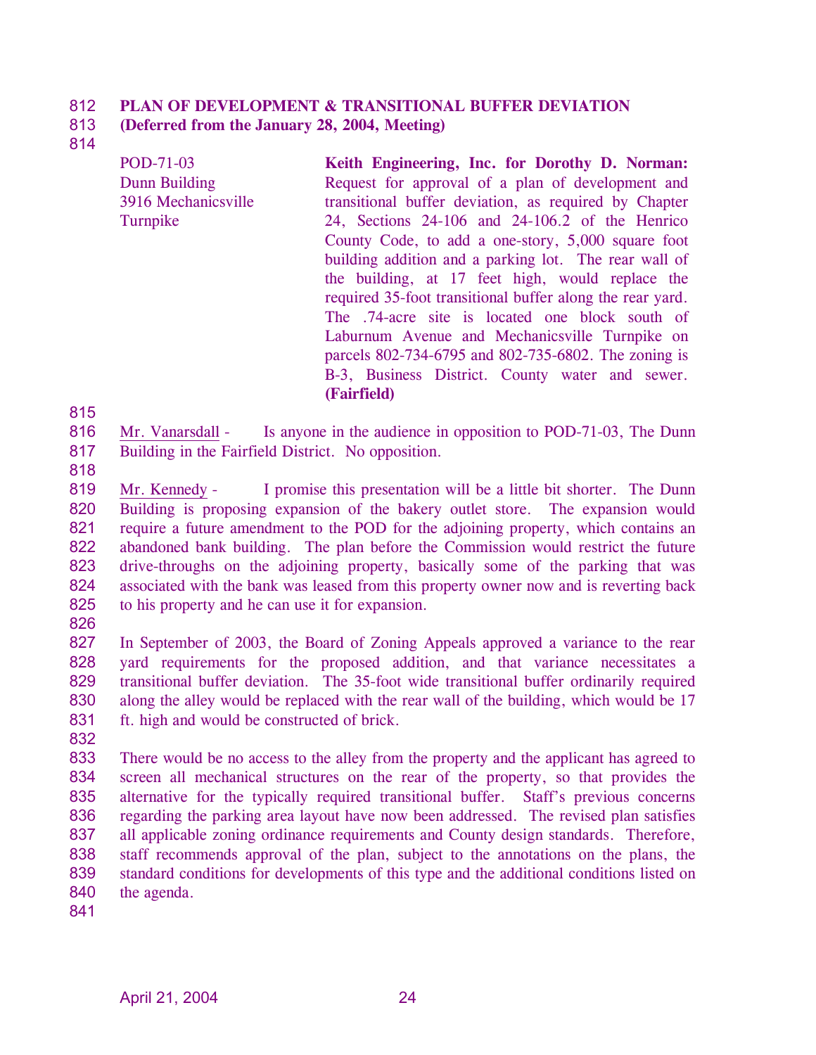**PLAN OF DEVELOPMENT & TRANSITIONAL BUFFER DEVIATION**
**(Deferred from the January 28, 2004, Meeting)**

| | |
|---|---|
| POD-71-03<br>Dunn Building<br>3916 Mechanicsville Turnpike | **Keith Engineering, Inc. for Dorothy D. Norman:** Request for approval of a plan of development and transitional buffer deviation, as required by Chapter 24, Sections 24-106 and 24-106.2 of the Henrico County Code, to add a one-story, 5,000 square foot building addition and a parking lot. The rear wall of the building, at 17 feet high, would replace the required 35-foot transitional buffer along the rear yard. The .74-acre site is located one block south of Laburnum Avenue and Mechanicsville Turnpike on parcels 802-734-6795 and 802-735-6802. The zoning is B-3, Business District. County water and sewer. **(Fairfield)** |

Mr. Vanarsdall - Is anyone in the audience in opposition to POD-71-03, The Dunn Building in the Fairfield District. No opposition.

Mr. Kennedy - I promise this presentation will be a little bit shorter. The Dunn Building is proposing expansion of the bakery outlet store. The expansion would require a future amendment to the POD for the adjoining property, which contains an abandoned bank building. The plan before the Commission would restrict the future drive-throughs on the adjoining property, basically some of the parking that was associated with the bank was leased from this property owner now and is reverting back to his property and he can use it for expansion.

In September of 2003, the Board of Zoning Appeals approved a variance to the rear yard requirements for the proposed addition, and that variance necessitates a transitional buffer deviation. The 35-foot wide transitional buffer ordinarily required along the alley would be replaced with the rear wall of the building, which would be 17 ft. high and would be constructed of brick.

There would be no access to the alley from the property and the applicant has agreed to screen all mechanical structures on the rear of the property, so that provides the alternative for the typically required transitional buffer. Staff's previous concerns regarding the parking area layout have now been addressed. The revised plan satisfies all applicable zoning ordinance requirements and County design standards. Therefore, staff recommends approval of the plan, subject to the annotations on the plans, the standard conditions for developments of this type and the additional conditions listed on the agenda.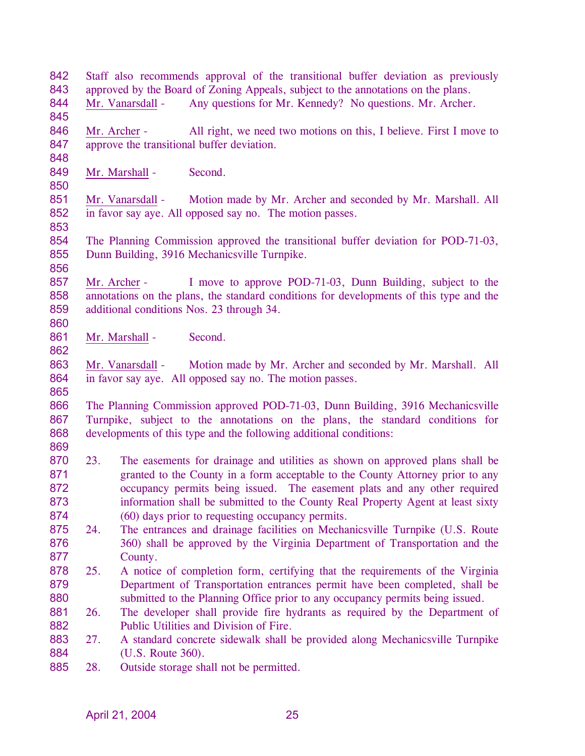Staff also recommends approval of the transitional buffer deviation as previously approved by the Board of Zoning Appeals, subject to the annotations on the plans.

Mr. Vanarsdall - Any questions for Mr. Kennedy? No questions. Mr. Archer.

Mr. Archer - All right, we need two motions on this, I believe. First I move to approve the transitional buffer deviation.

Mr. Marshall - Second.

Mr. Vanarsdall - Motion made by Mr. Archer and seconded by Mr. Marshall. All in favor say aye. All opposed say no. The motion passes.

The Planning Commission approved the transitional buffer deviation for POD-71-03, Dunn Building, 3916 Mechanicsville Turnpike.

Mr. Archer - I move to approve POD-71-03, Dunn Building, subject to the annotations on the plans, the standard conditions for developments of this type and the additional conditions Nos. 23 through 34.

Mr. Marshall - Second.

Mr. Vanarsdall - Motion made by Mr. Archer and seconded by Mr. Marshall. All in favor say aye. All opposed say no. The motion passes.

The Planning Commission approved POD-71-03, Dunn Building, 3916 Mechanicsville Turnpike, subject to the annotations on the plans, the standard conditions for developments of this type and the following additional conditions:

23. The easements for drainage and utilities as shown on approved plans shall be granted to the County in a form acceptable to the County Attorney prior to any occupancy permits being issued. The easement plats and any other required information shall be submitted to the County Real Property Agent at least sixty (60) days prior to requesting occupancy permits.
24. The entrances and drainage facilities on Mechanicsville Turnpike (U.S. Route 360) shall be approved by the Virginia Department of Transportation and the County.
25. A notice of completion form, certifying that the requirements of the Virginia Department of Transportation entrances permit have been completed, shall be submitted to the Planning Office prior to any occupancy permits being issued.
26. The developer shall provide fire hydrants as required by the Department of Public Utilities and Division of Fire.
27. A standard concrete sidewalk shall be provided along Mechanicsville Turnpike (U.S. Route 360).
28. Outside storage shall not be permitted.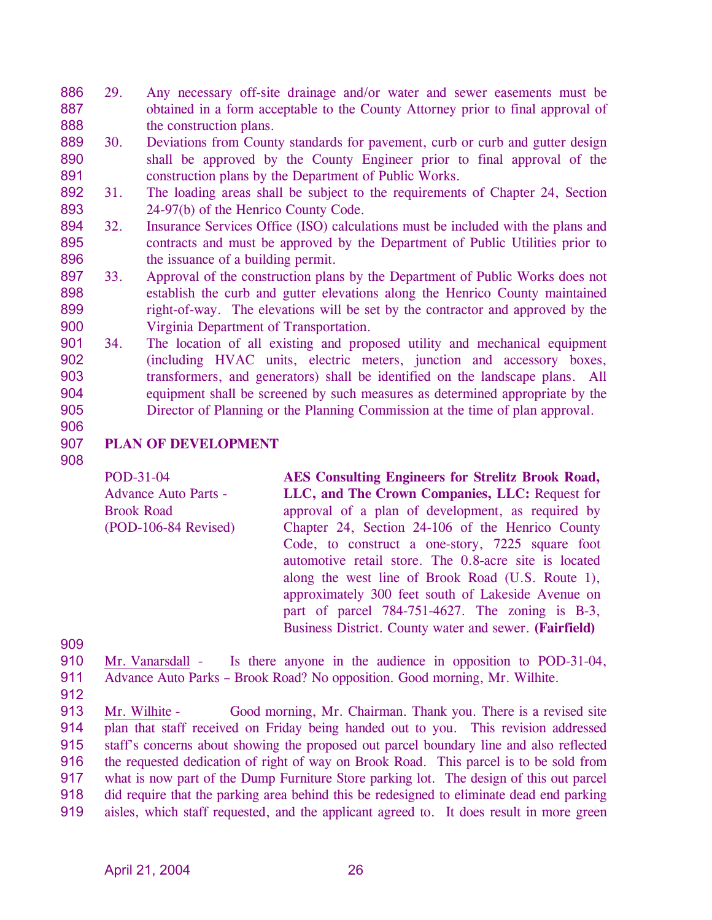29. Any necessary off-site drainage and/or water and sewer easements must be obtained in a form acceptable to the County Attorney prior to final approval of the construction plans.
30. Deviations from County standards for pavement, curb or curb and gutter design shall be approved by the County Engineer prior to final approval of the construction plans by the Department of Public Works.
31. The loading areas shall be subject to the requirements of Chapter 24, Section 24-97(b) of the Henrico County Code.
32. Insurance Services Office (ISO) calculations must be included with the plans and contracts and must be approved by the Department of Public Utilities prior to the issuance of a building permit.
33. Approval of the construction plans by the Department of Public Works does not establish the curb and gutter elevations along the Henrico County maintained right-of-way. The elevations will be set by the contractor and approved by the Virginia Department of Transportation.
34. The location of all existing and proposed utility and mechanical equipment (including HVAC units, electric meters, junction and accessory boxes, transformers, and generators) shall be identified on the landscape plans. All equipment shall be screened by such measures as determined appropriate by the Director of Planning or the Planning Commission at the time of plan approval.

**PLAN OF DEVELOPMENT**

POD-31-04
Advance Auto Parts - Brook Road
(POD-106-84 Revised)

**AES Consulting Engineers for Strelitz Brook Road, LLC, and The Crown Companies, LLC:** Request for approval of a plan of development, as required by Chapter 24, Section 24-106 of the Henrico County Code, to construct a one-story, 7225 square foot automotive retail store. The 0.8-acre site is located along the west line of Brook Road (U.S. Route 1), approximately 300 feet south of Lakeside Avenue on part of parcel 784-751-4627. The zoning is B-3, Business District. County water and sewer. **(Fairfield)**

Mr. Vanarsdall - Is there anyone in the audience in opposition to POD-31-04, Advance Auto Parks – Brook Road? No opposition. Good morning, Mr. Wilhite.

Mr. Wilhite - Good morning, Mr. Chairman. Thank you. There is a revised site plan that staff received on Friday being handed out to you. This revision addressed staff's concerns about showing the proposed out parcel boundary line and also reflected the requested dedication of right of way on Brook Road. This parcel is to be sold from what is now part of the Dump Furniture Store parking lot. The design of this out parcel did require that the parking area behind this be redesigned to eliminate dead end parking aisles, which staff requested, and the applicant agreed to. It does result in more green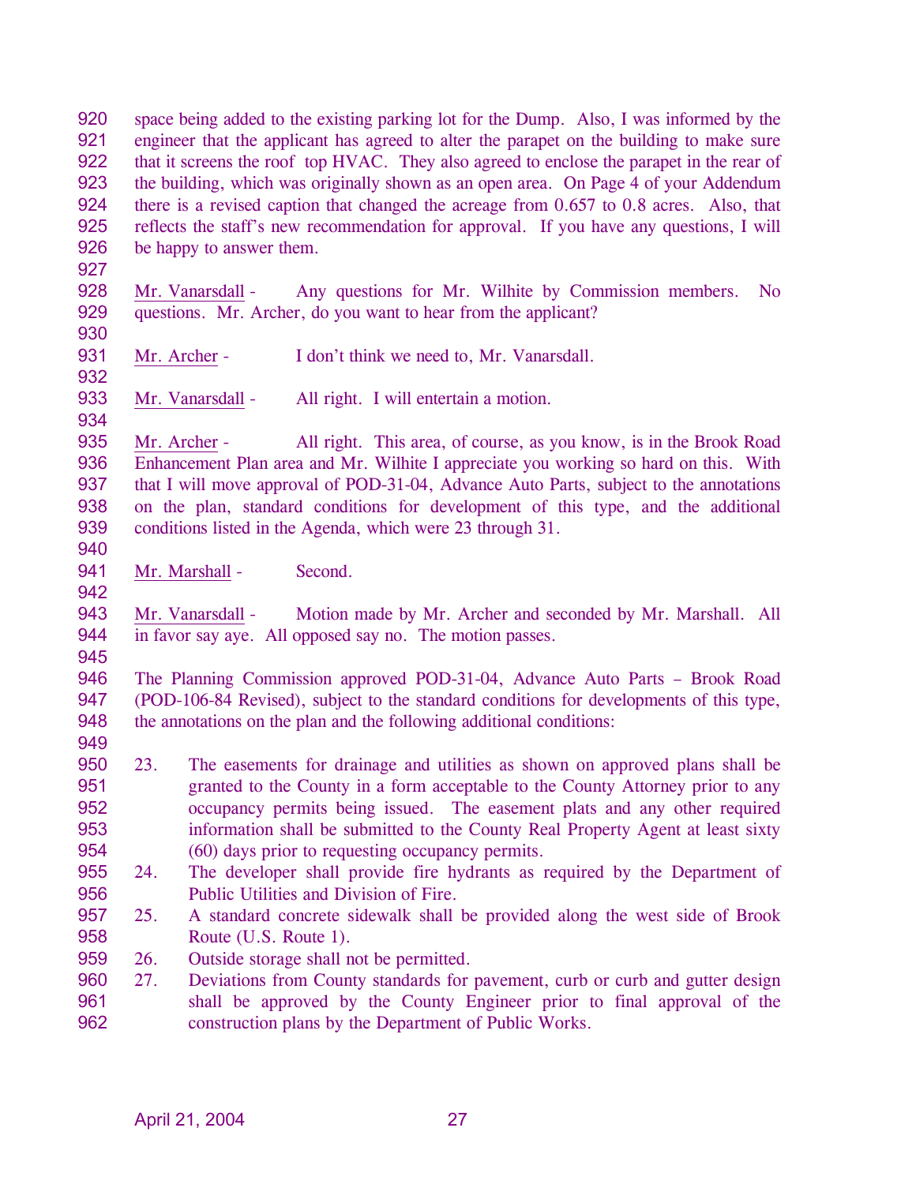space being added to the existing parking lot for the Dump. Also, I was informed by the engineer that the applicant has agreed to alter the parapet on the building to make sure that it screens the roof top HVAC. They also agreed to enclose the parapet in the rear of the building, which was originally shown as an open area. On Page 4 of your Addendum there is a revised caption that changed the acreage from 0.657 to 0.8 acres. Also, that reflects the staff's new recommendation for approval. If you have any questions, I will be happy to answer them.

Mr. Vanarsdall - Any questions for Mr. Wilhite by Commission members. No questions. Mr. Archer, do you want to hear from the applicant?

Mr. Archer - I don't think we need to, Mr. Vanarsdall.

Mr. Vanarsdall - All right. I will entertain a motion.

Mr. Archer - All right. This area, of course, as you know, is in the Brook Road Enhancement Plan area and Mr. Wilhite I appreciate you working so hard on this. With that I will move approval of POD-31-04, Advance Auto Parts, subject to the annotations on the plan, standard conditions for development of this type, and the additional conditions listed in the Agenda, which were 23 through 31.

Mr. Marshall - Second.

Mr. Vanarsdall - Motion made by Mr. Archer and seconded by Mr. Marshall. All in favor say aye. All opposed say no. The motion passes.

The Planning Commission approved POD-31-04, Advance Auto Parts – Brook Road (POD-106-84 Revised), subject to the standard conditions for developments of this type, the annotations on the plan and the following additional conditions:

23. The easements for drainage and utilities as shown on approved plans shall be granted to the County in a form acceptable to the County Attorney prior to any occupancy permits being issued. The easement plats and any other required information shall be submitted to the County Real Property Agent at least sixty (60) days prior to requesting occupancy permits.
24. The developer shall provide fire hydrants as required by the Department of Public Utilities and Division of Fire.
25. A standard concrete sidewalk shall be provided along the west side of Brook Route (U.S. Route 1).
26. Outside storage shall not be permitted.
27. Deviations from County standards for pavement, curb or curb and gutter design shall be approved by the County Engineer prior to final approval of the construction plans by the Department of Public Works.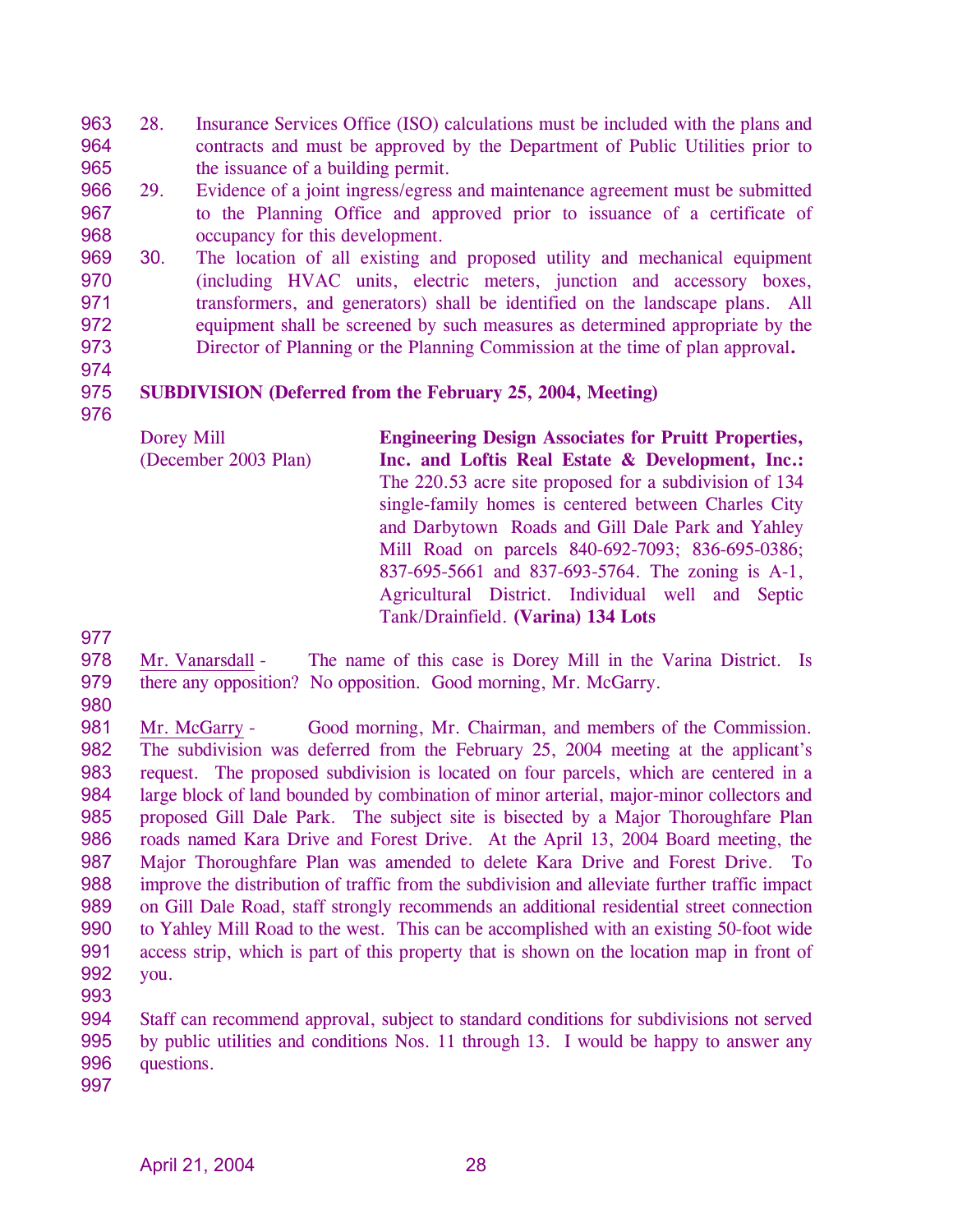28. Insurance Services Office (ISO) calculations must be included with the plans and contracts and must be approved by the Department of Public Utilities prior to the issuance of a building permit.
29. Evidence of a joint ingress/egress and maintenance agreement must be submitted to the Planning Office and approved prior to issuance of a certificate of occupancy for this development.
30. The location of all existing and proposed utility and mechanical equipment (including HVAC units, electric meters, junction and accessory boxes, transformers, and generators) shall be identified on the landscape plans. All equipment shall be screened by such measures as determined appropriate by the Director of Planning or the Planning Commission at the time of plan approval**.**

**SUBDIVISION (Deferred from the February 25, 2004, Meeting)**

| | |
|---|---|
| Dorey Mill (December 2003 Plan) | **Engineering Design Associates for Pruitt Properties, Inc. and Loftis Real Estate & Development, Inc.:** The 220.53 acre site proposed for a subdivision of 134 single-family homes is centered between Charles City and Darbytown Roads and Gill Dale Park and Yahley Mill Road on parcels 840-692-7093; 836-695-0386; 837-695-5661 and 837-693-5764. The zoning is A-1, Agricultural District. Individual well and Septic Tank/Drainfield. **(Varina) 134 Lots** |

Mr. Vanarsdall - The name of this case is Dorey Mill in the Varina District. Is there any opposition? No opposition. Good morning, Mr. McGarry.

Mr. McGarry - Good morning, Mr. Chairman, and members of the Commission. The subdivision was deferred from the February 25, 2004 meeting at the applicant's request. The proposed subdivision is located on four parcels, which are centered in a large block of land bounded by combination of minor arterial, major-minor collectors and proposed Gill Dale Park. The subject site is bisected by a Major Thoroughfare Plan roads named Kara Drive and Forest Drive. At the April 13, 2004 Board meeting, the Major Thoroughfare Plan was amended to delete Kara Drive and Forest Drive. To improve the distribution of traffic from the subdivision and alleviate further traffic impact on Gill Dale Road, staff strongly recommends an additional residential street connection to Yahley Mill Road to the west. This can be accomplished with an existing 50-foot wide access strip, which is part of this property that is shown on the location map in front of you.

Staff can recommend approval, subject to standard conditions for subdivisions not served by public utilities and conditions Nos. 11 through 13. I would be happy to answer any questions.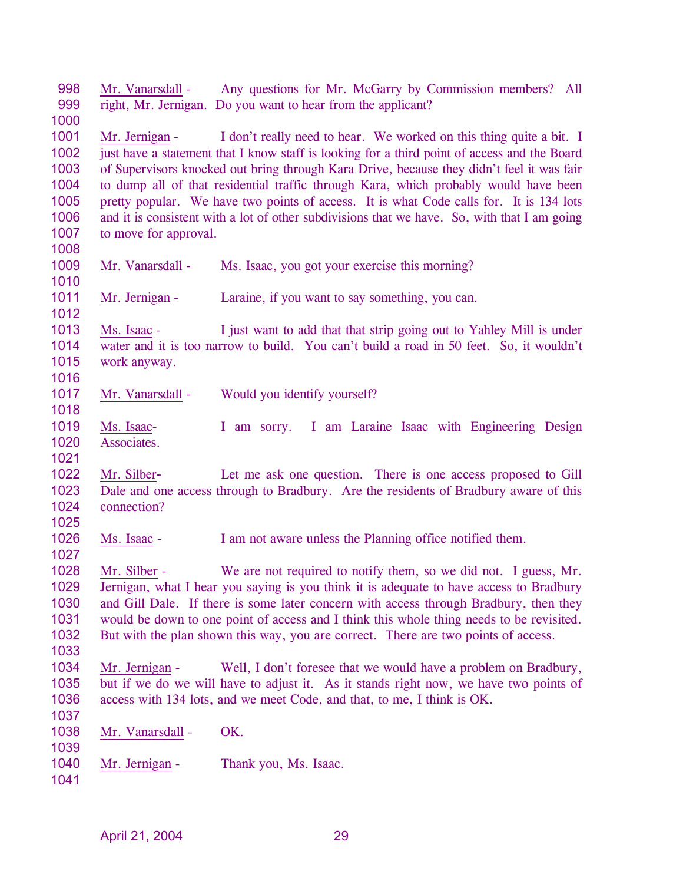Mr. Vanarsdall - Any questions for Mr. McGarry by Commission members? All right, Mr. Jernigan. Do you want to hear from the applicant?

Mr. Jernigan - I don't really need to hear. We worked on this thing quite a bit. I just have a statement that I know staff is looking for a third point of access and the Board of Supervisors knocked out bring through Kara Drive, because they didn't feel it was fair to dump all of that residential traffic through Kara, which probably would have been pretty popular. We have two points of access. It is what Code calls for. It is 134 lots and it is consistent with a lot of other subdivisions that we have. So, with that I am going to move for approval.

Mr. Vanarsdall - Ms. Isaac, you got your exercise this morning?

Mr. Jernigan - Laraine, if you want to say something, you can.

Ms. Isaac - I just want to add that that strip going out to Yahley Mill is under water and it is too narrow to build. You can't build a road in 50 feet. So, it wouldn't work anyway.

Mr. Vanarsdall - Would you identify yourself?

Ms. Isaac- I am sorry. I am Laraine Isaac with Engineering Design Associates.

Mr. Silber- Let me ask one question. There is one access proposed to Gill Dale and one access through to Bradbury. Are the residents of Bradbury aware of this connection?

Ms. Isaac - I am not aware unless the Planning office notified them.

Mr. Silber - We are not required to notify them, so we did not. I guess, Mr. Jernigan, what I hear you saying is you think it is adequate to have access to Bradbury and Gill Dale. If there is some later concern with access through Bradbury, then they would be down to one point of access and I think this whole thing needs to be revisited. But with the plan shown this way, you are correct. There are two points of access.

Mr. Jernigan - Well, I don't foresee that we would have a problem on Bradbury, but if we do we will have to adjust it. As it stands right now, we have two points of access with 134 lots, and we meet Code, and that, to me, I think is OK.

Mr. Vanarsdall - OK.

Mr. Jernigan - Thank you, Ms. Isaac.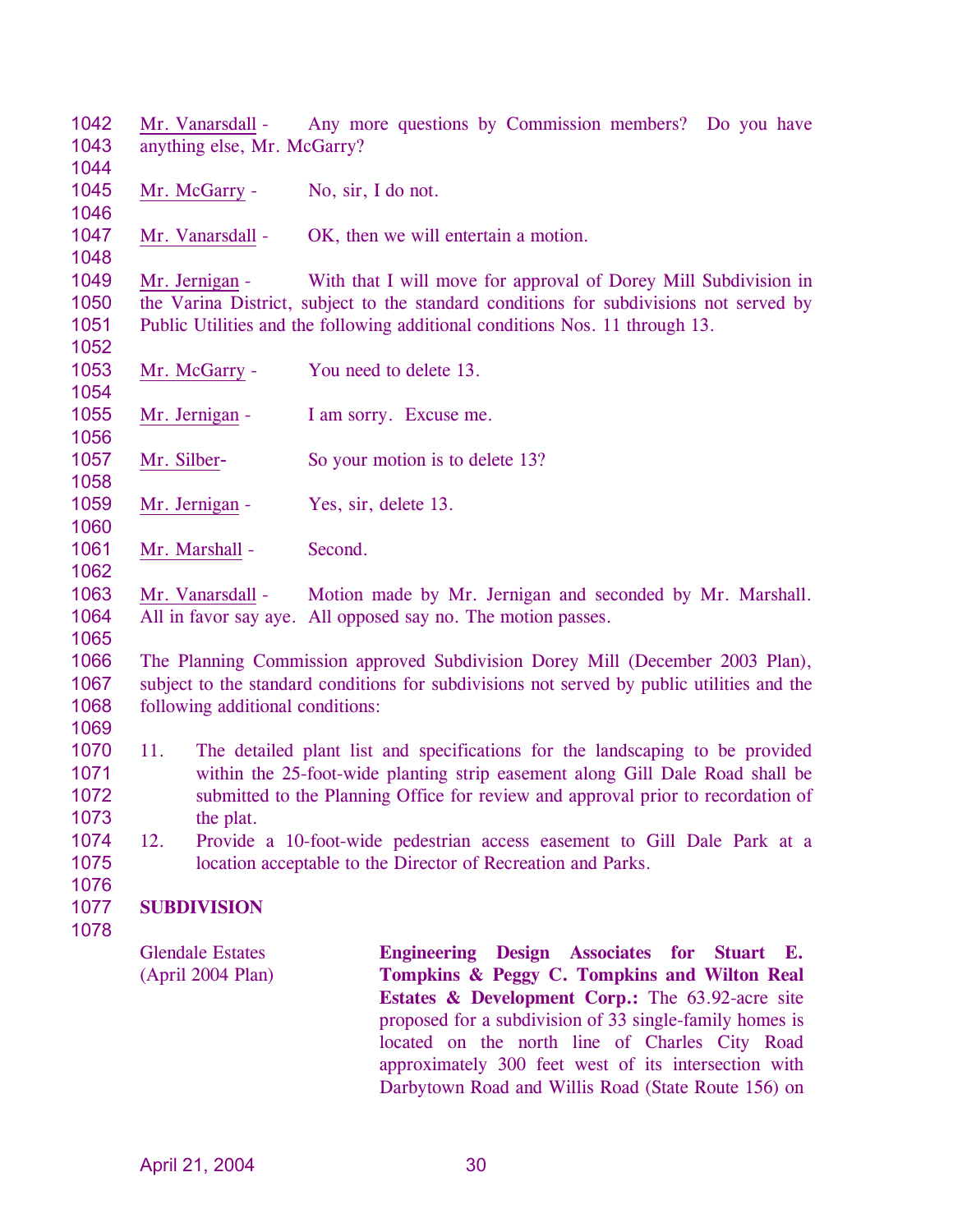Mr. Vanarsdall - Any more questions by Commission members? Do you have anything else, Mr. McGarry?

Mr. McGarry - No, sir, I do not.

Mr. Vanarsdall - OK, then we will entertain a motion.

Mr. Jernigan - With that I will move for approval of Dorey Mill Subdivision in the Varina District, subject to the standard conditions for subdivisions not served by Public Utilities and the following additional conditions Nos. 11 through 13.

Mr. McGarry - You need to delete 13.

Mr. Jernigan - I am sorry. Excuse me.

Mr. Silber- So your motion is to delete 13?

Mr. Jernigan - Yes, sir, delete 13.

Mr. Marshall - Second.

Mr. Vanarsdall - Motion made by Mr. Jernigan and seconded by Mr. Marshall. All in favor say aye. All opposed say no. The motion passes.

The Planning Commission approved Subdivision Dorey Mill (December 2003 Plan), subject to the standard conditions for subdivisions not served by public utilities and the following additional conditions:

11. The detailed plant list and specifications for the landscaping to be provided within the 25-foot-wide planting strip easement along Gill Dale Road shall be submitted to the Planning Office for review and approval prior to recordation of the plat.
12. Provide a 10-foot-wide pedestrian access easement to Gill Dale Park at a location acceptable to the Director of Recreation and Parks.

**SUBDIVISION**

Glendale Estates (April 2004 Plan)

**Engineering Design Associates for Stuart E. Tompkins & Peggy C. Tompkins and Wilton Real Estates & Development Corp.:** The 63.92-acre site proposed for a subdivision of 33 single-family homes is located on the north line of Charles City Road approximately 300 feet west of its intersection with Darbytown Road and Willis Road (State Route 156) on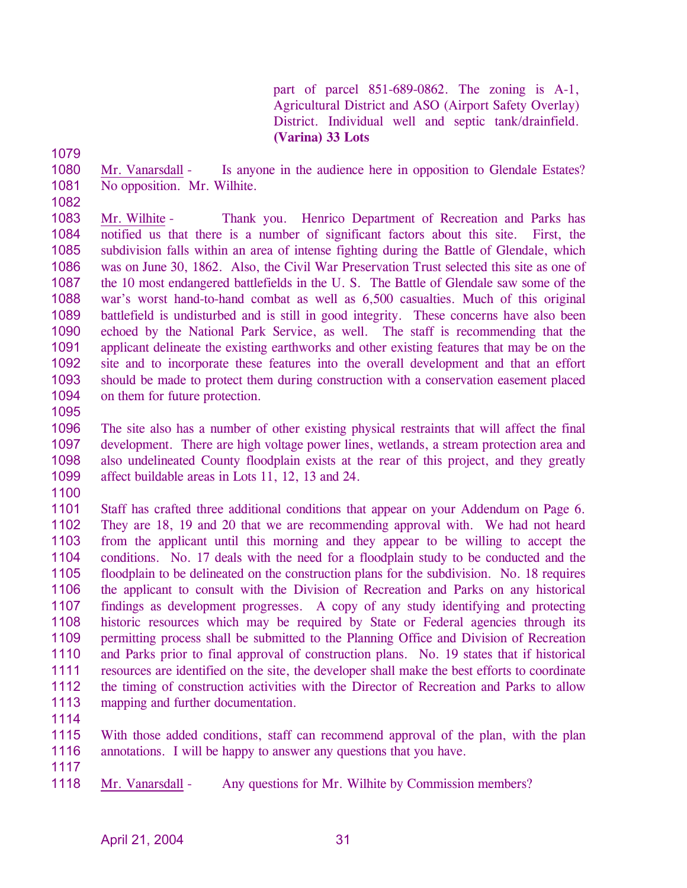part of parcel 851-689-0862. The zoning is A-1, Agricultural District and ASO (Airport Safety Overlay) District. Individual well and septic tank/drainfield. **(Varina) 33 Lots**

1079

1080 Mr. Vanarsdall - Is anyone in the audience here in opposition to Glendale Estates?
1081 No opposition. Mr. Wilhite.

1082

1083 Mr. Wilhite - Thank you. Henrico Department of Recreation and Parks has
1084 notified us that there is a number of significant factors about this site. First, the
1085 subdivision falls within an area of intense fighting during the Battle of Glendale, which
1086 was on June 30, 1862. Also, the Civil War Preservation Trust selected this site as one of
1087 the 10 most endangered battlefields in the U. S. The Battle of Glendale saw some of the
1088 war's worst hand-to-hand combat as well as 6,500 casualties. Much of this original
1089 battlefield is undisturbed and is still in good integrity. These concerns have also been
1090 echoed by the National Park Service, as well. The staff is recommending that the
1091 applicant delineate the existing earthworks and other existing features that may be on the
1092 site and to incorporate these features into the overall development and that an effort
1093 should be made to protect them during construction with a conservation easement placed
1094 on them for future protection.

1095

1096 The site also has a number of other existing physical restraints that will affect the final
1097 development. There are high voltage power lines, wetlands, a stream protection area and
1098 also undelineated County floodplain exists at the rear of this project, and they greatly
1099 affect buildable areas in Lots 11, 12, 13 and 24.

1100

1101 Staff has crafted three additional conditions that appear on your Addendum on Page 6.
1102 They are 18, 19 and 20 that we are recommending approval with. We had not heard
1103 from the applicant until this morning and they appear to be willing to accept the
1104 conditions. No. 17 deals with the need for a floodplain study to be conducted and the
1105 floodplain to be delineated on the construction plans for the subdivision. No. 18 requires
1106 the applicant to consult with the Division of Recreation and Parks on any historical
1107 findings as development progresses. A copy of any study identifying and protecting
1108 historic resources which may be required by State or Federal agencies through its
1109 permitting process shall be submitted to the Planning Office and Division of Recreation
1110 and Parks prior to final approval of construction plans. No. 19 states that if historical
1111 resources are identified on the site, the developer shall make the best efforts to coordinate
1112 the timing of construction activities with the Director of Recreation and Parks to allow
1113 mapping and further documentation.

1114

1115 With those added conditions, staff can recommend approval of the plan, with the plan
1116 annotations. I will be happy to answer any questions that you have.

1117

1118 Mr. Vanarsdall - Any questions for Mr. Wilhite by Commission members?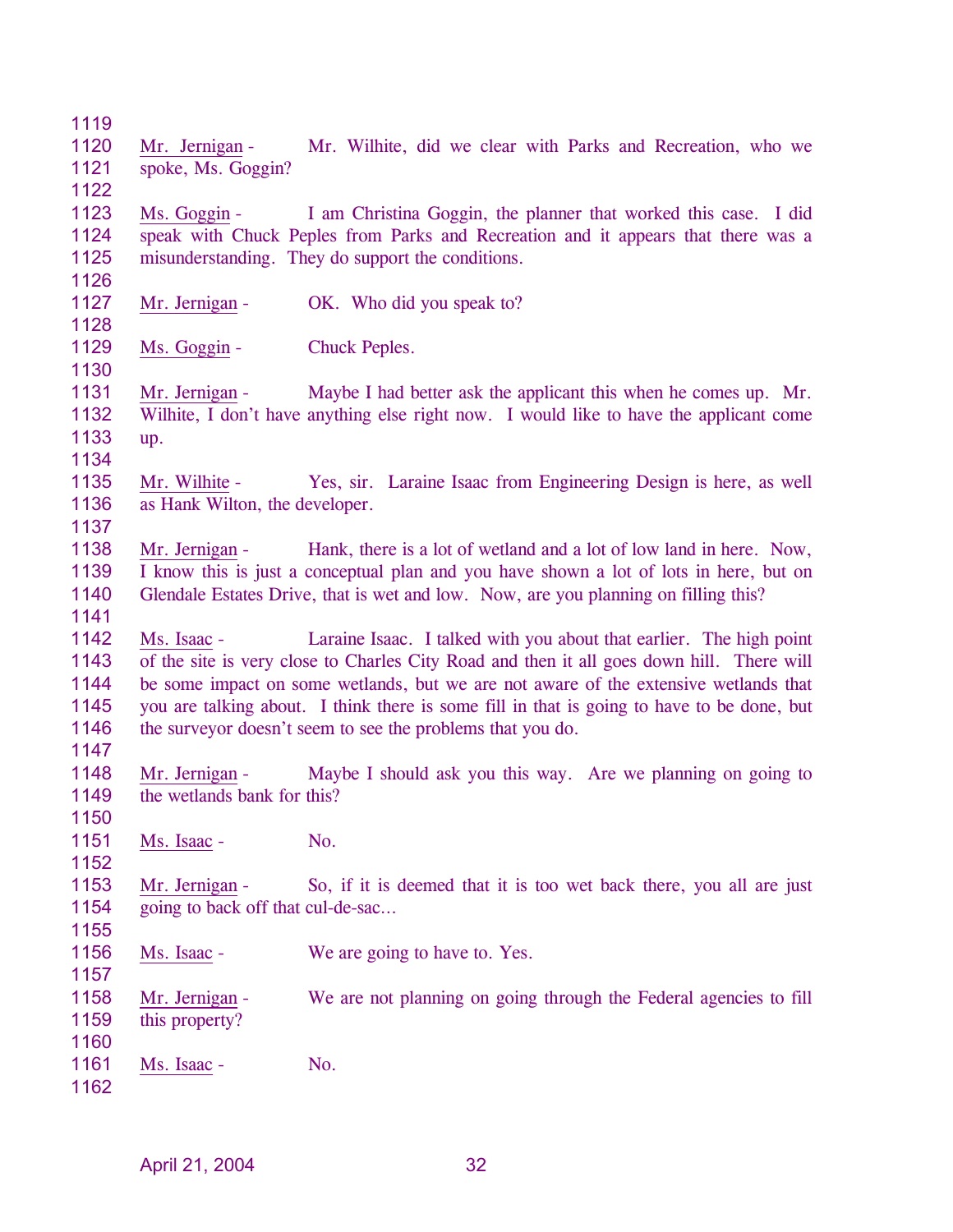Mr. Jernigan - Mr. Wilhite, did we clear with Parks and Recreation, who we spoke, Ms. Goggin?

Ms. Goggin - I am Christina Goggin, the planner that worked this case. I did speak with Chuck Peples from Parks and Recreation and it appears that there was a misunderstanding. They do support the conditions.

Mr. Jernigan - OK. Who did you speak to?

Ms. Goggin - Chuck Peples.

Mr. Jernigan - Maybe I had better ask the applicant this when he comes up. Mr. Wilhite, I don't have anything else right now. I would like to have the applicant come up.

Mr. Wilhite - Yes, sir. Laraine Isaac from Engineering Design is here, as well as Hank Wilton, the developer.

Mr. Jernigan - Hank, there is a lot of wetland and a lot of low land in here. Now, I know this is just a conceptual plan and you have shown a lot of lots in here, but on Glendale Estates Drive, that is wet and low. Now, are you planning on filling this?

Ms. Isaac - Laraine Isaac. I talked with you about that earlier. The high point of the site is very close to Charles City Road and then it all goes down hill. There will be some impact on some wetlands, but we are not aware of the extensive wetlands that you are talking about. I think there is some fill in that is going to have to be done, but the surveyor doesn't seem to see the problems that you do.

Mr. Jernigan - Maybe I should ask you this way. Are we planning on going to the wetlands bank for this?

Ms. Isaac - No.

Mr. Jernigan - So, if it is deemed that it is too wet back there, you all are just going to back off that cul-de-sac…

Ms. Isaac - We are going to have to. Yes.

Mr. Jernigan - We are not planning on going through the Federal agencies to fill this property?

Ms. Isaac - No.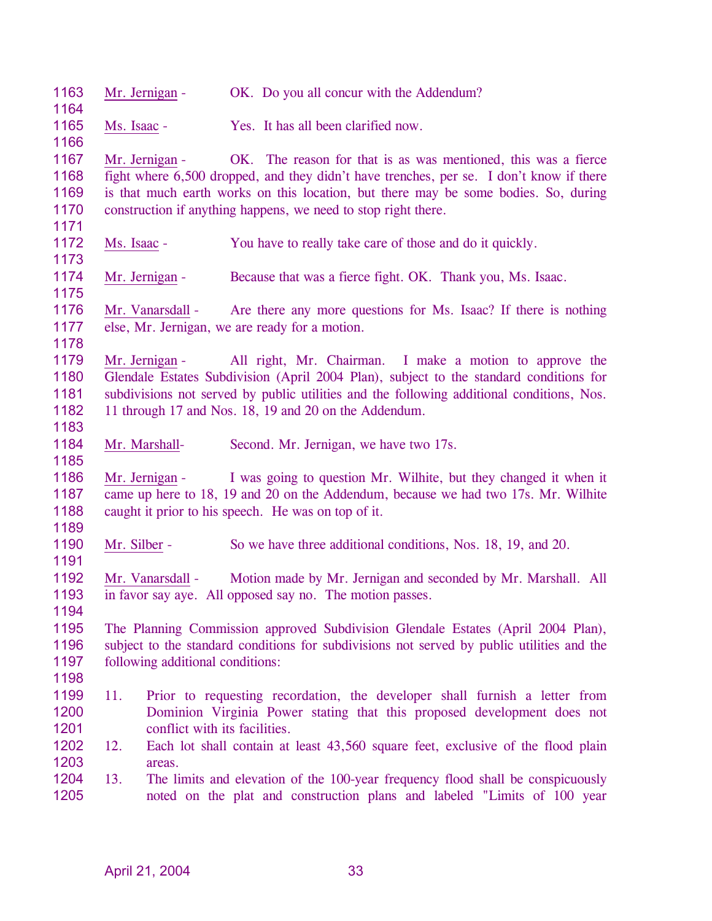Mr. Jernigan - OK. Do you all concur with the Addendum?

Ms. Isaac - Yes. It has all been clarified now.

Mr. Jernigan - OK. The reason for that is as was mentioned, this was a fierce fight where 6,500 dropped, and they didn't have trenches, per se. I don't know if there is that much earth works on this location, but there may be some bodies. So, during construction if anything happens, we need to stop right there.

Ms. Isaac - You have to really take care of those and do it quickly.

Mr. Jernigan - Because that was a fierce fight. OK. Thank you, Ms. Isaac.

Mr. Vanarsdall - Are there any more questions for Ms. Isaac? If there is nothing else, Mr. Jernigan, we are ready for a motion.

Mr. Jernigan - All right, Mr. Chairman. I make a motion to approve the Glendale Estates Subdivision (April 2004 Plan), subject to the standard conditions for subdivisions not served by public utilities and the following additional conditions, Nos. 11 through 17 and Nos. 18, 19 and 20 on the Addendum.

Mr. Marshall- Second. Mr. Jernigan, we have two 17s.

Mr. Jernigan - I was going to question Mr. Wilhite, but they changed it when it came up here to 18, 19 and 20 on the Addendum, because we had two 17s. Mr. Wilhite caught it prior to his speech. He was on top of it.

Mr. Silber - So we have three additional conditions, Nos. 18, 19, and 20.

Mr. Vanarsdall - Motion made by Mr. Jernigan and seconded by Mr. Marshall. All in favor say aye. All opposed say no. The motion passes.

The Planning Commission approved Subdivision Glendale Estates (April 2004 Plan), subject to the standard conditions for subdivisions not served by public utilities and the following additional conditions:

11. Prior to requesting recordation, the developer shall furnish a letter from Dominion Virginia Power stating that this proposed development does not conflict with its facilities.
12. Each lot shall contain at least 43,560 square feet, exclusive of the flood plain areas.
13. The limits and elevation of the 100-year frequency flood shall be conspicuously noted on the plat and construction plans and labeled "Limits of 100 year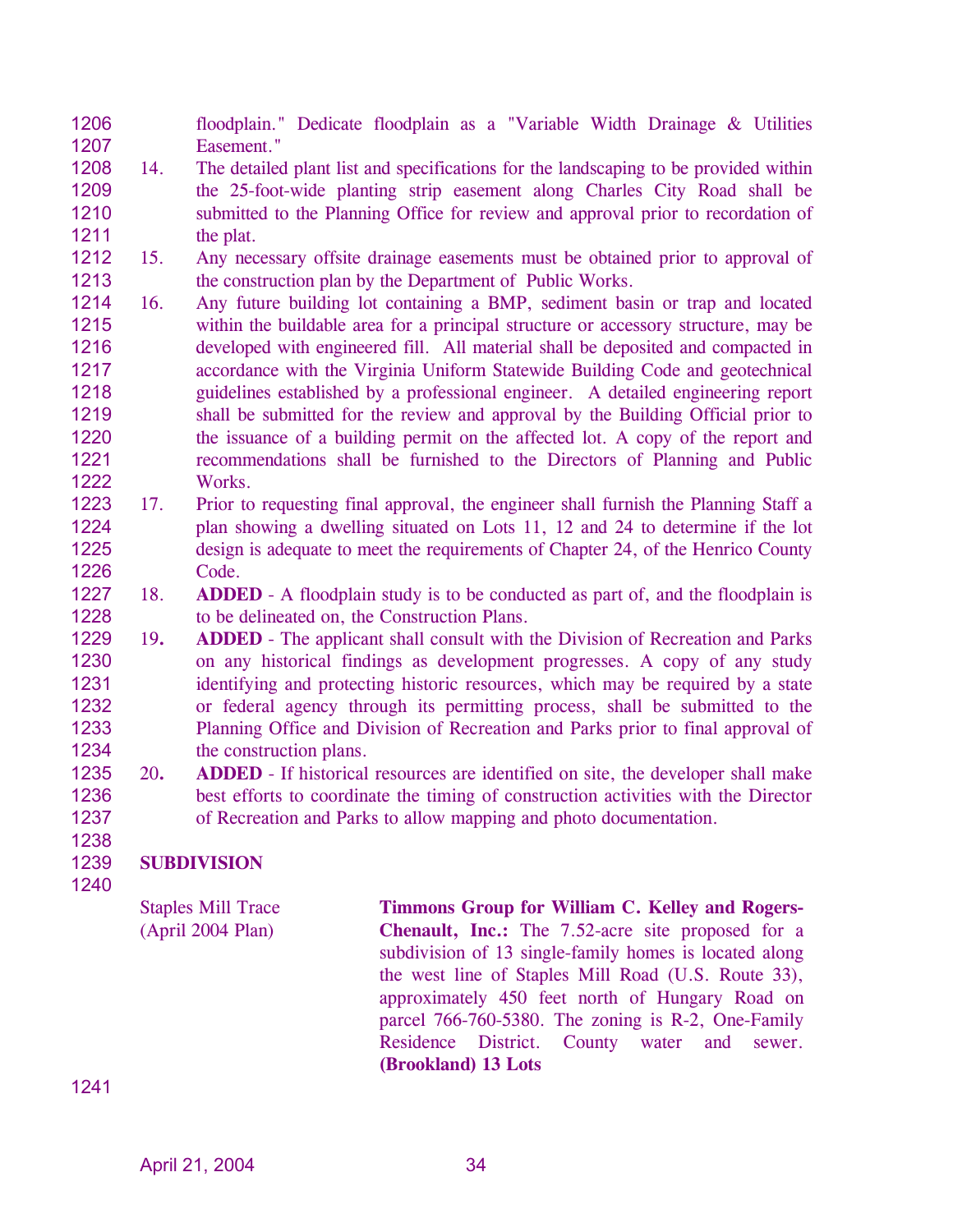floodplain." Dedicate floodplain as a "Variable Width Drainage & Utilities Easement."

14. The detailed plant list and specifications for the landscaping to be provided within the 25-foot-wide planting strip easement along Charles City Road shall be submitted to the Planning Office for review and approval prior to recordation of the plat.
15. Any necessary offsite drainage easements must be obtained prior to approval of the construction plan by the Department of Public Works.
16. Any future building lot containing a BMP, sediment basin or trap and located within the buildable area for a principal structure or accessory structure, may be developed with engineered fill. All material shall be deposited and compacted in accordance with the Virginia Uniform Statewide Building Code and geotechnical guidelines established by a professional engineer. A detailed engineering report shall be submitted for the review and approval by the Building Official prior to the issuance of a building permit on the affected lot. A copy of the report and recommendations shall be furnished to the Directors of Planning and Public Works.
17. Prior to requesting final approval, the engineer shall furnish the Planning Staff a plan showing a dwelling situated on Lots 11, 12 and 24 to determine if the lot design is adequate to meet the requirements of Chapter 24, of the Henrico County Code.
18. **ADDED** - A floodplain study is to be conducted as part of, and the floodplain is to be delineated on, the Construction Plans.
19. **ADDED** - The applicant shall consult with the Division of Recreation and Parks on any historical findings as development progresses. A copy of any study identifying and protecting historic resources, which may be required by a state or federal agency through its permitting process, shall be submitted to the Planning Office and Division of Recreation and Parks prior to final approval of the construction plans.
20. **ADDED** - If historical resources are identified on site, the developer shall make best efforts to coordinate the timing of construction activities with the Director of Recreation and Parks to allow mapping and photo documentation.

**SUBDIVISION**

Staples Mill Trace
(April 2004 Plan)

**Timmons Group for William C. Kelley and Rogers-Chenault, Inc.:** The 7.52-acre site proposed for a subdivision of 13 single-family homes is located along the west line of Staples Mill Road (U.S. Route 33), approximately 450 feet north of Hungary Road on parcel 766-760-5380. The zoning is R-2, One-Family Residence District. County water and sewer. **(Brookland) 13 Lots**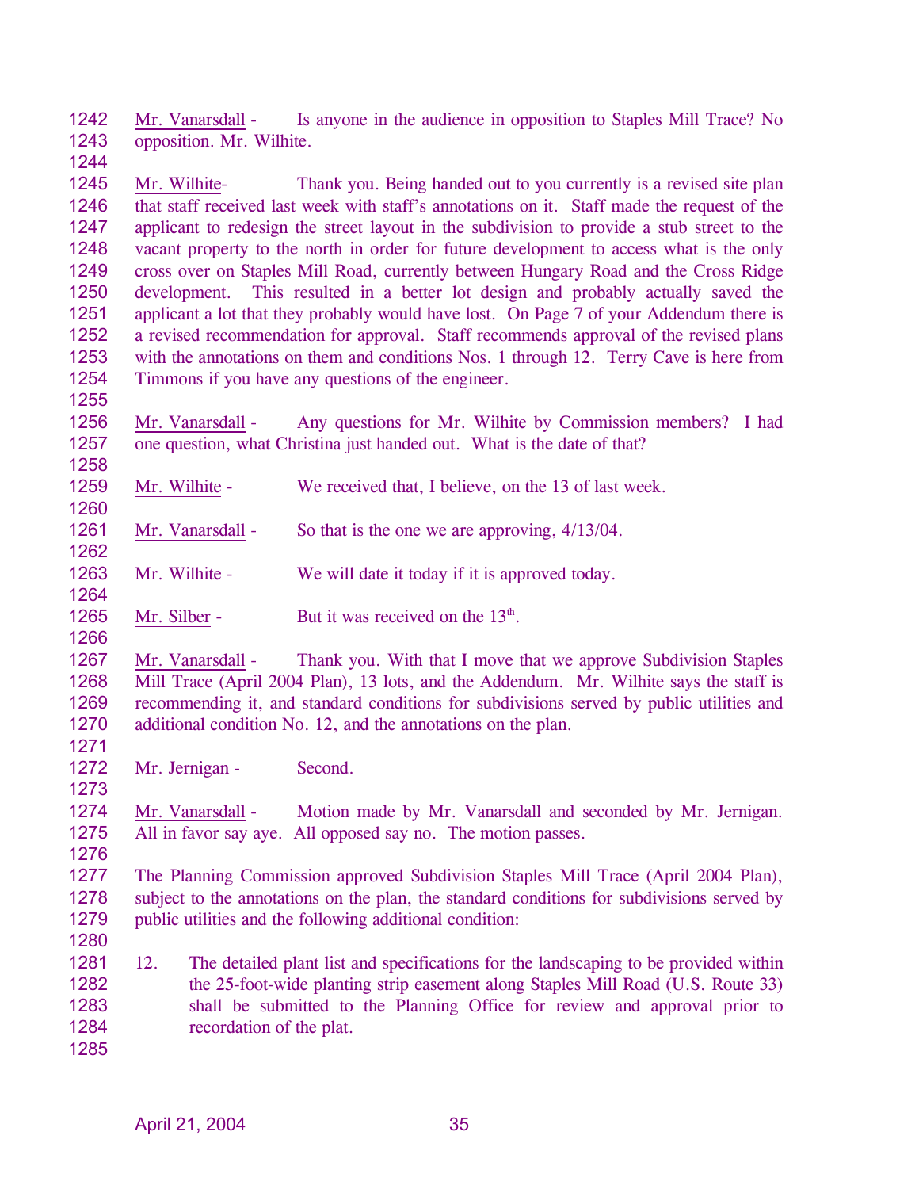Mr. Vanarsdall - Is anyone in the audience in opposition to Staples Mill Trace? No opposition. Mr. Wilhite.

Mr. Wilhite- Thank you. Being handed out to you currently is a revised site plan that staff received last week with staff's annotations on it. Staff made the request of the applicant to redesign the street layout in the subdivision to provide a stub street to the vacant property to the north in order for future development to access what is the only cross over on Staples Mill Road, currently between Hungary Road and the Cross Ridge development. This resulted in a better lot design and probably actually saved the applicant a lot that they probably would have lost. On Page 7 of your Addendum there is a revised recommendation for approval. Staff recommends approval of the revised plans with the annotations on them and conditions Nos. 1 through 12. Terry Cave is here from Timmons if you have any questions of the engineer.

Mr. Vanarsdall - Any questions for Mr. Wilhite by Commission members? I had one question, what Christina just handed out. What is the date of that?

Mr. Wilhite - We received that, I believe, on the 13 of last week.

Mr. Vanarsdall - So that is the one we are approving, 4/13/04.

Mr. Wilhite - We will date it today if it is approved today.

Mr. Silber - But it was received on the 13th.

Mr. Vanarsdall - Thank you. With that I move that we approve Subdivision Staples Mill Trace (April 2004 Plan), 13 lots, and the Addendum. Mr. Wilhite says the staff is recommending it, and standard conditions for subdivisions served by public utilities and additional condition No. 12, and the annotations on the plan.

Mr. Jernigan - Second.

Mr. Vanarsdall - Motion made by Mr. Vanarsdall and seconded by Mr. Jernigan. All in favor say aye. All opposed say no. The motion passes.

The Planning Commission approved Subdivision Staples Mill Trace (April 2004 Plan), subject to the annotations on the plan, the standard conditions for subdivisions served by public utilities and the following additional condition:

12. The detailed plant list and specifications for the landscaping to be provided within the 25-foot-wide planting strip easement along Staples Mill Road (U.S. Route 33) shall be submitted to the Planning Office for review and approval prior to recordation of the plat.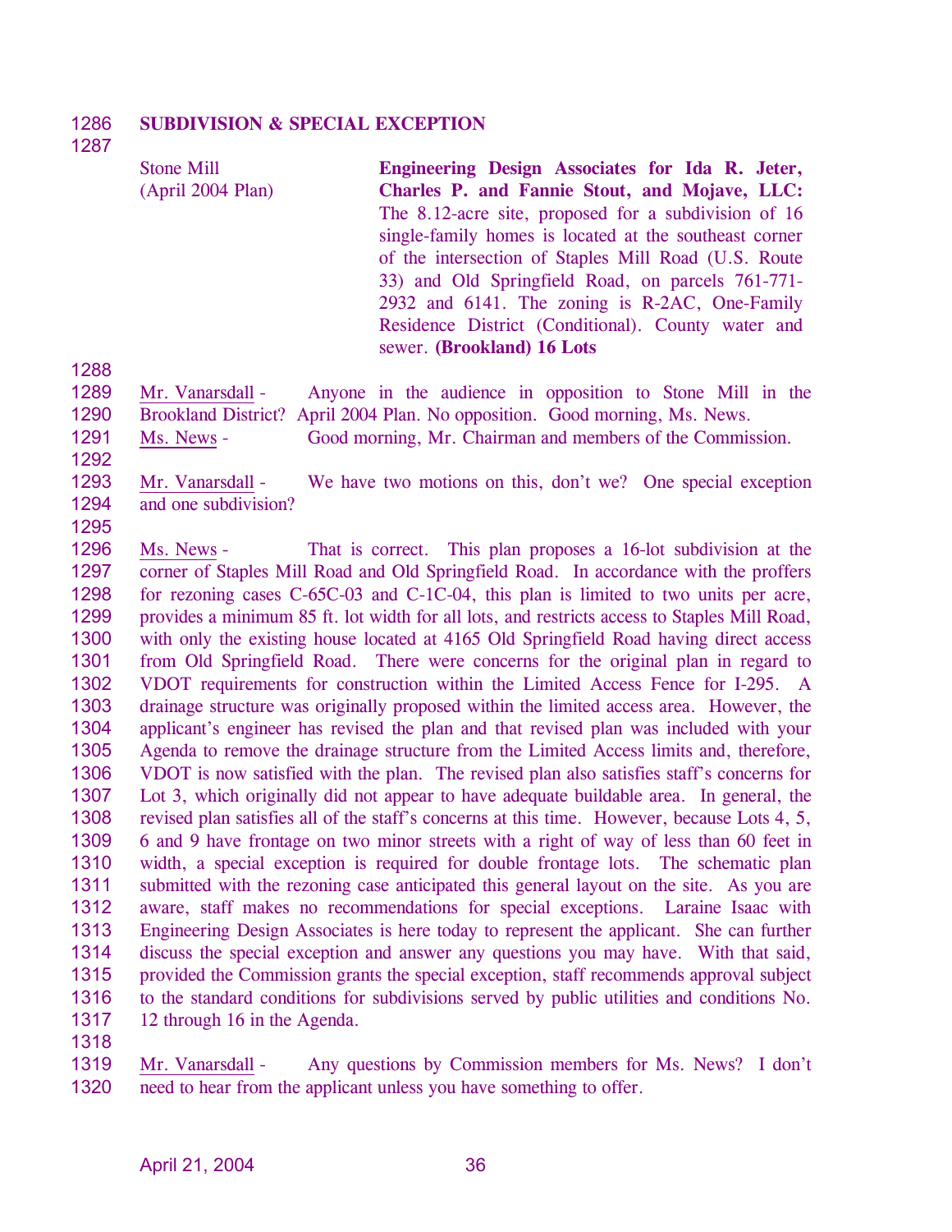**SUBDIVISION & SPECIAL EXCEPTION**

| | |
|---|---|
| Stone Mill (April 2004 Plan) | **Engineering Design Associates for Ida R. Jeter, Charles P. and Fannie Stout, and Mojave, LLC:** The 8.12-acre site, proposed for a subdivision of 16 single-family homes is located at the southeast corner of the intersection of Staples Mill Road (U.S. Route 33) and Old Springfield Road, on parcels 761-771-2932 and 6141. The zoning is R-2AC, One-Family Residence District (Conditional). County water and sewer. **(Brookland) 16 Lots** |

Mr. Vanarsdall - Anyone in the audience in opposition to Stone Mill in the Brookland District? April 2004 Plan. No opposition. Good morning, Ms. News.

Ms. News - Good morning, Mr. Chairman and members of the Commission.

Mr. Vanarsdall - We have two motions on this, don't we? One special exception and one subdivision?

Ms. News - That is correct. This plan proposes a 16-lot subdivision at the corner of Staples Mill Road and Old Springfield Road. In accordance with the proffers for rezoning cases C-65C-03 and C-1C-04, this plan is limited to two units per acre, provides a minimum 85 ft. lot width for all lots, and restricts access to Staples Mill Road, with only the existing house located at 4165 Old Springfield Road having direct access from Old Springfield Road. There were concerns for the original plan in regard to VDOT requirements for construction within the Limited Access Fence for I-295. A drainage structure was originally proposed within the limited access area. However, the applicant's engineer has revised the plan and that revised plan was included with your Agenda to remove the drainage structure from the Limited Access limits and, therefore, VDOT is now satisfied with the plan. The revised plan also satisfies staff's concerns for Lot 3, which originally did not appear to have adequate buildable area. In general, the revised plan satisfies all of the staff's concerns at this time. However, because Lots 4, 5, 6 and 9 have frontage on two minor streets with a right of way of less than 60 feet in width, a special exception is required for double frontage lots. The schematic plan submitted with the rezoning case anticipated this general layout on the site. As you are aware, staff makes no recommendations for special exceptions. Laraine Isaac with Engineering Design Associates is here today to represent the applicant. She can further discuss the special exception and answer any questions you may have. With that said, provided the Commission grants the special exception, staff recommends approval subject to the standard conditions for subdivisions served by public utilities and conditions No. 12 through 16 in the Agenda.

Mr. Vanarsdall - Any questions by Commission members for Ms. News? I don't need to hear from the applicant unless you have something to offer.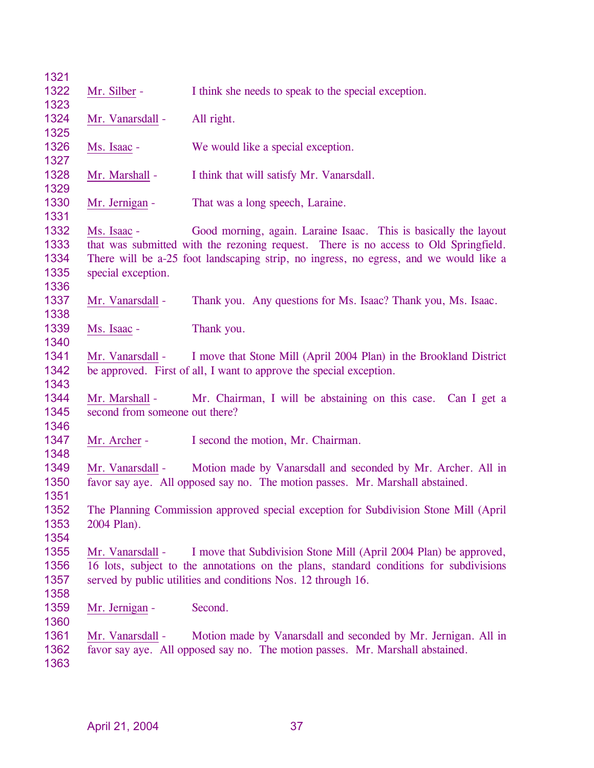Mr. Silber - I think she needs to speak to the special exception.

Mr. Vanarsdall - All right.

Ms. Isaac - We would like a special exception.

Mr. Marshall - I think that will satisfy Mr. Vanarsdall.

Mr. Jernigan - That was a long speech, Laraine.

Ms. Isaac - Good morning, again. Laraine Isaac. This is basically the layout that was submitted with the rezoning request. There is no access to Old Springfield. There will be a-25 foot landscaping strip, no ingress, no egress, and we would like a special exception.

Mr. Vanarsdall - Thank you. Any questions for Ms. Isaac? Thank you, Ms. Isaac.

Ms. Isaac - Thank you.

Mr. Vanarsdall - I move that Stone Mill (April 2004 Plan) in the Brookland District be approved. First of all, I want to approve the special exception.

Mr. Marshall - Mr. Chairman, I will be abstaining on this case. Can I get a second from someone out there?

Mr. Archer - I second the motion, Mr. Chairman.

Mr. Vanarsdall - Motion made by Vanarsdall and seconded by Mr. Archer. All in favor say aye. All opposed say no. The motion passes. Mr. Marshall abstained.

The Planning Commission approved special exception for Subdivision Stone Mill (April 2004 Plan).

Mr. Vanarsdall - I move that Subdivision Stone Mill (April 2004 Plan) be approved, 16 lots, subject to the annotations on the plans, standard conditions for subdivisions served by public utilities and conditions Nos. 12 through 16.

Mr. Jernigan - Second.

Mr. Vanarsdall - Motion made by Vanarsdall and seconded by Mr. Jernigan. All in favor say aye. All opposed say no. The motion passes. Mr. Marshall abstained.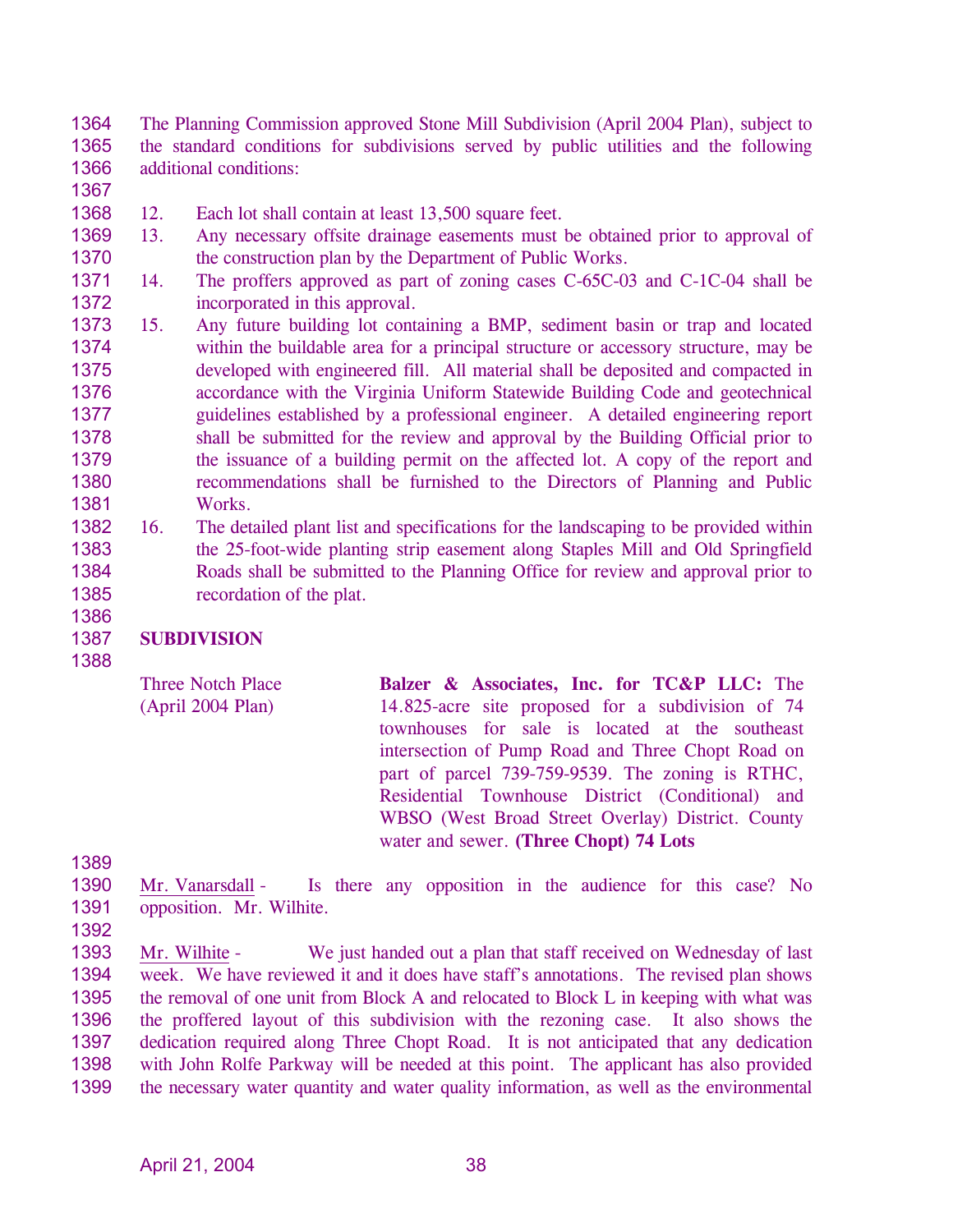The Planning Commission approved Stone Mill Subdivision (April 2004 Plan), subject to the standard conditions for subdivisions served by public utilities and the following additional conditions:

12. Each lot shall contain at least 13,500 square feet.
13. Any necessary offsite drainage easements must be obtained prior to approval of the construction plan by the Department of Public Works.
14. The proffers approved as part of zoning cases C-65C-03 and C-1C-04 shall be incorporated in this approval.
15. Any future building lot containing a BMP, sediment basin or trap and located within the buildable area for a principal structure or accessory structure, may be developed with engineered fill. All material shall be deposited and compacted in accordance with the Virginia Uniform Statewide Building Code and geotechnical guidelines established by a professional engineer. A detailed engineering report shall be submitted for the review and approval by the Building Official prior to the issuance of a building permit on the affected lot. A copy of the report and recommendations shall be furnished to the Directors of Planning and Public Works.
16. The detailed plant list and specifications for the landscaping to be provided within the 25-foot-wide planting strip easement along Staples Mill and Old Springfield Roads shall be submitted to the Planning Office for review and approval prior to recordation of the plat.

**SUBDIVISION**

Three Notch Place (April 2004 Plan)

**Balzer & Associates, Inc. for TC&P LLC:** The 14.825-acre site proposed for a subdivision of 74 townhouses for sale is located at the southeast intersection of Pump Road and Three Chopt Road on part of parcel 739-759-9539. The zoning is RTHC, Residential Townhouse District (Conditional) and WBSO (West Broad Street Overlay) District. County water and sewer. **(Three Chopt) 74 Lots**

Mr. Vanarsdall - Is there any opposition in the audience for this case? No opposition. Mr. Wilhite.

Mr. Wilhite - We just handed out a plan that staff received on Wednesday of last week. We have reviewed it and it does have staff's annotations. The revised plan shows the removal of one unit from Block A and relocated to Block L in keeping with what was the proffered layout of this subdivision with the rezoning case. It also shows the dedication required along Three Chopt Road. It is not anticipated that any dedication with John Rolfe Parkway will be needed at this point. The applicant has also provided the necessary water quantity and water quality information, as well as the environmental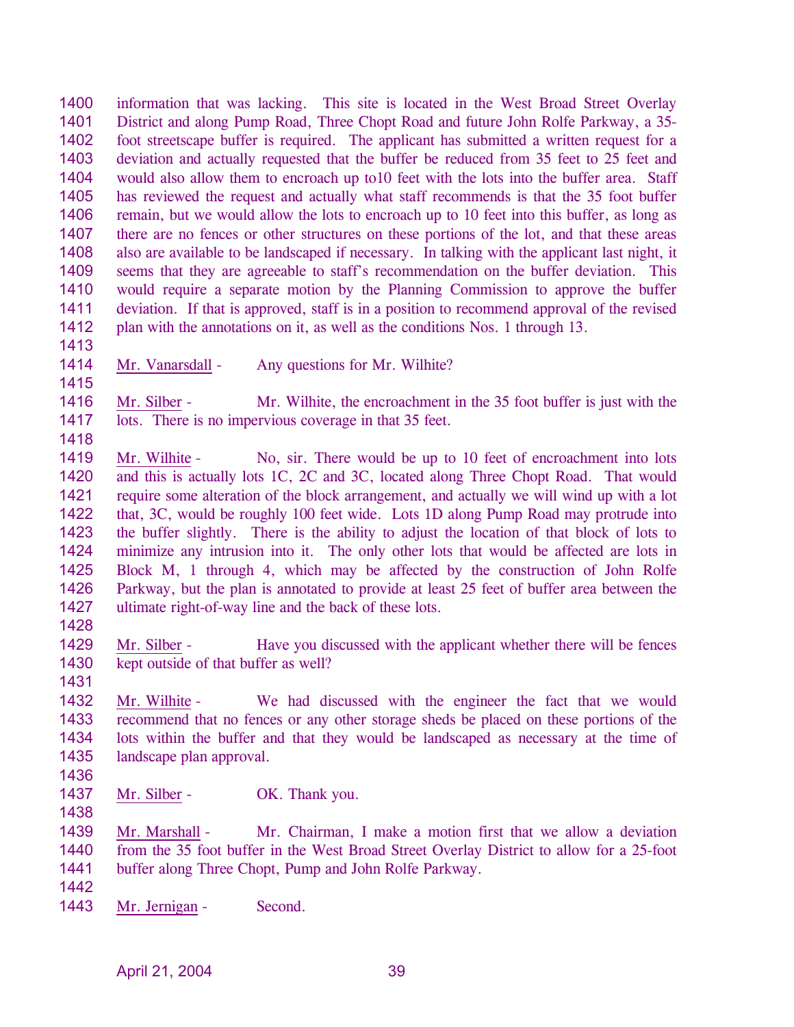information that was lacking. This site is located in the West Broad Street Overlay District and along Pump Road, Three Chopt Road and future John Rolfe Parkway, a 35-foot streetscape buffer is required. The applicant has submitted a written request for a deviation and actually requested that the buffer be reduced from 35 feet to 25 feet and would also allow them to encroach up to10 feet with the lots into the buffer area. Staff has reviewed the request and actually what staff recommends is that the 35 foot buffer remain, but we would allow the lots to encroach up to 10 feet into this buffer, as long as there are no fences or other structures on these portions of the lot, and that these areas also are available to be landscaped if necessary. In talking with the applicant last night, it seems that they are agreeable to staff's recommendation on the buffer deviation. This would require a separate motion by the Planning Commission to approve the buffer deviation. If that is approved, staff is in a position to recommend approval of the revised plan with the annotations on it, as well as the conditions Nos. 1 through 13.

Mr. Vanarsdall - Any questions for Mr. Wilhite?

Mr. Silber - Mr. Wilhite, the encroachment in the 35 foot buffer is just with the lots. There is no impervious coverage in that 35 feet.

Mr. Wilhite - No, sir. There would be up to 10 feet of encroachment into lots and this is actually lots 1C, 2C and 3C, located along Three Chopt Road. That would require some alteration of the block arrangement, and actually we will wind up with a lot that, 3C, would be roughly 100 feet wide. Lots 1D along Pump Road may protrude into the buffer slightly. There is the ability to adjust the location of that block of lots to minimize any intrusion into it. The only other lots that would be affected are lots in Block M, 1 through 4, which may be affected by the construction of John Rolfe Parkway, but the plan is annotated to provide at least 25 feet of buffer area between the ultimate right-of-way line and the back of these lots.

Mr. Silber - Have you discussed with the applicant whether there will be fences kept outside of that buffer as well?

Mr. Wilhite - We had discussed with the engineer the fact that we would recommend that no fences or any other storage sheds be placed on these portions of the lots within the buffer and that they would be landscaped as necessary at the time of landscape plan approval.

Mr. Silber - OK. Thank you.

Mr. Marshall - Mr. Chairman, I make a motion first that we allow a deviation from the 35 foot buffer in the West Broad Street Overlay District to allow for a 25-foot buffer along Three Chopt, Pump and John Rolfe Parkway.

Mr. Jernigan - Second.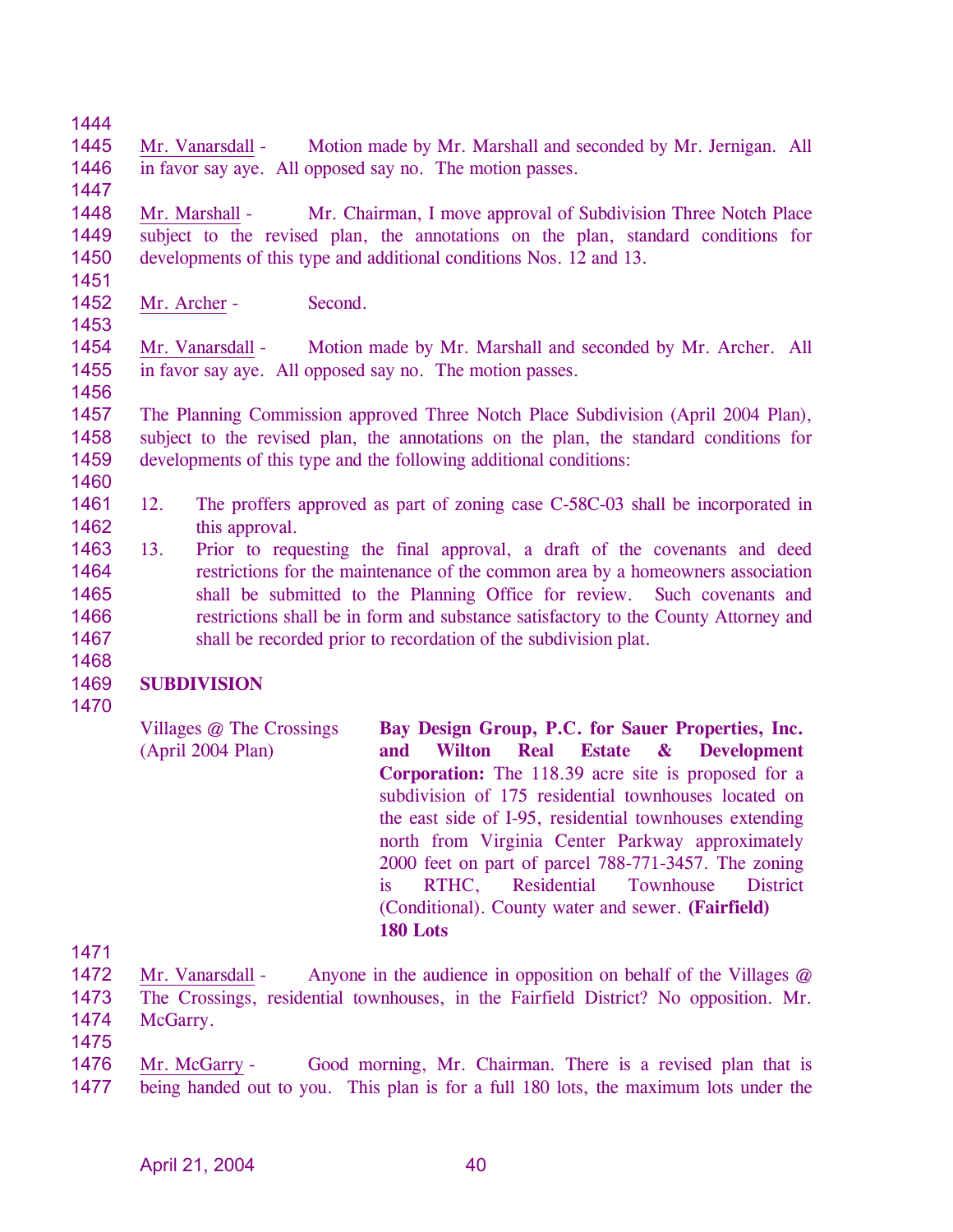Mr. Vanarsdall - Motion made by Mr. Marshall and seconded by Mr. Jernigan. All in favor say aye. All opposed say no. The motion passes.

Mr. Marshall - Mr. Chairman, I move approval of Subdivision Three Notch Place subject to the revised plan, the annotations on the plan, standard conditions for developments of this type and additional conditions Nos. 12 and 13.

Mr. Archer - Second.

Mr. Vanarsdall - Motion made by Mr. Marshall and seconded by Mr. Archer. All in favor say aye. All opposed say no. The motion passes.

The Planning Commission approved Three Notch Place Subdivision (April 2004 Plan), subject to the revised plan, the annotations on the plan, the standard conditions for developments of this type and the following additional conditions:

12. The proffers approved as part of zoning case C-58C-03 shall be incorporated in this approval.
13. Prior to requesting the final approval, a draft of the covenants and deed restrictions for the maintenance of the common area by a homeowners association shall be submitted to the Planning Office for review. Such covenants and restrictions shall be in form and substance satisfactory to the County Attorney and shall be recorded prior to recordation of the subdivision plat.

**SUBDIVISION**

Villages @ The Crossings (April 2004 Plan)

**Bay Design Group, P.C. for Sauer Properties, Inc. and Wilton Real Estate & Development Corporation:** The 118.39 acre site is proposed for a subdivision of 175 residential townhouses located on the east side of I-95, residential townhouses extending north from Virginia Center Parkway approximately 2000 feet on part of parcel 788-771-3457. The zoning is RTHC, Residential Townhouse District (Conditional). County water and sewer. **(Fairfield) 180 Lots**

Mr. Vanarsdall - Anyone in the audience in opposition on behalf of the Villages @ The Crossings, residential townhouses, in the Fairfield District? No opposition. Mr. McGarry.

Mr. McGarry - Good morning, Mr. Chairman. There is a revised plan that is being handed out to you. This plan is for a full 180 lots, the maximum lots under the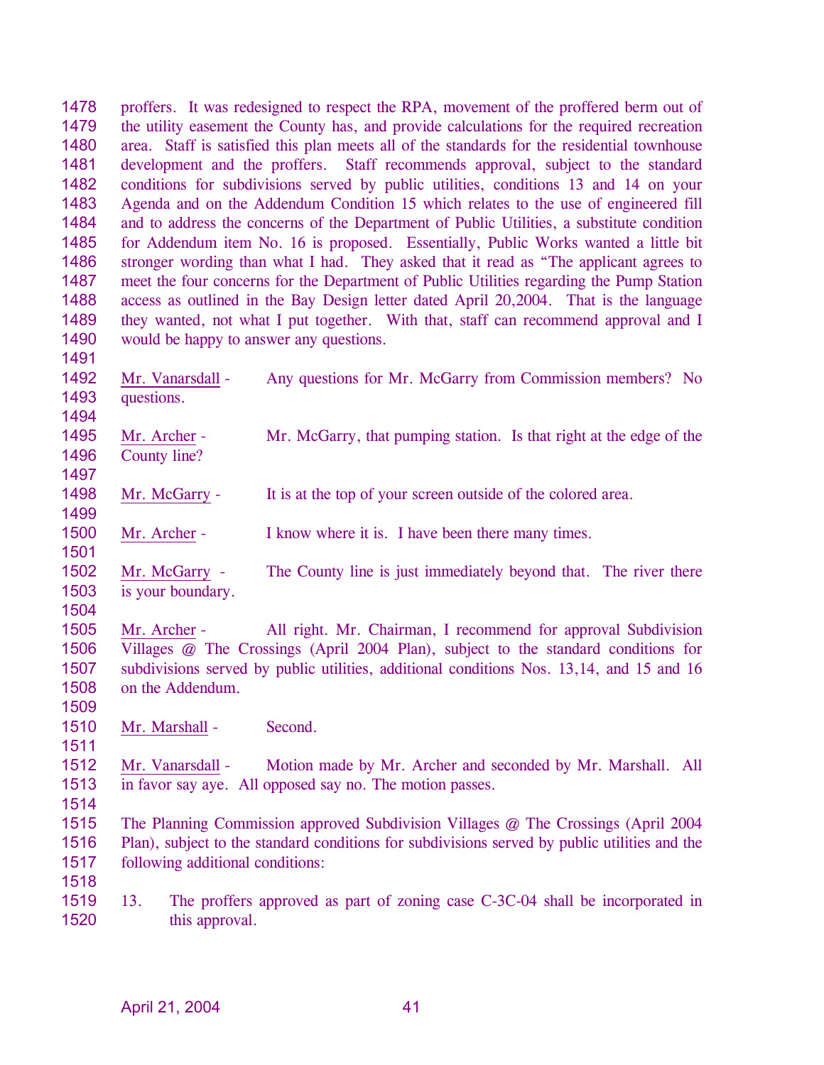proffers. It was redesigned to respect the RPA, movement of the proffered berm out of the utility easement the County has, and provide calculations for the required recreation area. Staff is satisfied this plan meets all of the standards for the residential townhouse development and the proffers. Staff recommends approval, subject to the standard conditions for subdivisions served by public utilities, conditions 13 and 14 on your Agenda and on the Addendum Condition 15 which relates to the use of engineered fill and to address the concerns of the Department of Public Utilities, a substitute condition for Addendum item No. 16 is proposed. Essentially, Public Works wanted a little bit stronger wording than what I had. They asked that it read as "The applicant agrees to meet the four concerns for the Department of Public Utilities regarding the Pump Station access as outlined in the Bay Design letter dated April 20,2004. That is the language they wanted, not what I put together. With that, staff can recommend approval and I would be happy to answer any questions.

Mr. Vanarsdall - Any questions for Mr. McGarry from Commission members? No questions.

Mr. Archer - Mr. McGarry, that pumping station. Is that right at the edge of the County line?

Mr. McGarry - It is at the top of your screen outside of the colored area.

Mr. Archer - I know where it is. I have been there many times.

Mr. McGarry - The County line is just immediately beyond that. The river there is your boundary.

Mr. Archer - All right. Mr. Chairman, I recommend for approval Subdivision Villages @ The Crossings (April 2004 Plan), subject to the standard conditions for subdivisions served by public utilities, additional conditions Nos. 13,14, and 15 and 16 on the Addendum.

Mr. Marshall - Second.

Mr. Vanarsdall - Motion made by Mr. Archer and seconded by Mr. Marshall. All in favor say aye. All opposed say no. The motion passes.

The Planning Commission approved Subdivision Villages @ The Crossings (April 2004 Plan), subject to the standard conditions for subdivisions served by public utilities and the following additional conditions:

13. The proffers approved as part of zoning case C-3C-04 shall be incorporated in this approval.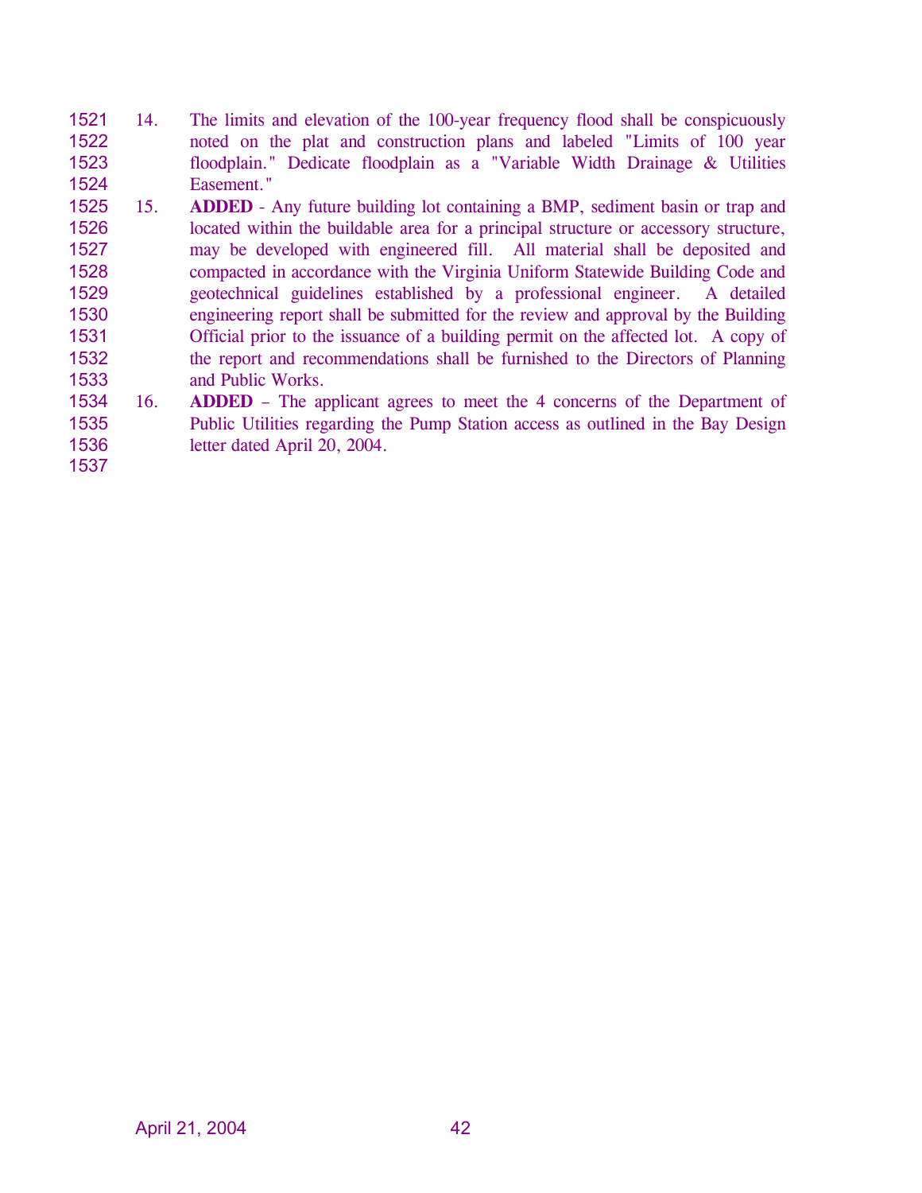14. The limits and elevation of the 100-year frequency flood shall be conspicuously noted on the plat and construction plans and labeled "Limits of 100 year floodplain." Dedicate floodplain as a "Variable Width Drainage & Utilities Easement."

15. **ADDED** - Any future building lot containing a BMP, sediment basin or trap and located within the buildable area for a principal structure or accessory structure, may be developed with engineered fill. All material shall be deposited and compacted in accordance with the Virginia Uniform Statewide Building Code and geotechnical guidelines established by a professional engineer. A detailed engineering report shall be submitted for the review and approval by the Building Official prior to the issuance of a building permit on the affected lot. A copy of the report and recommendations shall be furnished to the Directors of Planning and Public Works.

16. **ADDED** – The applicant agrees to meet the 4 concerns of the Department of Public Utilities regarding the Pump Station access as outlined in the Bay Design letter dated April 20, 2004.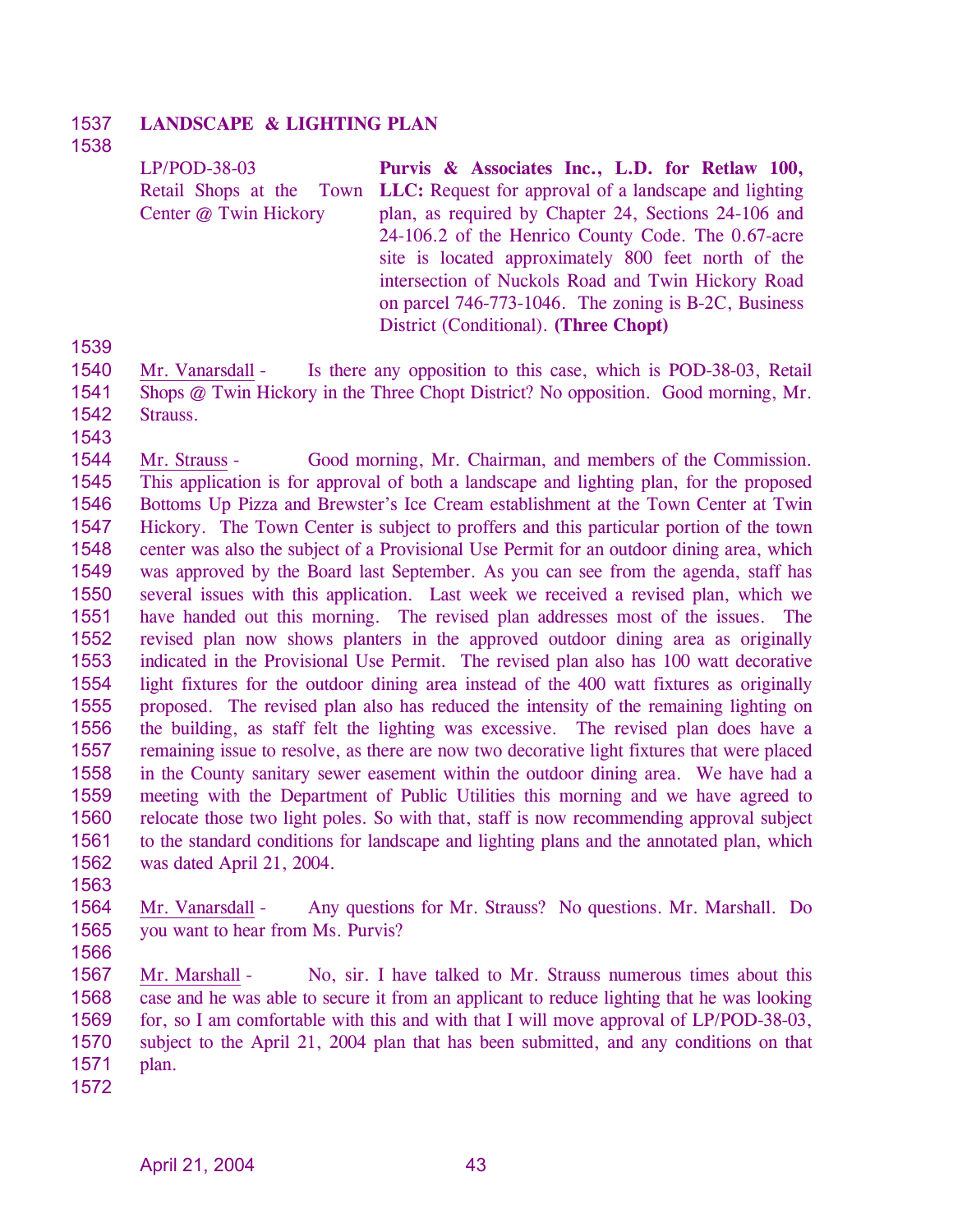**LANDSCAPE & LIGHTING PLAN**

| | |
|---|---|
| LP/POD-38-03<br>Retail Shops at the Town Center @ Twin Hickory | **Purvis & Associates Inc., L.D. for Retlaw 100, LLC:** Request for approval of a landscape and lighting plan, as required by Chapter 24, Sections 24-106 and 24-106.2 of the Henrico County Code. The 0.67-acre site is located approximately 800 feet north of the intersection of Nuckols Road and Twin Hickory Road on parcel 746-773-1046. The zoning is B-2C, Business District (Conditional). **(Three Chopt)** |

Mr. Vanarsdall - Is there any opposition to this case, which is POD-38-03, Retail Shops @ Twin Hickory in the Three Chopt District? No opposition. Good morning, Mr. Strauss.

Mr. Strauss - Good morning, Mr. Chairman, and members of the Commission. This application is for approval of both a landscape and lighting plan, for the proposed Bottoms Up Pizza and Brewster's Ice Cream establishment at the Town Center at Twin Hickory. The Town Center is subject to proffers and this particular portion of the town center was also the subject of a Provisional Use Permit for an outdoor dining area, which was approved by the Board last September. As you can see from the agenda, staff has several issues with this application. Last week we received a revised plan, which we have handed out this morning. The revised plan addresses most of the issues. The revised plan now shows planters in the approved outdoor dining area as originally indicated in the Provisional Use Permit. The revised plan also has 100 watt decorative light fixtures for the outdoor dining area instead of the 400 watt fixtures as originally proposed. The revised plan also has reduced the intensity of the remaining lighting on the building, as staff felt the lighting was excessive. The revised plan does have a remaining issue to resolve, as there are now two decorative light fixtures that were placed in the County sanitary sewer easement within the outdoor dining area. We have had a meeting with the Department of Public Utilities this morning and we have agreed to relocate those two light poles. So with that, staff is now recommending approval subject to the standard conditions for landscape and lighting plans and the annotated plan, which was dated April 21, 2004.

Mr. Vanarsdall - Any questions for Mr. Strauss? No questions. Mr. Marshall. Do you want to hear from Ms. Purvis?

Mr. Marshall - No, sir. I have talked to Mr. Strauss numerous times about this case and he was able to secure it from an applicant to reduce lighting that he was looking for, so I am comfortable with this and with that I will move approval of LP/POD-38-03, subject to the April 21, 2004 plan that has been submitted, and any conditions on that plan.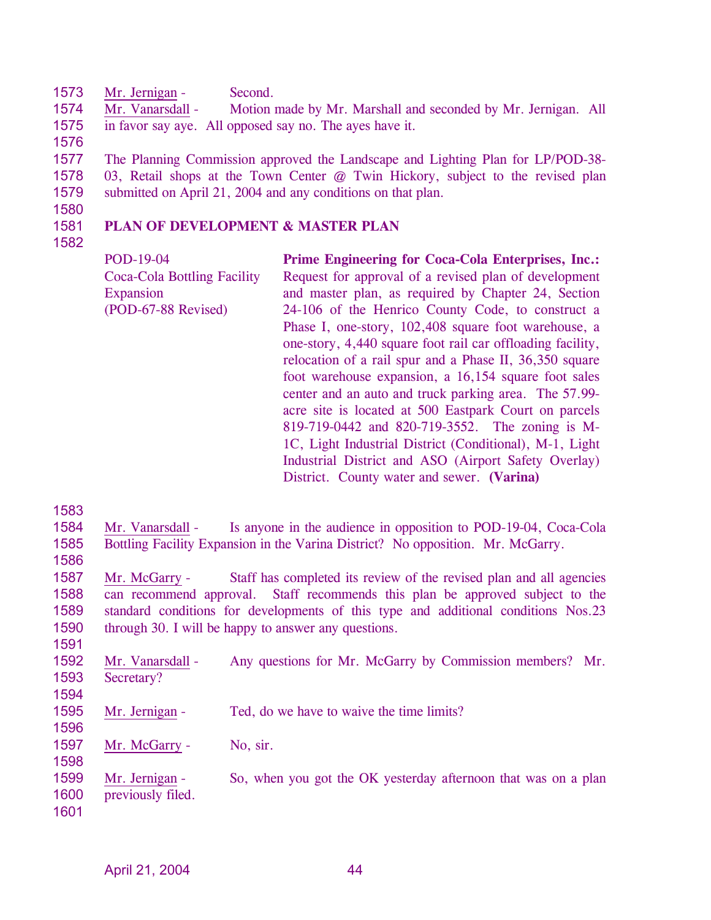Mr. Jernigan - Second.

Mr. Vanarsdall - Motion made by Mr. Marshall and seconded by Mr. Jernigan. All in favor say aye. All opposed say no. The ayes have it.

The Planning Commission approved the Landscape and Lighting Plan for LP/POD-38-03, Retail shops at the Town Center @ Twin Hickory, subject to the revised plan submitted on April 21, 2004 and any conditions on that plan.

**PLAN OF DEVELOPMENT & MASTER PLAN**

POD-19-04
Coca-Cola Bottling Facility Expansion
(POD-67-88 Revised)

**Prime Engineering for Coca-Cola Enterprises, Inc.:** Request for approval of a revised plan of development and master plan, as required by Chapter 24, Section 24-106 of the Henrico County Code, to construct a Phase I, one-story, 102,408 square foot warehouse, a one-story, 4,440 square foot rail car offloading facility, relocation of a rail spur and a Phase II, 36,350 square foot warehouse expansion, a 16,154 square foot sales center and an auto and truck parking area. The 57.99-acre site is located at 500 Eastpark Court on parcels 819-719-0442 and 820-719-3552. The zoning is M-1C, Light Industrial District (Conditional), M-1, Light Industrial District and ASO (Airport Safety Overlay) District. County water and sewer. **(Varina)**

Mr. Vanarsdall - Is anyone in the audience in opposition to POD-19-04, Coca-Cola Bottling Facility Expansion in the Varina District? No opposition. Mr. McGarry.

Mr. McGarry - Staff has completed its review of the revised plan and all agencies can recommend approval. Staff recommends this plan be approved subject to the standard conditions for developments of this type and additional conditions Nos.23 through 30. I will be happy to answer any questions.

Mr. Vanarsdall - Any questions for Mr. McGarry by Commission members? Mr. Secretary?

Mr. Jernigan - Ted, do we have to waive the time limits?

Mr. McGarry - No, sir.

Mr. Jernigan - So, when you got the OK yesterday afternoon that was on a plan previously filed.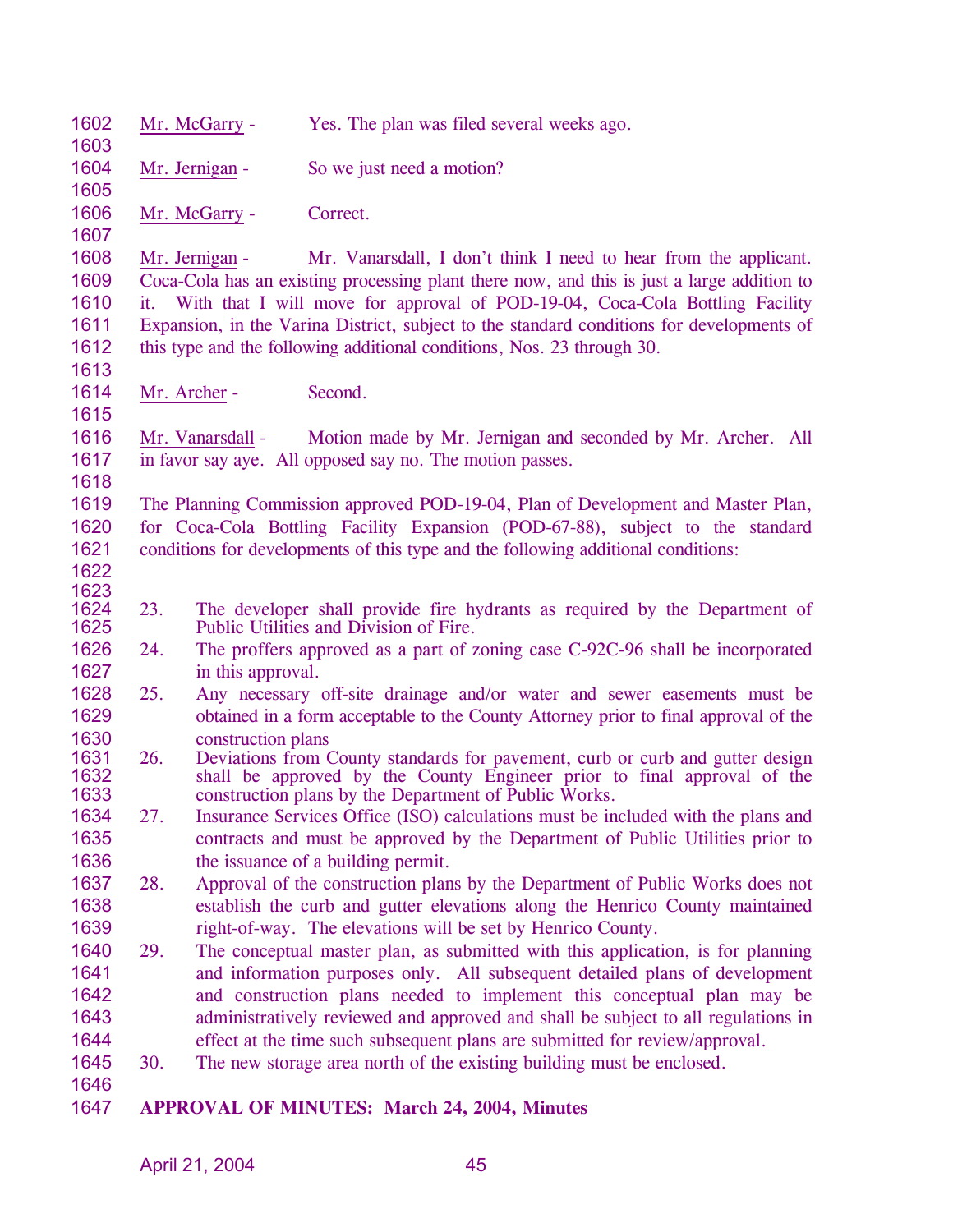Mr. McGarry - Yes. The plan was filed several weeks ago.

Mr. Jernigan - So we just need a motion?

Mr. McGarry - Correct.

Mr. Jernigan - Mr. Vanarsdall, I don't think I need to hear from the applicant. Coca-Cola has an existing processing plant there now, and this is just a large addition to it. With that I will move for approval of POD-19-04, Coca-Cola Bottling Facility Expansion, in the Varina District, subject to the standard conditions for developments of this type and the following additional conditions, Nos. 23 through 30.

Mr. Archer - Second.

Mr. Vanarsdall - Motion made by Mr. Jernigan and seconded by Mr. Archer. All in favor say aye. All opposed say no. The motion passes.

The Planning Commission approved POD-19-04, Plan of Development and Master Plan, for Coca-Cola Bottling Facility Expansion (POD-67-88), subject to the standard conditions for developments of this type and the following additional conditions:

23. The developer shall provide fire hydrants as required by the Department of Public Utilities and Division of Fire.
24. The proffers approved as a part of zoning case C-92C-96 shall be incorporated in this approval.
25. Any necessary off-site drainage and/or water and sewer easements must be obtained in a form acceptable to the County Attorney prior to final approval of the construction plans
26. Deviations from County standards for pavement, curb or curb and gutter design shall be approved by the County Engineer prior to final approval of the construction plans by the Department of Public Works.
27. Insurance Services Office (ISO) calculations must be included with the plans and contracts and must be approved by the Department of Public Utilities prior to the issuance of a building permit.
28. Approval of the construction plans by the Department of Public Works does not establish the curb and gutter elevations along the Henrico County maintained right-of-way. The elevations will be set by Henrico County.
29. The conceptual master plan, as submitted with this application, is for planning and information purposes only. All subsequent detailed plans of development and construction plans needed to implement this conceptual plan may be administratively reviewed and approved and shall be subject to all regulations in effect at the time such subsequent plans are submitted for review/approval.
30. The new storage area north of the existing building must be enclosed.

**APPROVAL OF MINUTES: March 24, 2004, Minutes**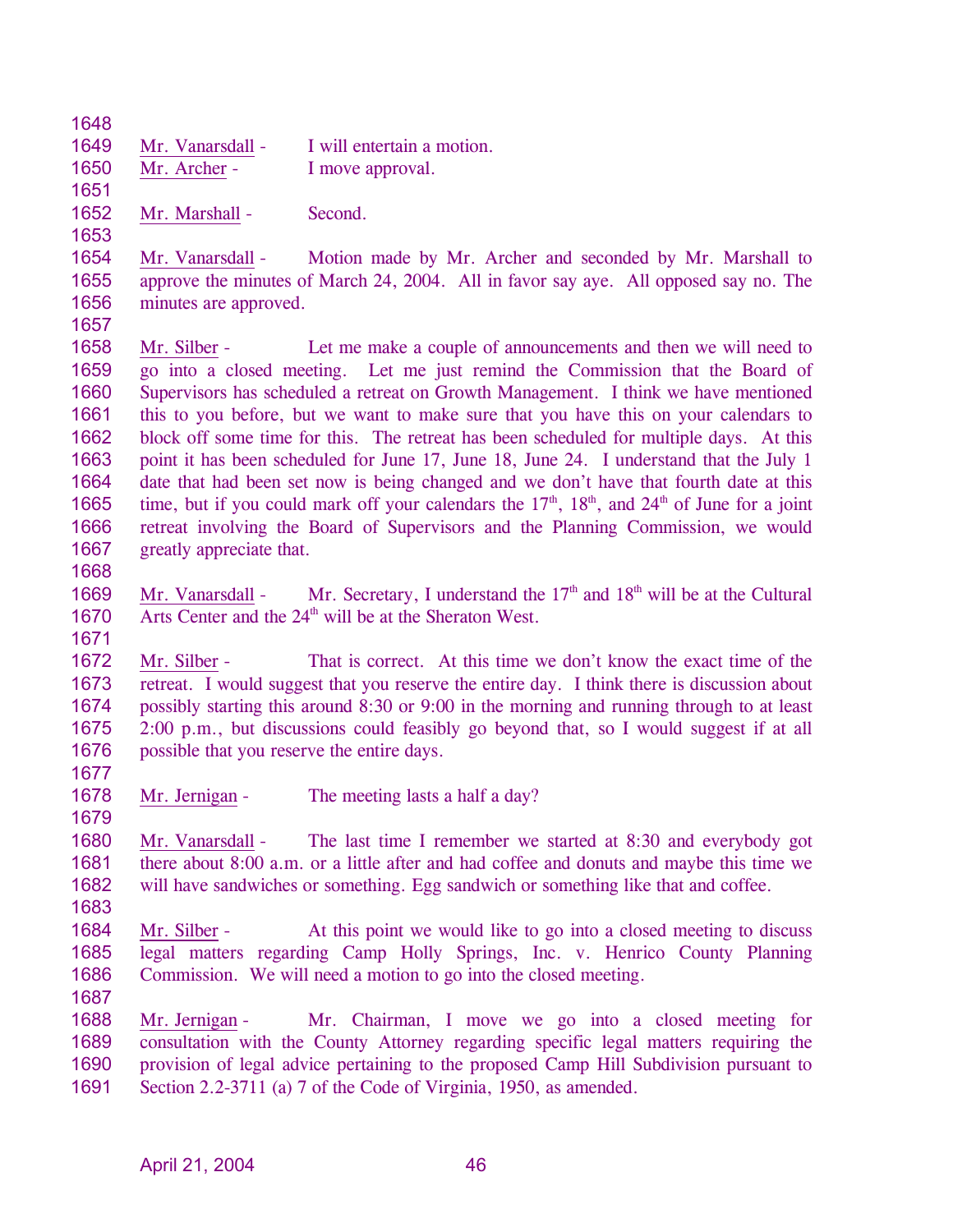Mr. Vanarsdall - I will entertain a motion.

Mr. Archer - I move approval.

Mr. Marshall - Second.

Mr. Vanarsdall - Motion made by Mr. Archer and seconded by Mr. Marshall to approve the minutes of March 24, 2004. All in favor say aye. All opposed say no. The minutes are approved.

Mr. Silber - Let me make a couple of announcements and then we will need to go into a closed meeting. Let me just remind the Commission that the Board of Supervisors has scheduled a retreat on Growth Management. I think we have mentioned this to you before, but we want to make sure that you have this on your calendars to block off some time for this. The retreat has been scheduled for multiple days. At this point it has been scheduled for June 17, June 18, June 24. I understand that the July 1 date that had been set now is being changed and we don't have that fourth date at this time, but if you could mark off your calendars the 17th, 18th, and 24th of June for a joint retreat involving the Board of Supervisors and the Planning Commission, we would greatly appreciate that.

Mr. Vanarsdall - Mr. Secretary, I understand the 17th and 18th will be at the Cultural Arts Center and the 24th will be at the Sheraton West.

Mr. Silber - That is correct. At this time we don't know the exact time of the retreat. I would suggest that you reserve the entire day. I think there is discussion about possibly starting this around 8:30 or 9:00 in the morning and running through to at least 2:00 p.m., but discussions could feasibly go beyond that, so I would suggest if at all possible that you reserve the entire days.

Mr. Jernigan - The meeting lasts a half a day?

Mr. Vanarsdall - The last time I remember we started at 8:30 and everybody got there about 8:00 a.m. or a little after and had coffee and donuts and maybe this time we will have sandwiches or something. Egg sandwich or something like that and coffee.

Mr. Silber - At this point we would like to go into a closed meeting to discuss legal matters regarding Camp Holly Springs, Inc. v. Henrico County Planning Commission. We will need a motion to go into the closed meeting.

Mr. Jernigan - Mr. Chairman, I move we go into a closed meeting for consultation with the County Attorney regarding specific legal matters requiring the provision of legal advice pertaining to the proposed Camp Hill Subdivision pursuant to Section 2.2-3711 (a) 7 of the Code of Virginia, 1950, as amended.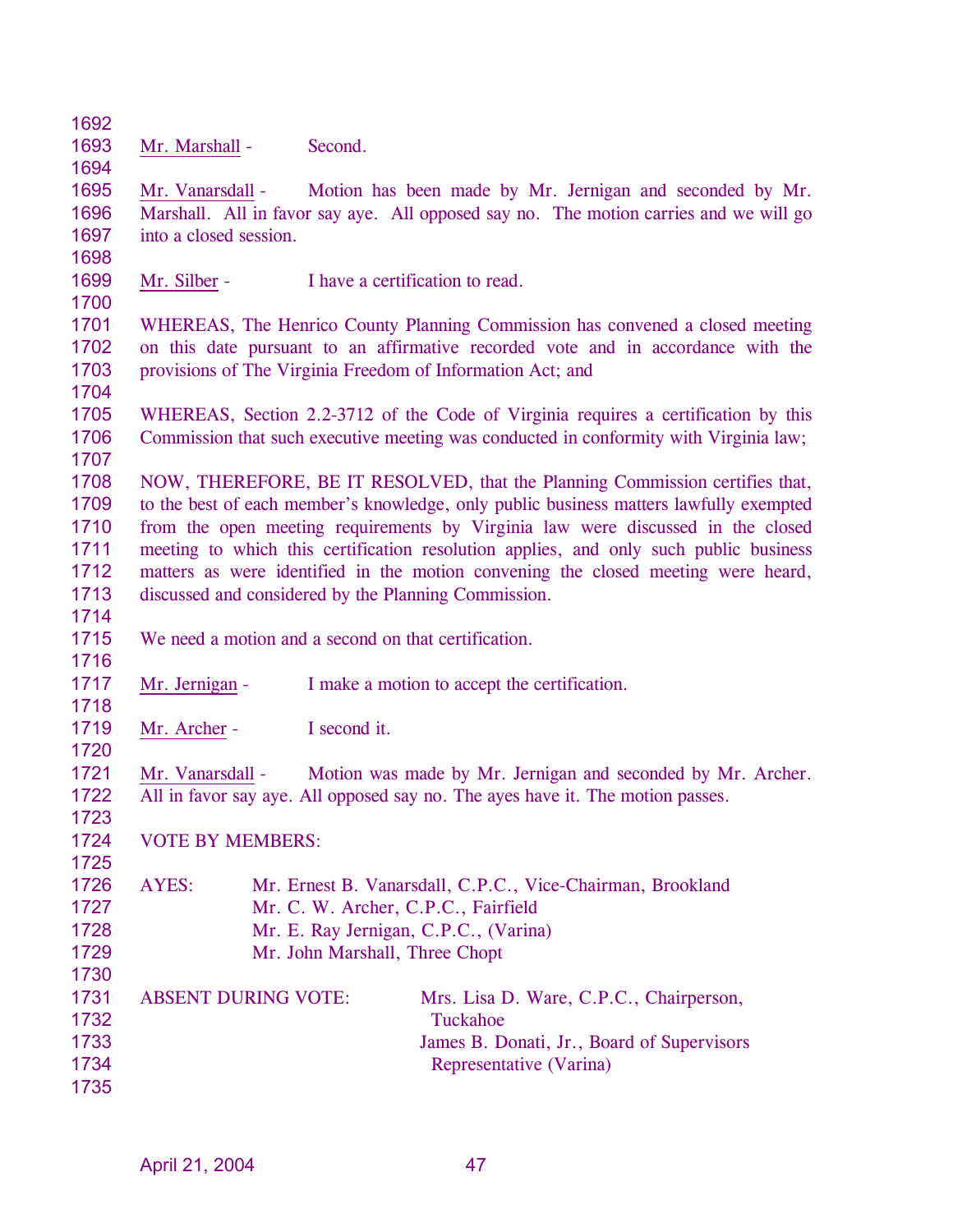Mr. Marshall - Second.

Mr. Vanarsdall - Motion has been made by Mr. Jernigan and seconded by Mr. Marshall. All in favor say aye. All opposed say no. The motion carries and we will go into a closed session.

Mr. Silber - I have a certification to read.

WHEREAS, The Henrico County Planning Commission has convened a closed meeting on this date pursuant to an affirmative recorded vote and in accordance with the provisions of The Virginia Freedom of Information Act; and

WHEREAS, Section 2.2-3712 of the Code of Virginia requires a certification by this Commission that such executive meeting was conducted in conformity with Virginia law;

NOW, THEREFORE, BE IT RESOLVED, that the Planning Commission certifies that, to the best of each member's knowledge, only public business matters lawfully exempted from the open meeting requirements by Virginia law were discussed in the closed meeting to which this certification resolution applies, and only such public business matters as were identified in the motion convening the closed meeting were heard, discussed and considered by the Planning Commission.

We need a motion and a second on that certification.

Mr. Jernigan - I make a motion to accept the certification.

Mr. Archer - I second it.

Mr. Vanarsdall - Motion was made by Mr. Jernigan and seconded by Mr. Archer. All in favor say aye. All opposed say no. The ayes have it. The motion passes.

VOTE BY MEMBERS:

AYES:
Mr. Ernest B. Vanarsdall, C.P.C., Vice-Chairman, Brookland
Mr. C. W. Archer, C.P.C., Fairfield
Mr. E. Ray Jernigan, C.P.C., (Varina)
Mr. John Marshall, Three Chopt

ABSENT DURING VOTE:
Mrs. Lisa D. Ware, C.P.C., Chairperson, Tuckahoe
James B. Donati, Jr., Board of Supervisors Representative (Varina)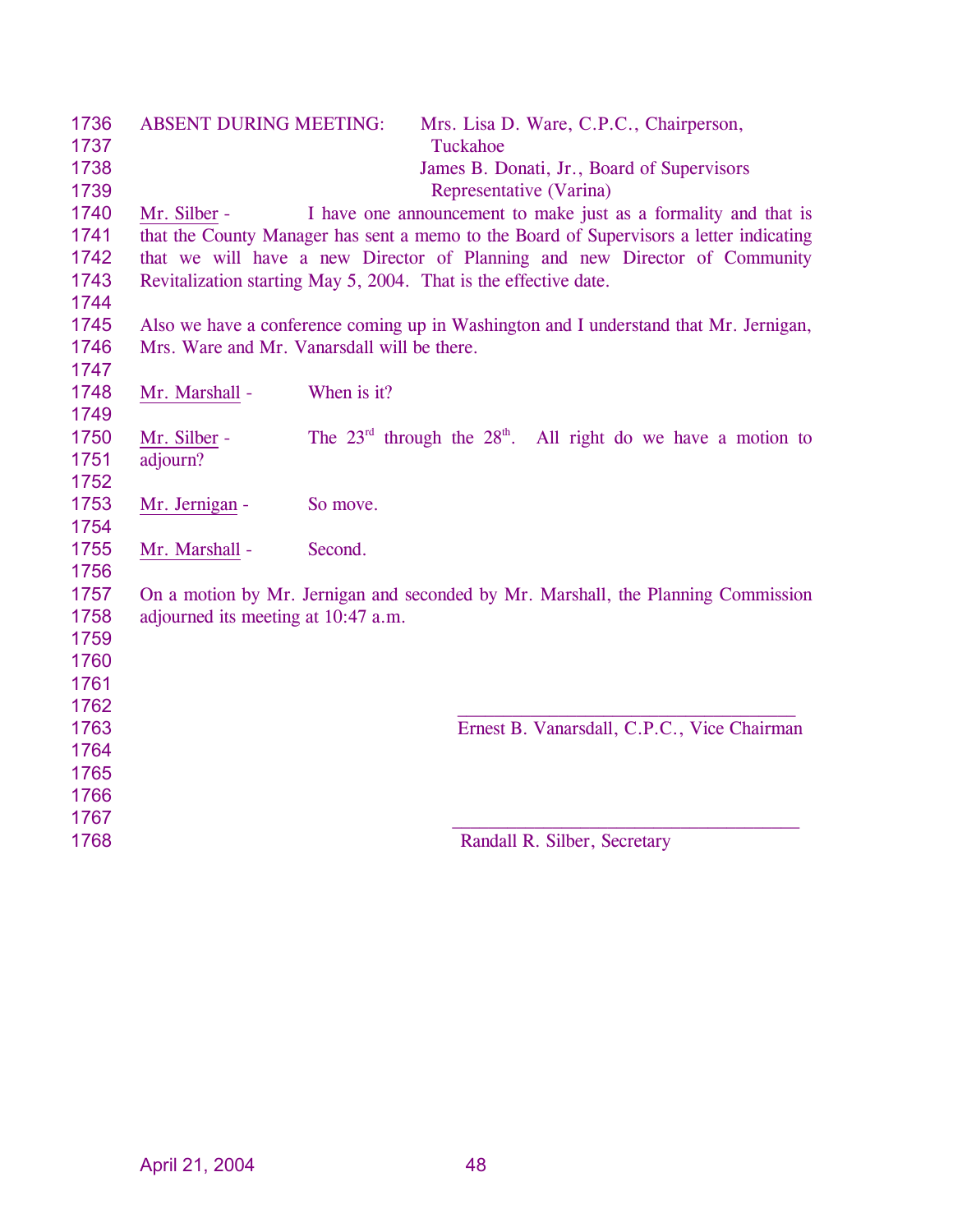ABSENT DURING MEETING: Mrs. Lisa D. Ware, C.P.C., Chairperson, Tuckahoe
James B. Donati, Jr., Board of Supervisors Representative (Varina)

Mr. Silber - I have one announcement to make just as a formality and that is that the County Manager has sent a memo to the Board of Supervisors a letter indicating that we will have a new Director of Planning and new Director of Community Revitalization starting May 5, 2004. That is the effective date.

Also we have a conference coming up in Washington and I understand that Mr. Jernigan, Mrs. Ware and Mr. Vanarsdall will be there.

Mr. Marshall - When is it?

Mr. Silber - The 23rd through the 28th. All right do we have a motion to adjourn?

Mr. Jernigan - So move.

Mr. Marshall - Second.

On a motion by Mr. Jernigan and seconded by Mr. Marshall, the Planning Commission adjourned its meeting at 10:47 a.m.

\_\_\_\_\_\_\_\_\_\_\_\_\_\_\_\_\_\_\_\_\_\_\_\_\_\_\_\_\_\_\_\_\_\_\_
Ernest B. Vanarsdall, C.P.C., Vice Chairman

\_\_\_\_\_\_\_\_\_\_\_\_\_\_\_\_\_\_\_\_\_\_\_\_\_\_\_\_\_\_\_\_\_\_\_
Randall R. Silber, Secretary